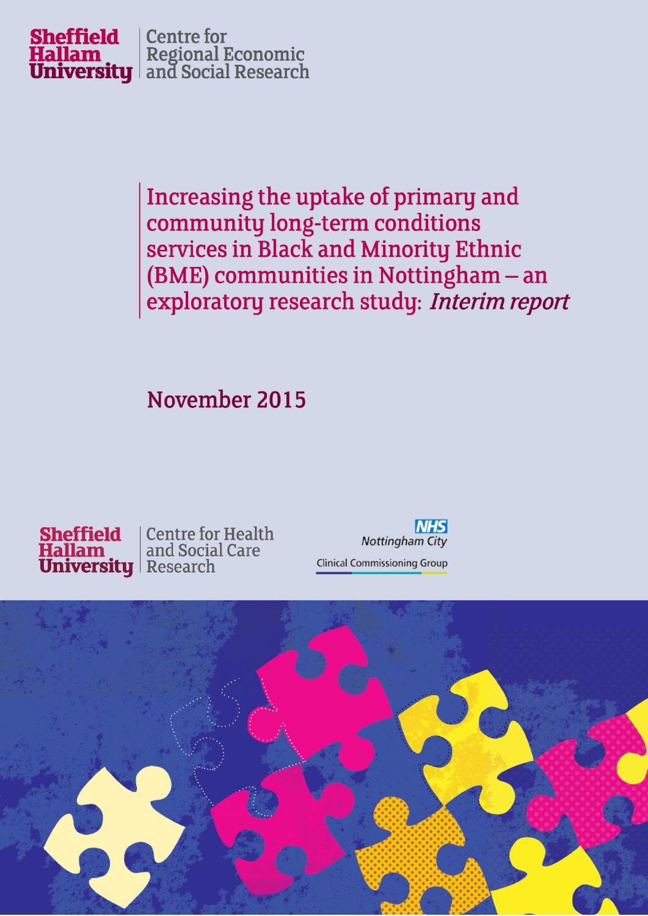Sheffield Hallam University | Centre for Regional Economic and Social Research

# Increasing the uptake of primary and community long-term conditions services in Black and Minority Ethnic (BME) communities in Nottingham – an exploratory research study: *Interim report*

November 2015

Sheffield Hallam University | Centre for Health and Social Care Research

NHS Nottingham City Clinical Commissioning Group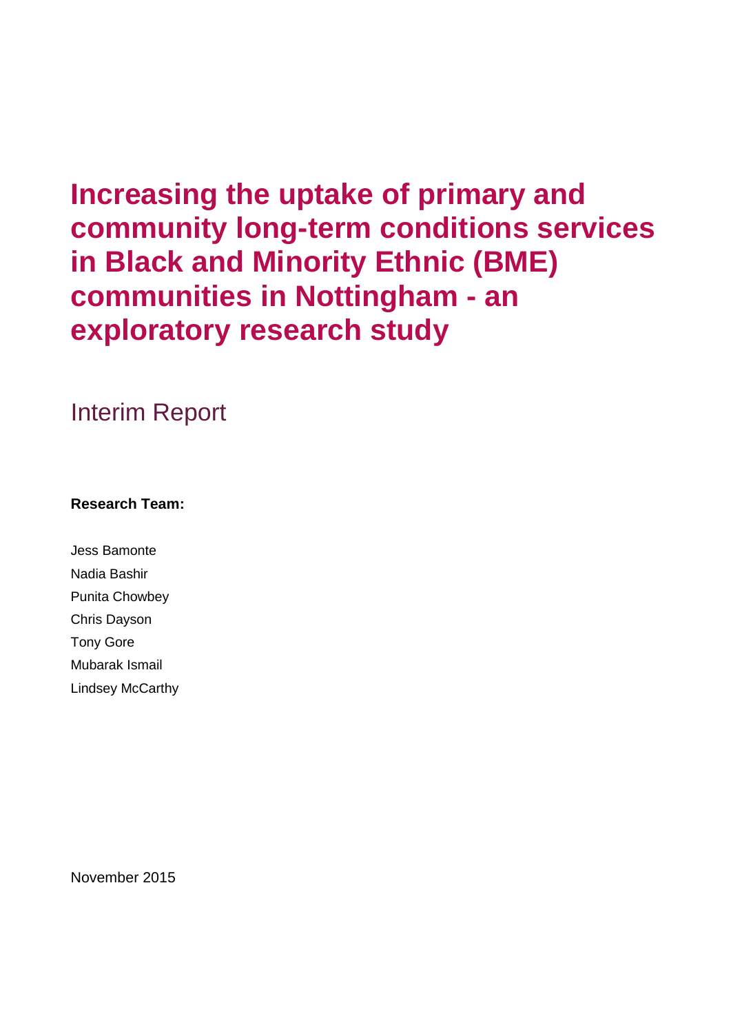# Increasing the uptake of primary and community long-term conditions services in Black and Minority Ethnic (BME) communities in Nottingham - an exploratory research study

## Interim Report

**Research Team:**

Jess Bamonte

Nadia Bashir

Punita Chowbey

Chris Dayson

Tony Gore

Mubarak Ismail

Lindsey McCarthy

November 2015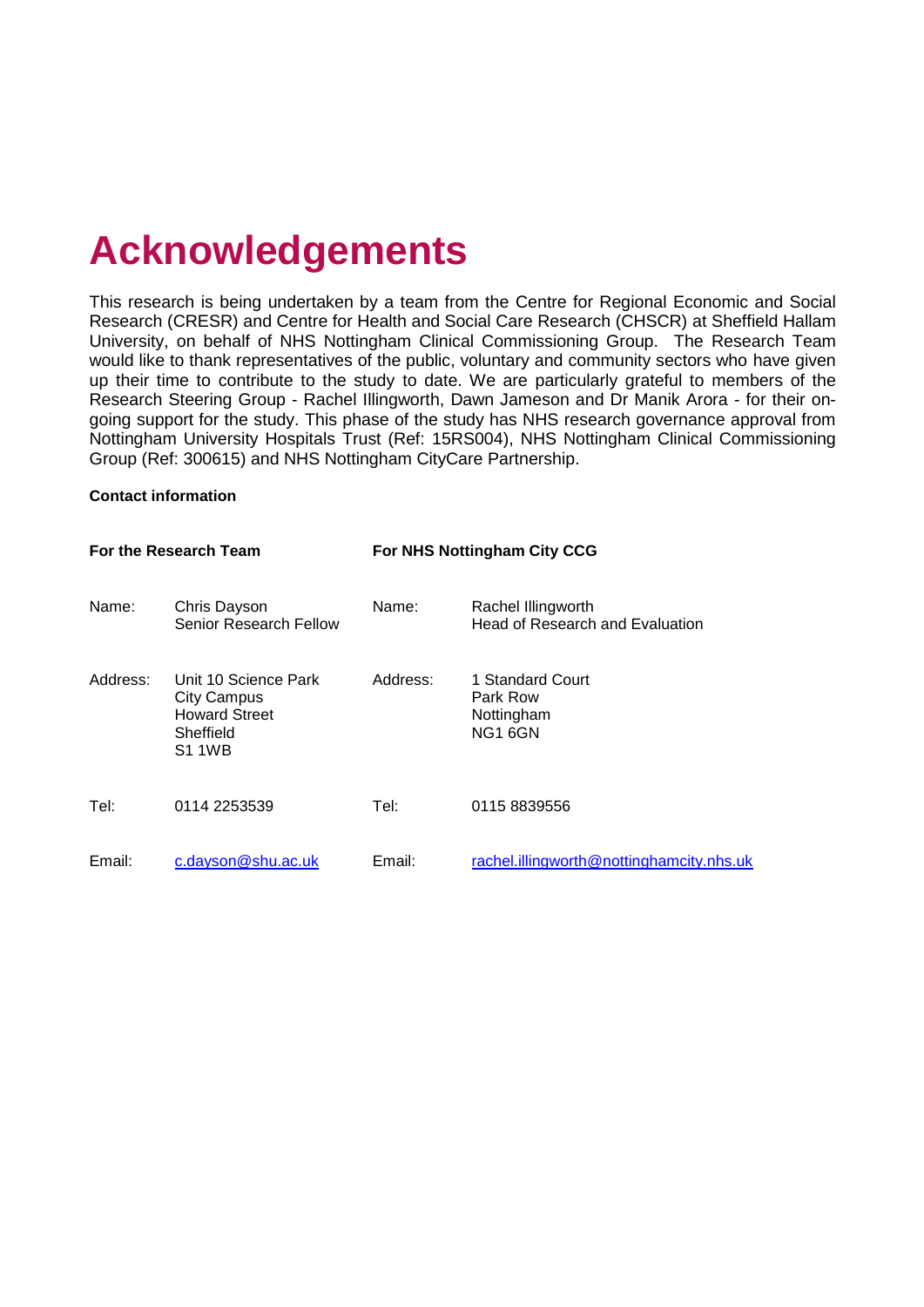# Acknowledgements

This research is being undertaken by a team from the Centre for Regional Economic and Social Research (CRESR) and Centre for Health and Social Care Research (CHSCR) at Sheffield Hallam University, on behalf of NHS Nottingham Clinical Commissioning Group. The Research Team would like to thank representatives of the public, voluntary and community sectors who have given up their time to contribute to the study to date. We are particularly grateful to members of the Research Steering Group - Rachel Illingworth, Dawn Jameson and Dr Manik Arora - for their on-going support for the study. This phase of the study has NHS research governance approval from Nottingham University Hospitals Trust (Ref: 15RS004), NHS Nottingham Clinical Commissioning Group (Ref: 300615) and NHS Nottingham CityCare Partnership.

**Contact information**

| **For the Research Team** | | **For NHS Nottingham City CCG** | |
|---|---|---|---|
| Name: | Chris Dayson<br>Senior Research Fellow | Name: | Rachel Illingworth<br>Head of Research and Evaluation |
| Address: | Unit 10 Science Park<br>City Campus<br>Howard Street<br>Sheffield<br>S1 1WB | Address: | 1 Standard Court<br>Park Row<br>Nottingham<br>NG1 6GN |
| Tel: | 0114 2253539 | Tel: | 0115 8839556 |
| Email: | c.dayson@shu.ac.uk | Email: | rachel.illingworth@nottinghamcity.nhs.uk |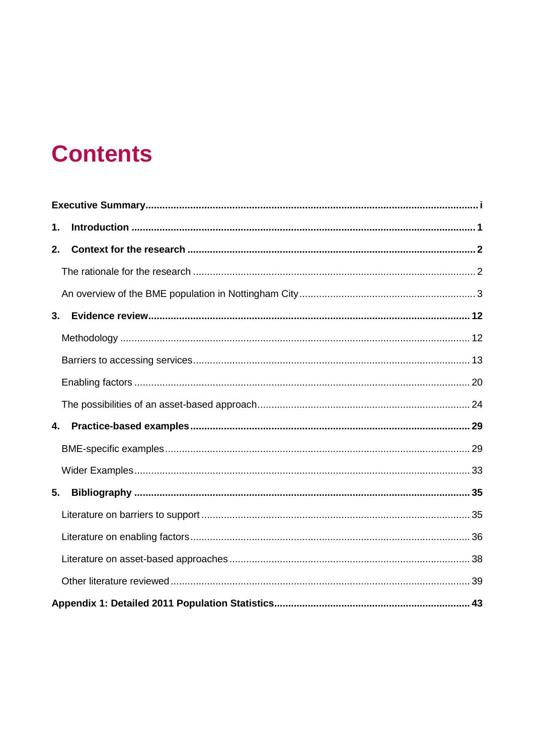# Contents

**Executive Summary** ..... **i**

**1. Introduction** ..... **1**

**2. Context for the research** ..... **2**

- The rationale for the research ..... 2
- An overview of the BME population in Nottingham City ..... 3

**3. Evidence review** ..... **12**

- Methodology ..... 12
- Barriers to accessing services ..... 13
- Enabling factors ..... 20
- The possibilities of an asset-based approach ..... 24

**4. Practice-based examples** ..... **29**

- BME-specific examples ..... 29
- Wider Examples ..... 33

**5. Bibliography** ..... **35**

- Literature on barriers to support ..... 35
- Literature on enabling factors ..... 36
- Literature on asset-based approaches ..... 38
- Other literature reviewed ..... 39

**Appendix 1: Detailed 2011 Population Statistics** ..... **43**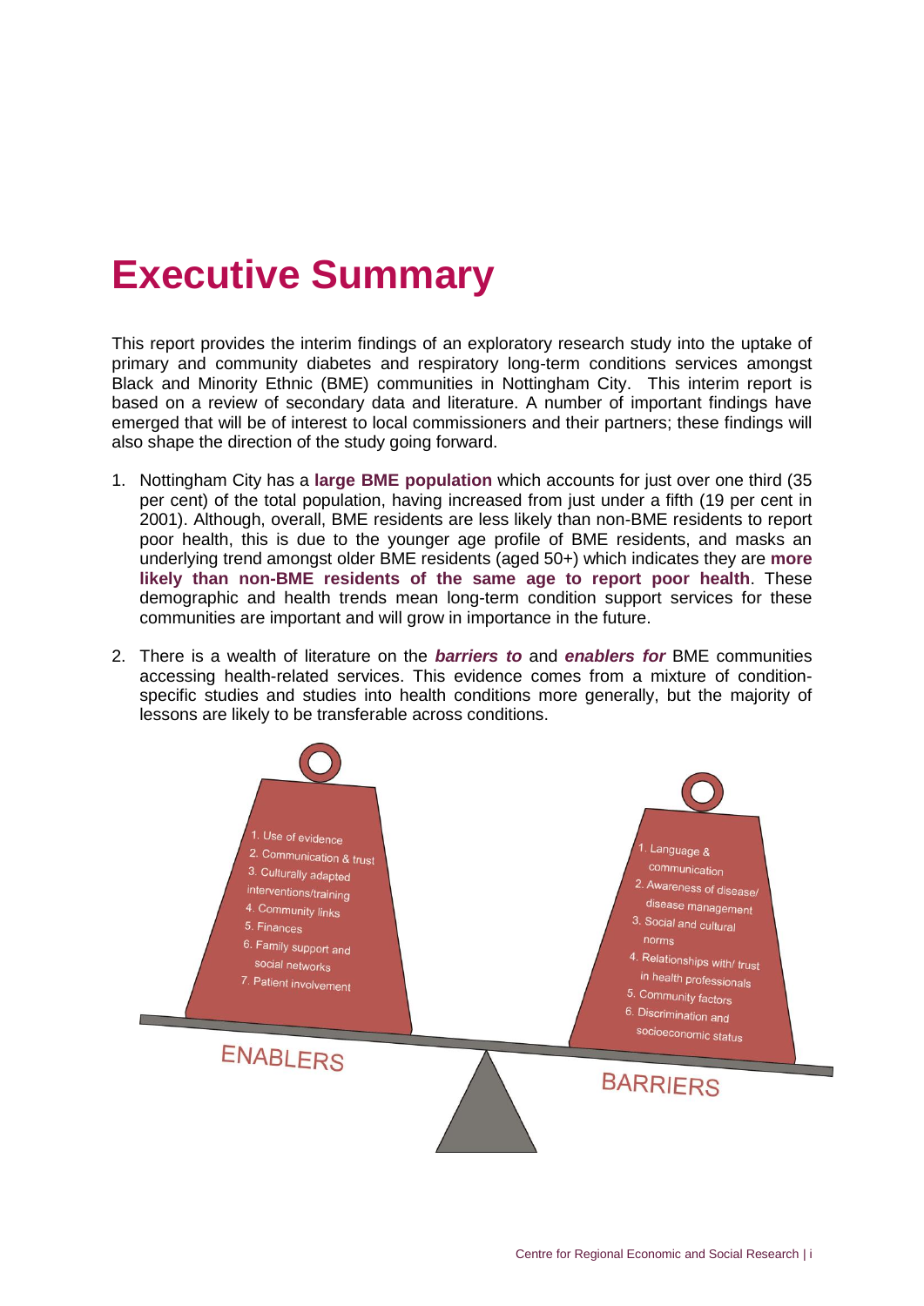# Executive Summary

This report provides the interim findings of an exploratory research study into the uptake of primary and community diabetes and respiratory long-term conditions services amongst Black and Minority Ethnic (BME) communities in Nottingham City. This interim report is based on a review of secondary data and literature. A number of important findings have emerged that will be of interest to local commissioners and their partners; these findings will also shape the direction of the study going forward.

1. Nottingham City has a **large BME population** which accounts for just over one third (35 per cent) of the total population, having increased from just under a fifth (19 per cent in 2001). Although, overall, BME residents are less likely than non-BME residents to report poor health, this is due to the younger age profile of BME residents, and masks an underlying trend amongst older BME residents (aged 50+) which indicates they are **more likely than non-BME residents of the same age to report poor health**. These demographic and health trends mean long-term condition support services for these communities are important and will grow in importance in the future.

2. There is a wealth of literature on the ***barriers to*** and ***enablers for*** BME communities accessing health-related services. This evidence comes from a mixture of condition-specific studies and studies into health conditions more generally, but the majority of lessons are likely to be transferable across conditions.

**ENABLERS**

1. Use of evidence
2. Communication & trust
3. Culturally adapted interventions/training
4. Community links
5. Finances
6. Family support and social networks
7. Patient involvement

**BARRIERS**

1. Language & communication
2. Awareness of disease/ disease management
3. Social and cultural norms
4. Relationships with/ trust in health professionals
5. Community factors
6. Discrimination and socioeconomic status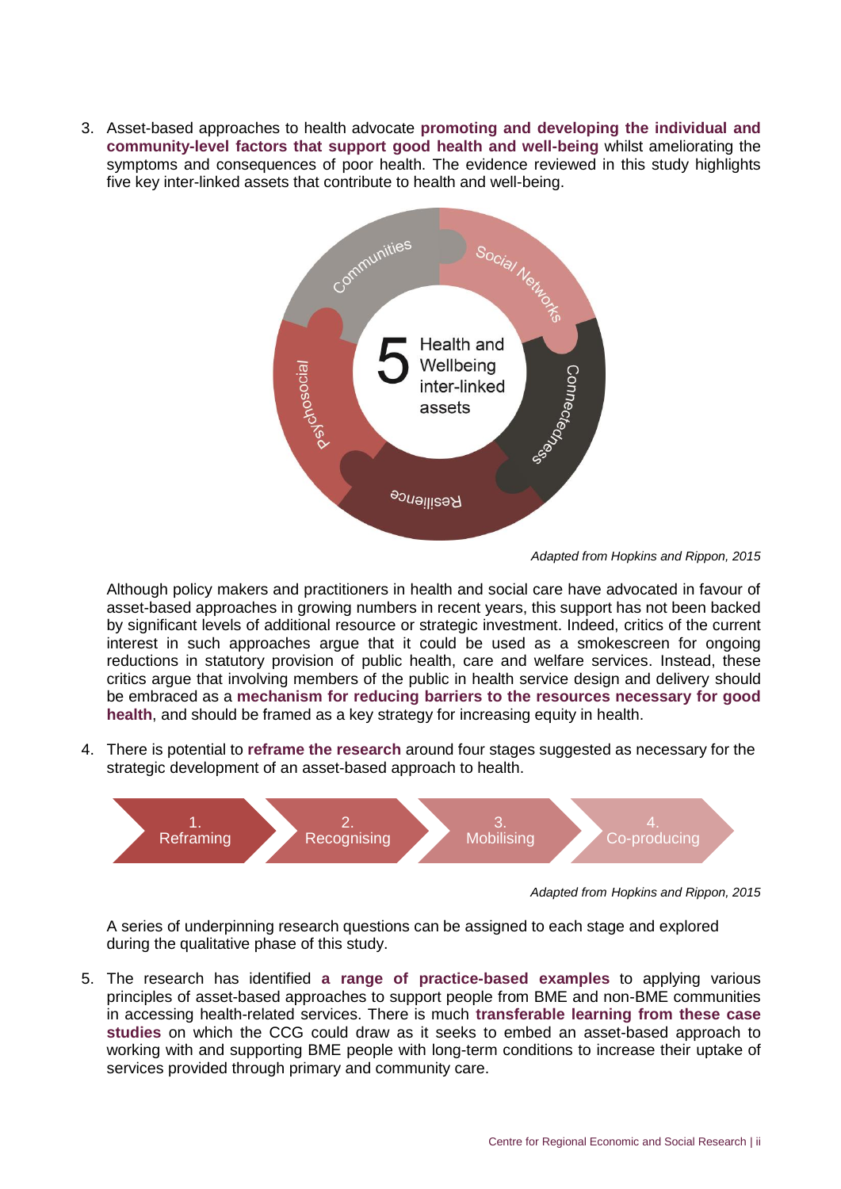3. Asset-based approaches to health advocate **promoting and developing the individual and community-level factors that support good health and well-being** whilst ameliorating the symptoms and consequences of poor health. The evidence reviewed in this study highlights five key inter-linked assets that contribute to health and well-being.

   Communities, Social Networks, Connectedness, Resilience, Psychosocial

   5 Health and Wellbeing inter-linked assets

   *Adapted from Hopkins and Rippon, 2015*

   Although policy makers and practitioners in health and social care have advocated in favour of asset-based approaches in growing numbers in recent years, this support has not been backed by significant levels of additional resource or strategic investment. Indeed, critics of the current interest in such approaches argue that it could be used as a smokescreen for ongoing reductions in statutory provision of public health, care and welfare services. Instead, these critics argue that involving members of the public in health service design and delivery should be embraced as a **mechanism for reducing barriers to the resources necessary for good health**, and should be framed as a key strategy for increasing equity in health.

4. There is potential to **reframe the research** around four stages suggested as necessary for the strategic development of an asset-based approach to health.

   1. Reframing → 2. Recognising → 3. Mobilising → 4. Co-producing

   *Adapted from Hopkins and Rippon, 2015*

   A series of underpinning research questions can be assigned to each stage and explored during the qualitative phase of this study.

5. The research has identified **a range of practice-based examples** to applying various principles of asset-based approaches to support people from BME and non-BME communities in accessing health-related services. There is much **transferable learning from these case studies** on which the CCG could draw as it seeks to embed an asset-based approach to working with and supporting BME people with long-term conditions to increase their uptake of services provided through primary and community care.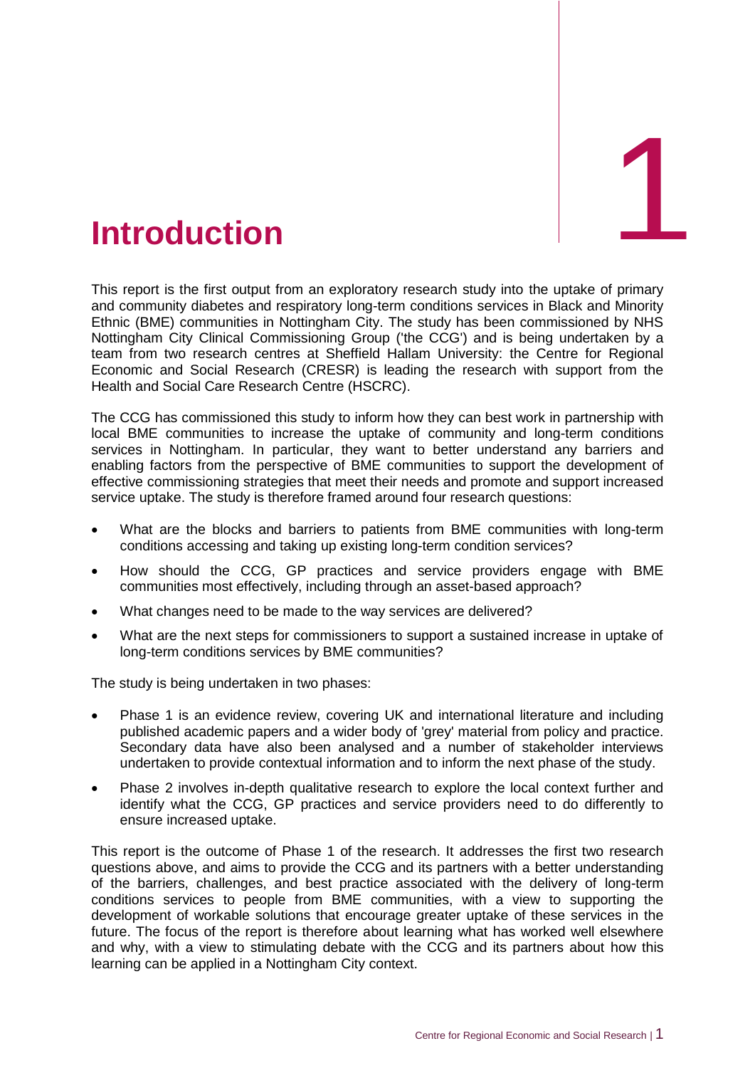# 1 Introduction

This report is the first output from an exploratory research study into the uptake of primary and community diabetes and respiratory long-term conditions services in Black and Minority Ethnic (BME) communities in Nottingham City. The study has been commissioned by NHS Nottingham City Clinical Commissioning Group ('the CCG') and is being undertaken by a team from two research centres at Sheffield Hallam University: the Centre for Regional Economic and Social Research (CRESR) is leading the research with support from the Health and Social Care Research Centre (HSCRC).

The CCG has commissioned this study to inform how they can best work in partnership with local BME communities to increase the uptake of community and long-term conditions services in Nottingham. In particular, they want to better understand any barriers and enabling factors from the perspective of BME communities to support the development of effective commissioning strategies that meet their needs and promote and support increased service uptake. The study is therefore framed around four research questions:

- What are the blocks and barriers to patients from BME communities with long-term conditions accessing and taking up existing long-term condition services?
- How should the CCG, GP practices and service providers engage with BME communities most effectively, including through an asset-based approach?
- What changes need to be made to the way services are delivered?
- What are the next steps for commissioners to support a sustained increase in uptake of long-term conditions services by BME communities?

The study is being undertaken in two phases:

- Phase 1 is an evidence review, covering UK and international literature and including published academic papers and a wider body of 'grey' material from policy and practice. Secondary data have also been analysed and a number of stakeholder interviews undertaken to provide contextual information and to inform the next phase of the study.
- Phase 2 involves in-depth qualitative research to explore the local context further and identify what the CCG, GP practices and service providers need to do differently to ensure increased uptake.

This report is the outcome of Phase 1 of the research. It addresses the first two research questions above, and aims to provide the CCG and its partners with a better understanding of the barriers, challenges, and best practice associated with the delivery of long-term conditions services to people from BME communities, with a view to supporting the development of workable solutions that encourage greater uptake of these services in the future. The focus of the report is therefore about learning what has worked well elsewhere and why, with a view to stimulating debate with the CCG and its partners about how this learning can be applied in a Nottingham City context.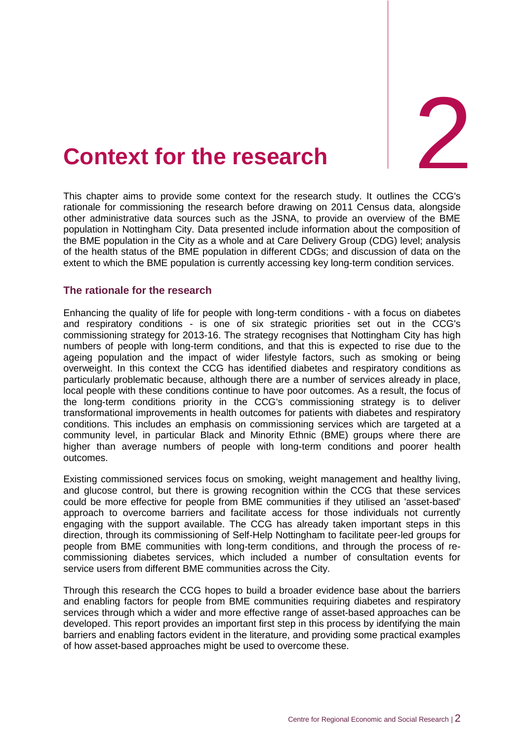# 2 Context for the research

This chapter aims to provide some context for the research study. It outlines the CCG's rationale for commissioning the research before drawing on 2011 Census data, alongside other administrative data sources such as the JSNA, to provide an overview of the BME population in Nottingham City. Data presented include information about the composition of the BME population in the City as a whole and at Care Delivery Group (CDG) level; analysis of the health status of the BME population in different CDGs; and discussion of data on the extent to which the BME population is currently accessing key long-term condition services.

## The rationale for the research

Enhancing the quality of life for people with long-term conditions - with a focus on diabetes and respiratory conditions - is one of six strategic priorities set out in the CCG's commissioning strategy for 2013-16. The strategy recognises that Nottingham City has high numbers of people with long-term conditions, and that this is expected to rise due to the ageing population and the impact of wider lifestyle factors, such as smoking or being overweight. In this context the CCG has identified diabetes and respiratory conditions as particularly problematic because, although there are a number of services already in place, local people with these conditions continue to have poor outcomes. As a result, the focus of the long-term conditions priority in the CCG's commissioning strategy is to deliver transformational improvements in health outcomes for patients with diabetes and respiratory conditions. This includes an emphasis on commissioning services which are targeted at a community level, in particular Black and Minority Ethnic (BME) groups where there are higher than average numbers of people with long-term conditions and poorer health outcomes.

Existing commissioned services focus on smoking, weight management and healthy living, and glucose control, but there is growing recognition within the CCG that these services could be more effective for people from BME communities if they utilised an 'asset-based' approach to overcome barriers and facilitate access for those individuals not currently engaging with the support available. The CCG has already taken important steps in this direction, through its commissioning of Self-Help Nottingham to facilitate peer-led groups for people from BME communities with long-term conditions, and through the process of re-commissioning diabetes services, which included a number of consultation events for service users from different BME communities across the City.

Through this research the CCG hopes to build a broader evidence base about the barriers and enabling factors for people from BME communities requiring diabetes and respiratory services through which a wider and more effective range of asset-based approaches can be developed. This report provides an important first step in this process by identifying the main barriers and enabling factors evident in the literature, and providing some practical examples of how asset-based approaches might be used to overcome these.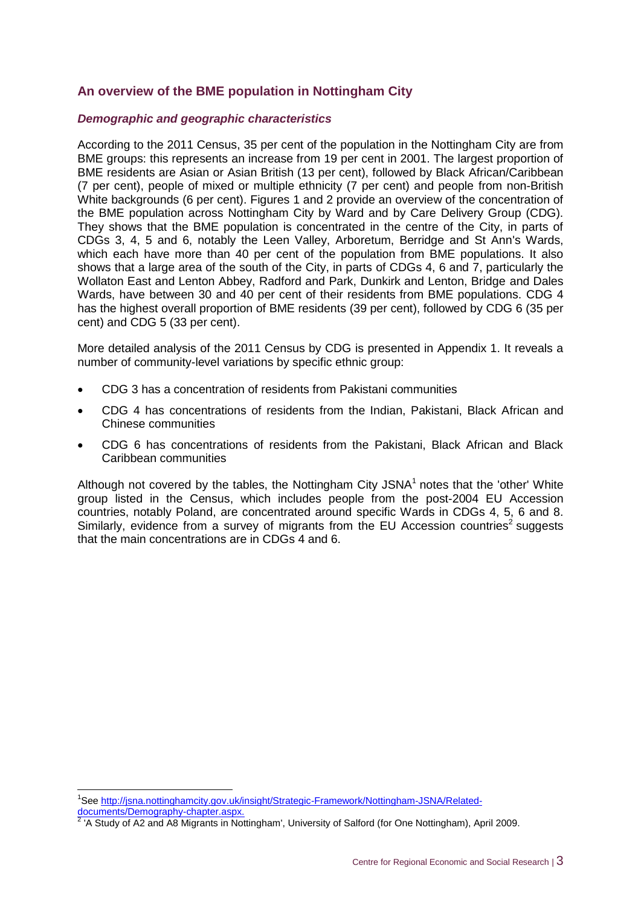## An overview of the BME population in Nottingham City

### *Demographic and geographic characteristics*

According to the 2011 Census, 35 per cent of the population in the Nottingham City are from BME groups: this represents an increase from 19 per cent in 2001. The largest proportion of BME residents are Asian or Asian British (13 per cent), followed by Black African/Caribbean (7 per cent), people of mixed or multiple ethnicity (7 per cent) and people from non-British White backgrounds (6 per cent). Figures 1 and 2 provide an overview of the concentration of the BME population across Nottingham City by Ward and by Care Delivery Group (CDG). They shows that the BME population is concentrated in the centre of the City, in parts of CDGs 3, 4, 5 and 6, notably the Leen Valley, Arboretum, Berridge and St Ann's Wards, which each have more than 40 per cent of the population from BME populations. It also shows that a large area of the south of the City, in parts of CDGs 4, 6 and 7, particularly the Wollaton East and Lenton Abbey, Radford and Park, Dunkirk and Lenton, Bridge and Dales Wards, have between 30 and 40 per cent of their residents from BME populations. CDG 4 has the highest overall proportion of BME residents (39 per cent), followed by CDG 6 (35 per cent) and CDG 5 (33 per cent).

More detailed analysis of the 2011 Census by CDG is presented in Appendix 1. It reveals a number of community-level variations by specific ethnic group:

- CDG 3 has a concentration of residents from Pakistani communities
- CDG 4 has concentrations of residents from the Indian, Pakistani, Black African and Chinese communities
- CDG 6 has concentrations of residents from the Pakistani, Black African and Black Caribbean communities

Although not covered by the tables, the Nottingham City JSNA[1] notes that the 'other' White group listed in the Census, which includes people from the post-2004 EU Accession countries, notably Poland, are concentrated around specific Wards in CDGs 4, 5, 6 and 8. Similarly, evidence from a survey of migrants from the EU Accession countries[2] suggests that the main concentrations are in CDGs 4 and 6.

---

[1] See http://jsna.nottinghamcity.gov.uk/insight/Strategic-Framework/Nottingham-JSNA/Related-documents/Demography-chapter.aspx.

[2] 'A Study of A2 and A8 Migrants in Nottingham', University of Salford (for One Nottingham), April 2009.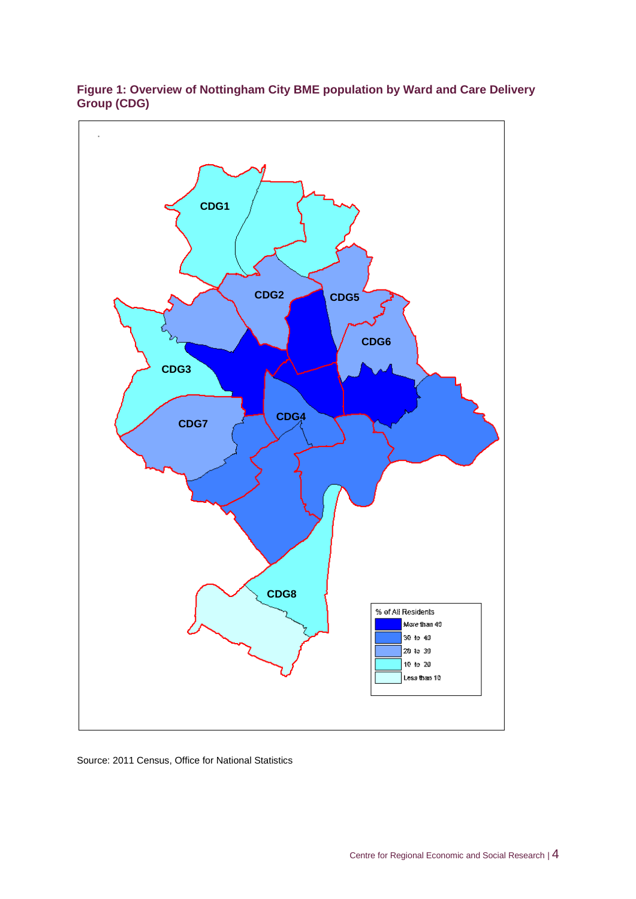**Figure 1: Overview of Nottingham City BME population by Ward and Care Delivery Group (CDG)**

Source: 2011 Census, Office for National Statistics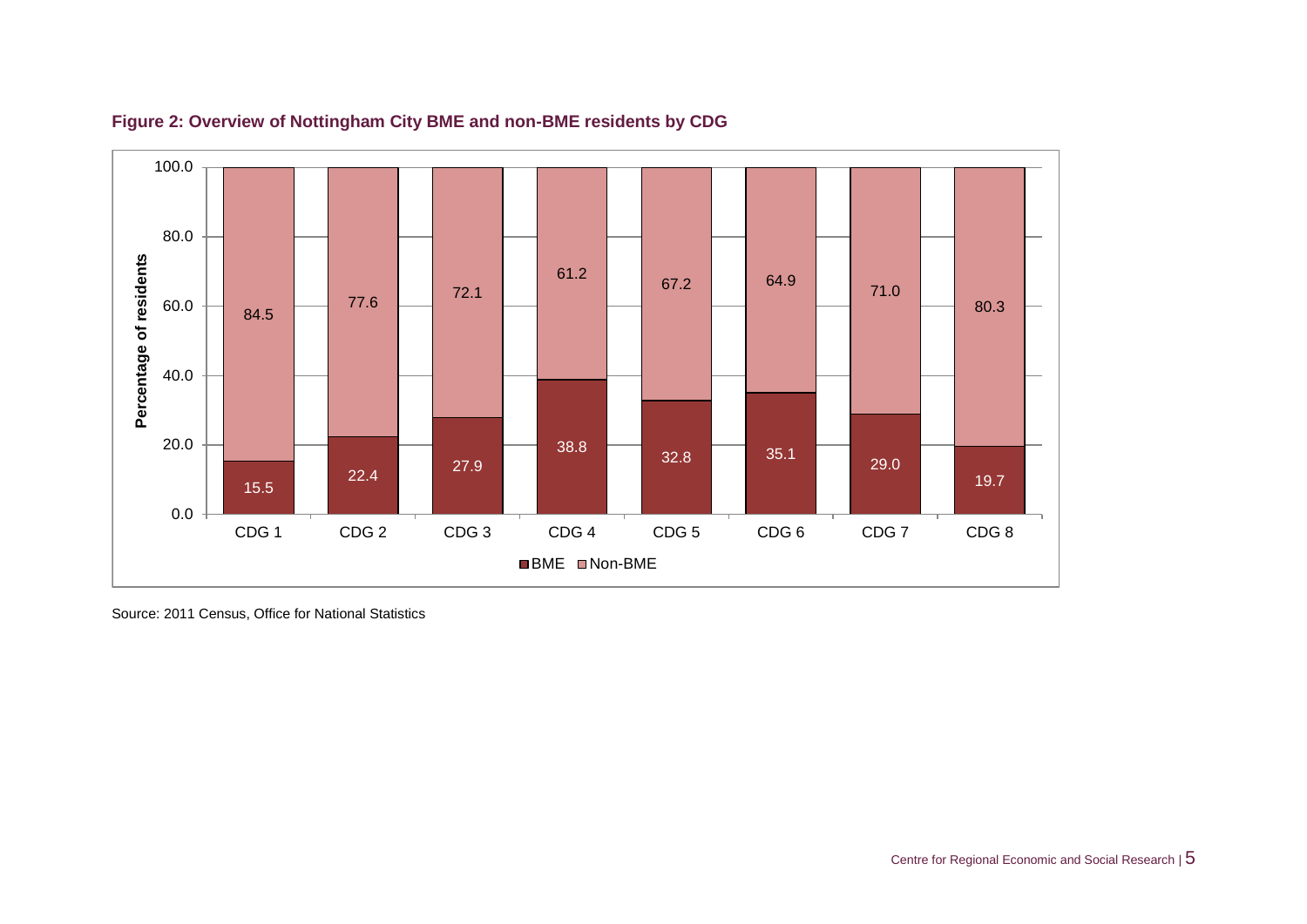**Figure 2: Overview of Nottingham City BME and non-BME residents by CDG**

| | CDG 1 | CDG 2 | CDG 3 | CDG 4 | CDG 5 | CDG 6 | CDG 7 | CDG 8 |
|---|---|---|---|---|---|---|---|---|
| BME | 15.5 | 22.4 | 27.9 | 38.8 | 32.8 | 35.1 | 29.0 | 19.7 |
| Non-BME | 84.5 | 77.6 | 72.1 | 61.2 | 67.2 | 64.9 | 71.0 | 80.3 |

Source: 2011 Census, Office for National Statistics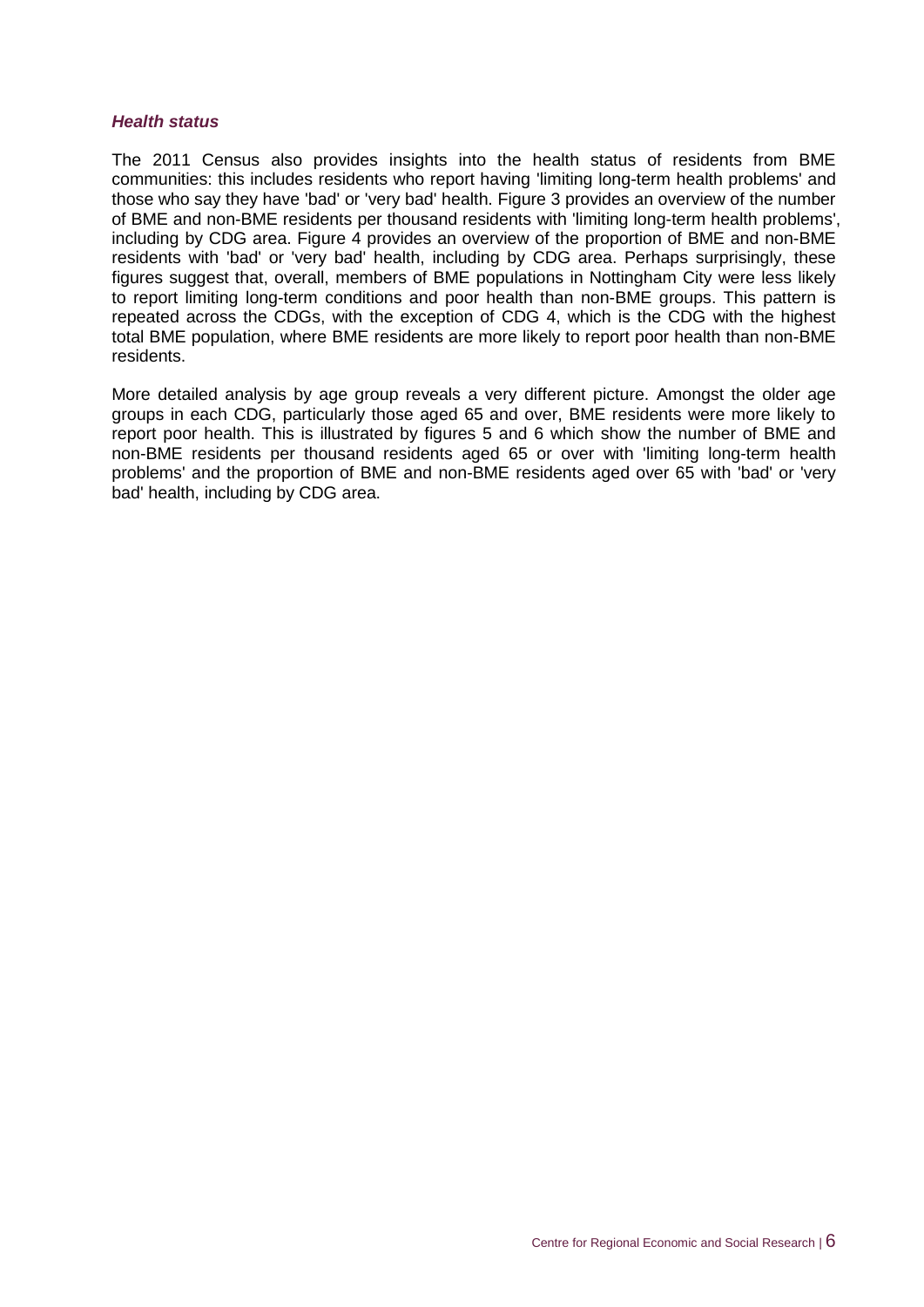***Health status***

The 2011 Census also provides insights into the health status of residents from BME communities: this includes residents who report having 'limiting long-term health problems' and those who say they have 'bad' or 'very bad' health. Figure 3 provides an overview of the number of BME and non-BME residents per thousand residents with 'limiting long-term health problems', including by CDG area. Figure 4 provides an overview of the proportion of BME and non-BME residents with 'bad' or 'very bad' health, including by CDG area. Perhaps surprisingly, these figures suggest that, overall, members of BME populations in Nottingham City were less likely to report limiting long-term conditions and poor health than non-BME groups. This pattern is repeated across the CDGs, with the exception of CDG 4, which is the CDG with the highest total BME population, where BME residents are more likely to report poor health than non-BME residents.

More detailed analysis by age group reveals a very different picture. Amongst the older age groups in each CDG, particularly those aged 65 and over, BME residents were more likely to report poor health. This is illustrated by figures 5 and 6 which show the number of BME and non-BME residents per thousand residents aged 65 or over with 'limiting long-term health problems' and the proportion of BME and non-BME residents aged over 65 with 'bad' or 'very bad' health, including by CDG area.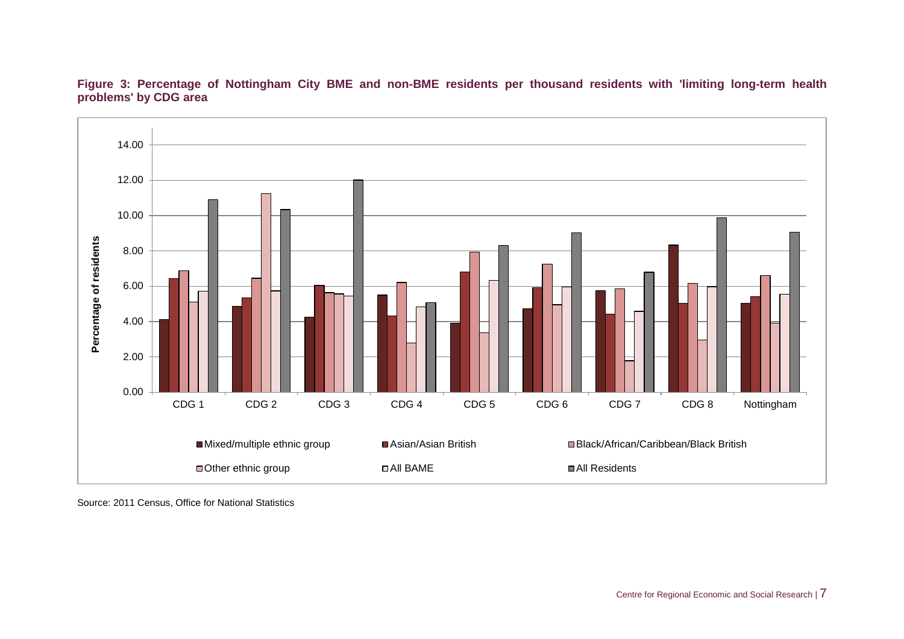**Figure 3: Percentage of Nottingham City BME and non-BME residents per thousand residents with 'limiting long-term health problems' by CDG area**

Source: 2011 Census, Office for National Statistics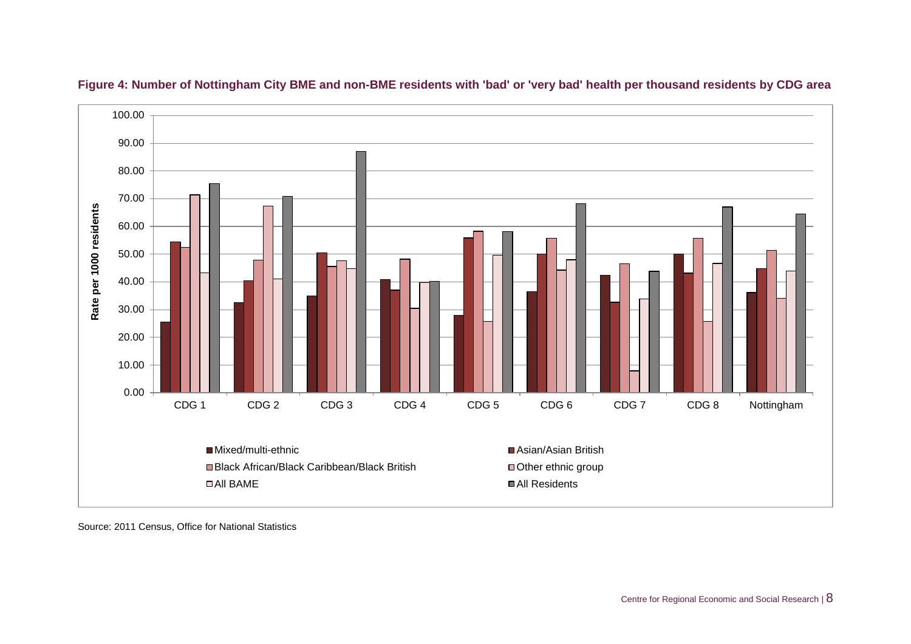**Figure 4: Number of Nottingham City BME and non-BME residents with 'bad' or 'very bad' health per thousand residents by CDG area**

Source: 2011 Census, Office for National Statistics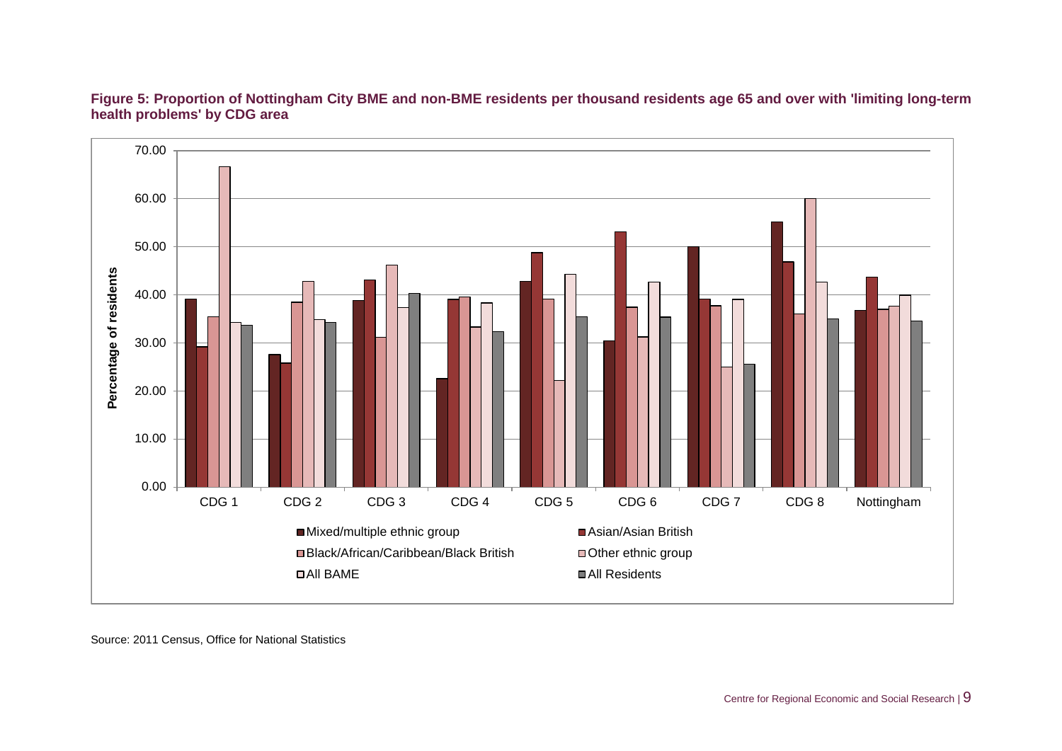**Figure 5: Proportion of Nottingham City BME and non-BME residents per thousand residents age 65 and over with 'limiting long-term health problems' by CDG area**

Source: 2011 Census, Office for National Statistics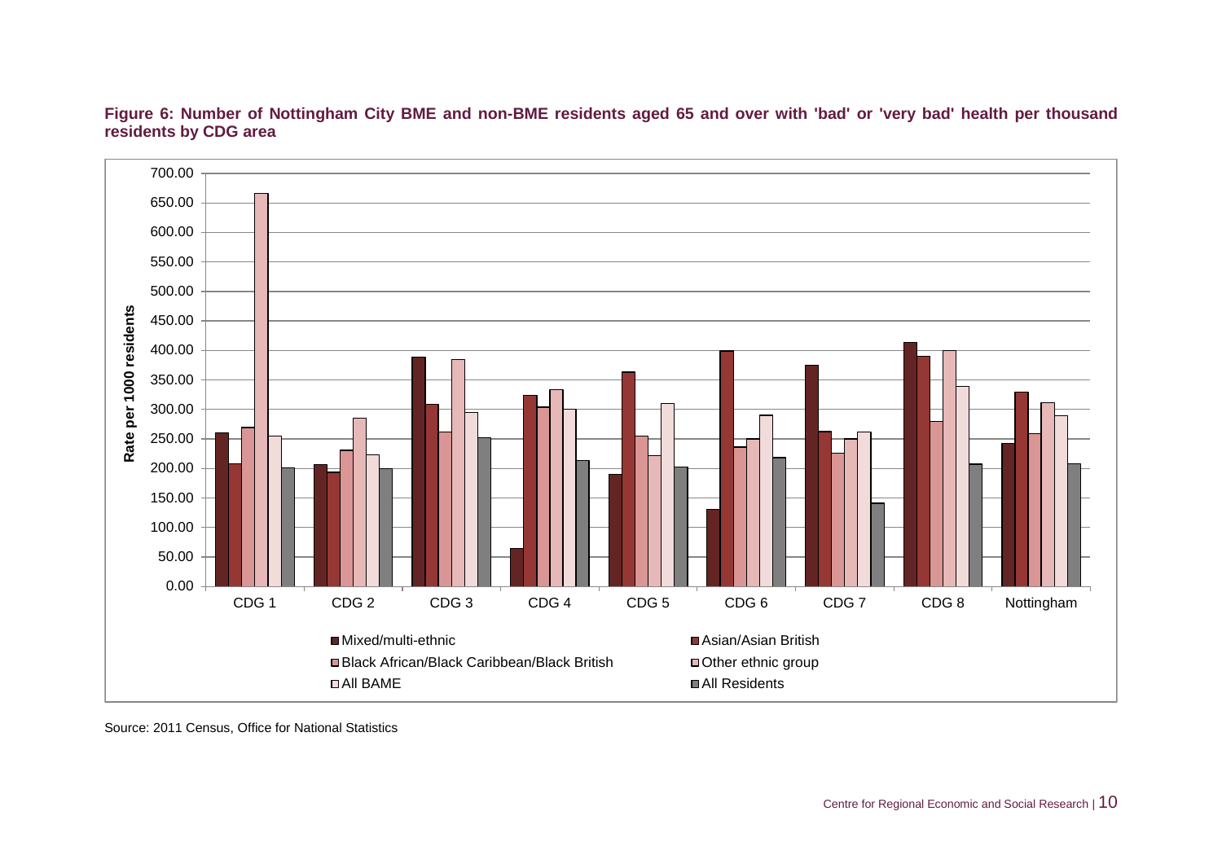**Figure 6: Number of Nottingham City BME and non-BME residents aged 65 and over with 'bad' or 'very bad' health per thousand residents by CDG area**

Source: 2011 Census, Office for National Statistics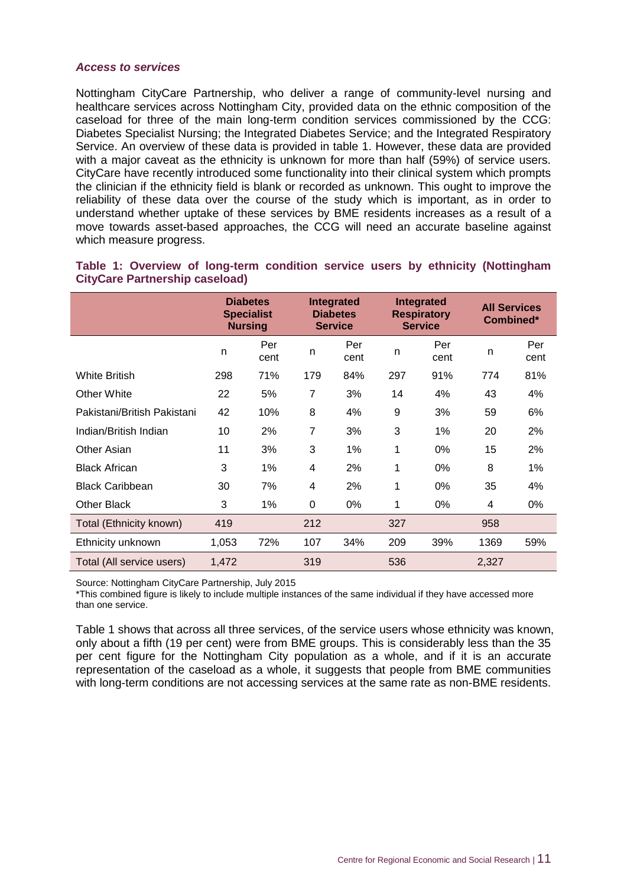### *Access to services*

Nottingham CityCare Partnership, who deliver a range of community-level nursing and healthcare services across Nottingham City, provided data on the ethnic composition of the caseload for three of the main long-term condition services commissioned by the CCG: Diabetes Specialist Nursing; the Integrated Diabetes Service; and the Integrated Respiratory Service. An overview of these data is provided in table 1. However, these data are provided with a major caveat as the ethnicity is unknown for more than half (59%) of service users. CityCare have recently introduced some functionality into their clinical system which prompts the clinician if the ethnicity field is blank or recorded as unknown. This ought to improve the reliability of these data over the course of the study which is important, as in order to understand whether uptake of these services by BME residents increases as a result of a move towards asset-based approaches, the CCG will need an accurate baseline against which measure progress.

**Table 1: Overview of long-term condition service users by ethnicity (Nottingham CityCare Partnership caseload)**

| | Diabetes Specialist Nursing | | Integrated Diabetes Service | | Integrated Respiratory Service | | All Services Combined* | |
|---|---|---|---|---|---|---|---|---|
| | n | Per cent | n | Per cent | n | Per cent | n | Per cent |
| White British | 298 | 71% | 179 | 84% | 297 | 91% | 774 | 81% |
| Other White | 22 | 5% | 7 | 3% | 14 | 4% | 43 | 4% |
| Pakistani/British Pakistani | 42 | 10% | 8 | 4% | 9 | 3% | 59 | 6% |
| Indian/British Indian | 10 | 2% | 7 | 3% | 3 | 1% | 20 | 2% |
| Other Asian | 11 | 3% | 3 | 1% | 1 | 0% | 15 | 2% |
| Black African | 3 | 1% | 4 | 2% | 1 | 0% | 8 | 1% |
| Black Caribbean | 30 | 7% | 4 | 2% | 1 | 0% | 35 | 4% |
| Other Black | 3 | 1% | 0 | 0% | 1 | 0% | 4 | 0% |
| Total (Ethnicity known) | 419 | | 212 | | 327 | | 958 | |
| Ethnicity unknown | 1,053 | 72% | 107 | 34% | 209 | 39% | 1369 | 59% |
| Total (All service users) | 1,472 | | 319 | | 536 | | 2,327 | |

Source: Nottingham CityCare Partnership, July 2015

*This combined figure is likely to include multiple instances of the same individual if they have accessed more than one service.

Table 1 shows that across all three services, of the service users whose ethnicity was known, only about a fifth (19 per cent) were from BME groups. This is considerably less than the 35 per cent figure for the Nottingham City population as a whole, and if it is an accurate representation of the caseload as a whole, it suggests that people from BME communities with long-term conditions are not accessing services at the same rate as non-BME residents.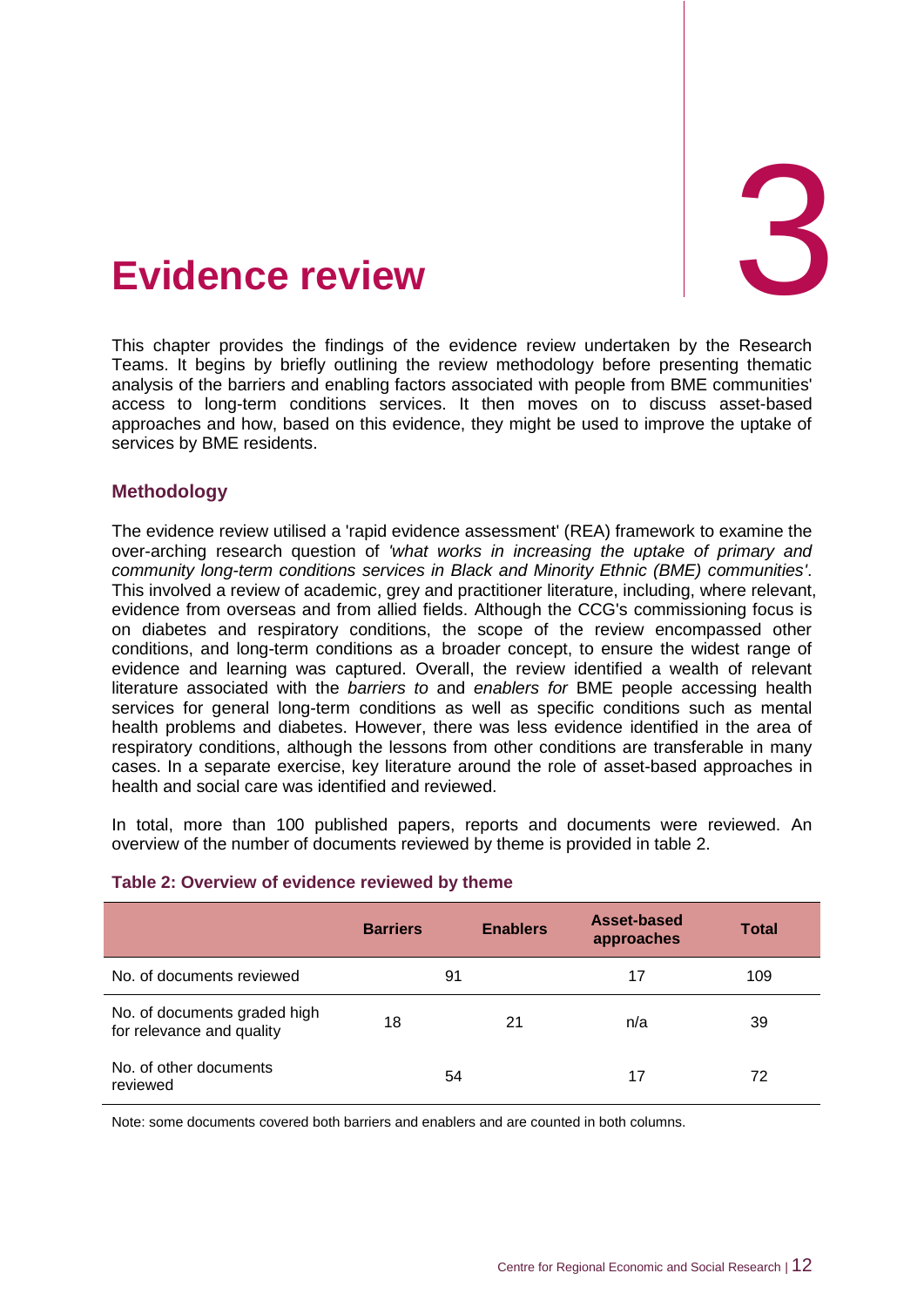# 3 Evidence review

This chapter provides the findings of the evidence review undertaken by the Research Teams. It begins by briefly outlining the review methodology before presenting thematic analysis of the barriers and enabling factors associated with people from BME communities' access to long-term conditions services. It then moves on to discuss asset-based approaches and how, based on this evidence, they might be used to improve the uptake of services by BME residents.

### Methodology

The evidence review utilised a 'rapid evidence assessment' (REA) framework to examine the over-arching research question of *'what works in increasing the uptake of primary and community long-term conditions services in Black and Minority Ethnic (BME) communities'*. This involved a review of academic, grey and practitioner literature, including, where relevant, evidence from overseas and from allied fields. Although the CCG's commissioning focus is on diabetes and respiratory conditions, the scope of the review encompassed other conditions, and long-term conditions as a broader concept, to ensure the widest range of evidence and learning was captured. Overall, the review identified a wealth of relevant literature associated with the *barriers to* and *enablers for* BME people accessing health services for general long-term conditions as well as specific conditions such as mental health problems and diabetes. However, there was less evidence identified in the area of respiratory conditions, although the lessons from other conditions are transferable in many cases. In a separate exercise, key literature around the role of asset-based approaches in health and social care was identified and reviewed.

In total, more than 100 published papers, reports and documents were reviewed. An overview of the number of documents reviewed by theme is provided in table 2.

**Table 2: Overview of evidence reviewed by theme**

| | Barriers | Enablers | Asset-based approaches | Total |
|---|---|---|---|---|
| No. of documents reviewed | 91 | | 17 | 109 |
| No. of documents graded high for relevance and quality | 18 | 21 | n/a | 39 |
| No. of other documents reviewed | 54 | | 17 | 72 |

Note: some documents covered both barriers and enablers and are counted in both columns.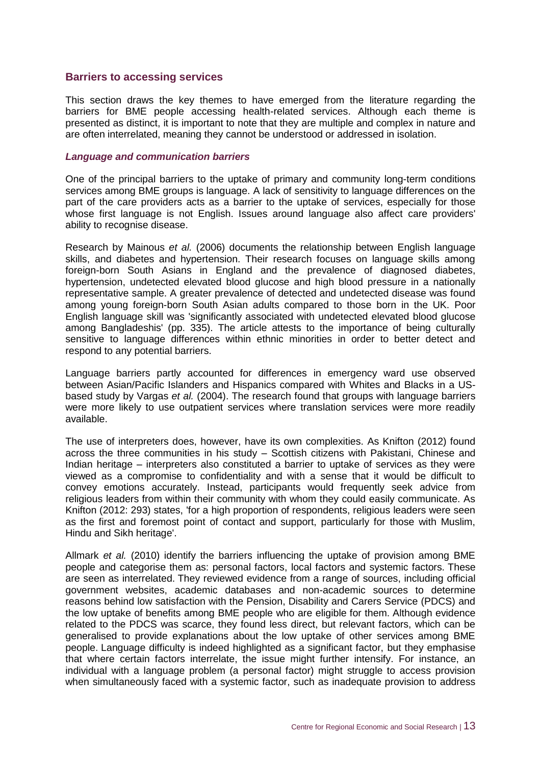## Barriers to accessing services

This section draws the key themes to have emerged from the literature regarding the barriers for BME people accessing health-related services. Although each theme is presented as distinct, it is important to note that they are multiple and complex in nature and are often interrelated, meaning they cannot be understood or addressed in isolation.

### *Language and communication barriers*

One of the principal barriers to the uptake of primary and community long-term conditions services among BME groups is language. A lack of sensitivity to language differences on the part of the care providers acts as a barrier to the uptake of services, especially for those whose first language is not English. Issues around language also affect care providers' ability to recognise disease.

Research by Mainous *et al.* (2006) documents the relationship between English language skills, and diabetes and hypertension. Their research focuses on language skills among foreign-born South Asians in England and the prevalence of diagnosed diabetes, hypertension, undetected elevated blood glucose and high blood pressure in a nationally representative sample. A greater prevalence of detected and undetected disease was found among young foreign-born South Asian adults compared to those born in the UK. Poor English language skill was 'significantly associated with undetected elevated blood glucose among Bangladeshis' (pp. 335). The article attests to the importance of being culturally sensitive to language differences within ethnic minorities in order to better detect and respond to any potential barriers.

Language barriers partly accounted for differences in emergency ward use observed between Asian/Pacific Islanders and Hispanics compared with Whites and Blacks in a US-based study by Vargas *et al.* (2004). The research found that groups with language barriers were more likely to use outpatient services where translation services were more readily available.

The use of interpreters does, however, have its own complexities. As Knifton (2012) found across the three communities in his study – Scottish citizens with Pakistani, Chinese and Indian heritage – interpreters also constituted a barrier to uptake of services as they were viewed as a compromise to confidentiality and with a sense that it would be difficult to convey emotions accurately. Instead, participants would frequently seek advice from religious leaders from within their community with whom they could easily communicate. As Knifton (2012: 293) states, 'for a high proportion of respondents, religious leaders were seen as the first and foremost point of contact and support, particularly for those with Muslim, Hindu and Sikh heritage'.

Allmark *et al.* (2010) identify the barriers influencing the uptake of provision among BME people and categorise them as: personal factors, local factors and systemic factors. These are seen as interrelated. They reviewed evidence from a range of sources, including official government websites, academic databases and non-academic sources to determine reasons behind low satisfaction with the Pension, Disability and Carers Service (PDCS) and the low uptake of benefits among BME people who are eligible for them. Although evidence related to the PDCS was scarce, they found less direct, but relevant factors, which can be generalised to provide explanations about the low uptake of other services among BME people. Language difficulty is indeed highlighted as a significant factor, but they emphasise that where certain factors interrelate, the issue might further intensify. For instance, an individual with a language problem (a personal factor) might struggle to access provision when simultaneously faced with a systemic factor, such as inadequate provision to address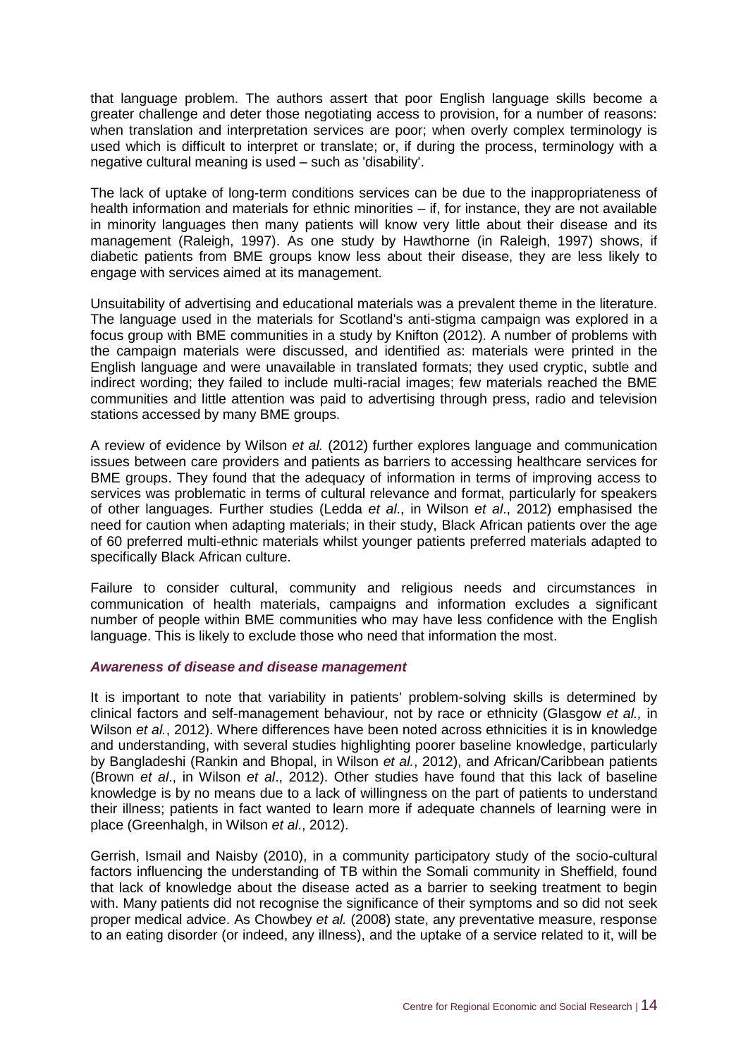that language problem. The authors assert that poor English language skills become a greater challenge and deter those negotiating access to provision, for a number of reasons: when translation and interpretation services are poor; when overly complex terminology is used which is difficult to interpret or translate; or, if during the process, terminology with a negative cultural meaning is used – such as 'disability'.

The lack of uptake of long-term conditions services can be due to the inappropriateness of health information and materials for ethnic minorities – if, for instance, they are not available in minority languages then many patients will know very little about their disease and its management (Raleigh, 1997). As one study by Hawthorne (in Raleigh, 1997) shows, if diabetic patients from BME groups know less about their disease, they are less likely to engage with services aimed at its management.

Unsuitability of advertising and educational materials was a prevalent theme in the literature. The language used in the materials for Scotland's anti-stigma campaign was explored in a focus group with BME communities in a study by Knifton (2012). A number of problems with the campaign materials were discussed, and identified as: materials were printed in the English language and were unavailable in translated formats; they used cryptic, subtle and indirect wording; they failed to include multi-racial images; few materials reached the BME communities and little attention was paid to advertising through press, radio and television stations accessed by many BME groups.

A review of evidence by Wilson *et al.* (2012) further explores language and communication issues between care providers and patients as barriers to accessing healthcare services for BME groups. They found that the adequacy of information in terms of improving access to services was problematic in terms of cultural relevance and format, particularly for speakers of other languages. Further studies (Ledda *et al*., in Wilson *et al*., 2012) emphasised the need for caution when adapting materials; in their study, Black African patients over the age of 60 preferred multi-ethnic materials whilst younger patients preferred materials adapted to specifically Black African culture.

Failure to consider cultural, community and religious needs and circumstances in communication of health materials, campaigns and information excludes a significant number of people within BME communities who may have less confidence with the English language. This is likely to exclude those who need that information the most.

### *Awareness of disease and disease management*

It is important to note that variability in patients' problem-solving skills is determined by clinical factors and self-management behaviour, not by race or ethnicity (Glasgow *et al.,* in Wilson *et al.*, 2012). Where differences have been noted across ethnicities it is in knowledge and understanding, with several studies highlighting poorer baseline knowledge, particularly by Bangladeshi (Rankin and Bhopal, in Wilson *et al.*, 2012), and African/Caribbean patients (Brown *et al*., in Wilson *et al*., 2012). Other studies have found that this lack of baseline knowledge is by no means due to a lack of willingness on the part of patients to understand their illness; patients in fact wanted to learn more if adequate channels of learning were in place (Greenhalgh, in Wilson *et al*., 2012).

Gerrish, Ismail and Naisby (2010), in a community participatory study of the socio-cultural factors influencing the understanding of TB within the Somali community in Sheffield, found that lack of knowledge about the disease acted as a barrier to seeking treatment to begin with. Many patients did not recognise the significance of their symptoms and so did not seek proper medical advice. As Chowbey *et al.* (2008) state, any preventative measure, response to an eating disorder (or indeed, any illness), and the uptake of a service related to it, will be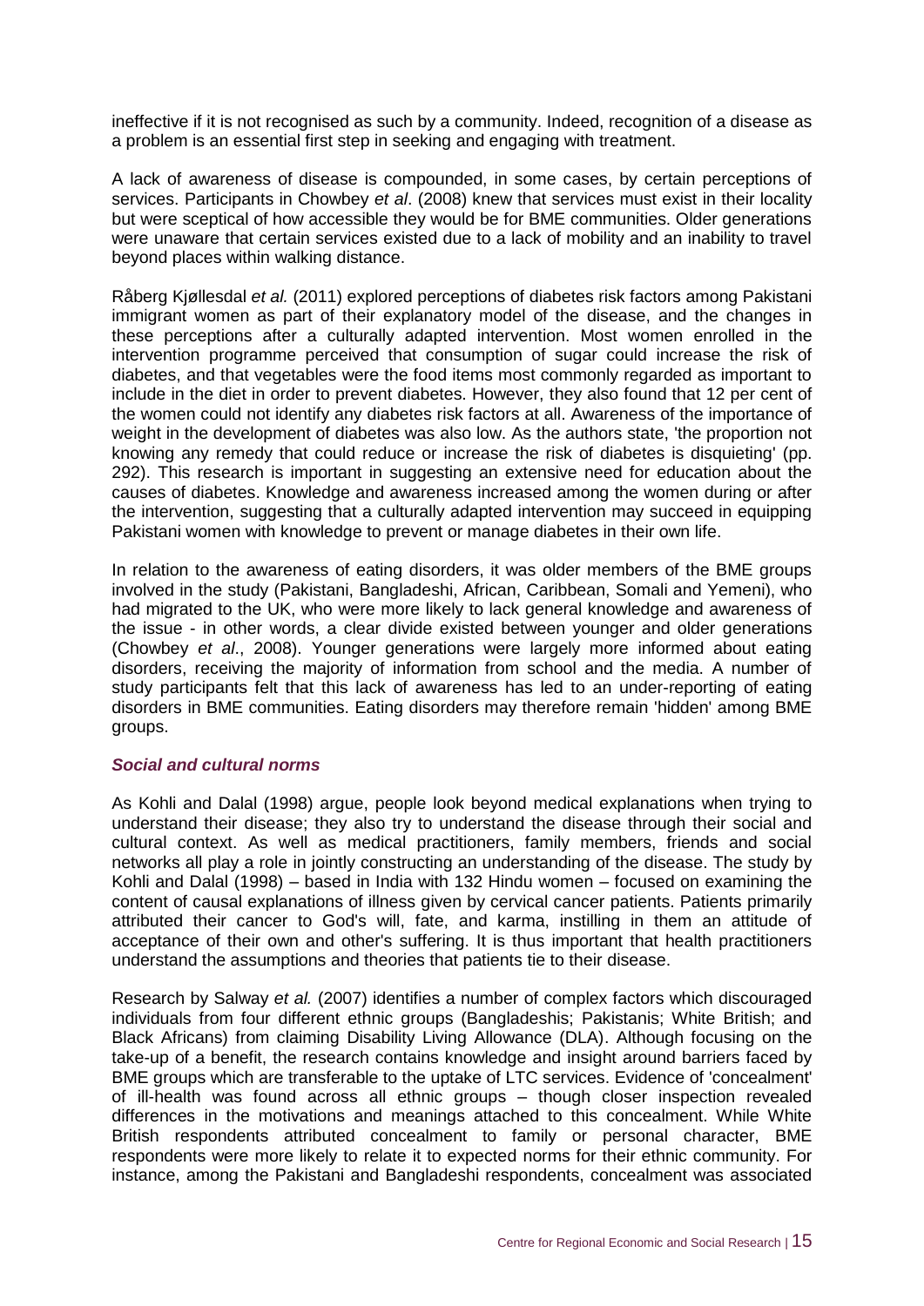ineffective if it is not recognised as such by a community. Indeed, recognition of a disease as a problem is an essential first step in seeking and engaging with treatment.

A lack of awareness of disease is compounded, in some cases, by certain perceptions of services. Participants in Chowbey *et al*. (2008) knew that services must exist in their locality but were sceptical of how accessible they would be for BME communities. Older generations were unaware that certain services existed due to a lack of mobility and an inability to travel beyond places within walking distance.

Råberg Kjøllesdal *et al.* (2011) explored perceptions of diabetes risk factors among Pakistani immigrant women as part of their explanatory model of the disease, and the changes in these perceptions after a culturally adapted intervention. Most women enrolled in the intervention programme perceived that consumption of sugar could increase the risk of diabetes, and that vegetables were the food items most commonly regarded as important to include in the diet in order to prevent diabetes. However, they also found that 12 per cent of the women could not identify any diabetes risk factors at all. Awareness of the importance of weight in the development of diabetes was also low. As the authors state, 'the proportion not knowing any remedy that could reduce or increase the risk of diabetes is disquieting' (pp. 292). This research is important in suggesting an extensive need for education about the causes of diabetes. Knowledge and awareness increased among the women during or after the intervention, suggesting that a culturally adapted intervention may succeed in equipping Pakistani women with knowledge to prevent or manage diabetes in their own life.

In relation to the awareness of eating disorders, it was older members of the BME groups involved in the study (Pakistani, Bangladeshi, African, Caribbean, Somali and Yemeni), who had migrated to the UK, who were more likely to lack general knowledge and awareness of the issue - in other words, a clear divide existed between younger and older generations (Chowbey *et al*., 2008). Younger generations were largely more informed about eating disorders, receiving the majority of information from school and the media. A number of study participants felt that this lack of awareness has led to an under-reporting of eating disorders in BME communities. Eating disorders may therefore remain 'hidden' among BME groups.

### *Social and cultural norms*

As Kohli and Dalal (1998) argue, people look beyond medical explanations when trying to understand their disease; they also try to understand the disease through their social and cultural context. As well as medical practitioners, family members, friends and social networks all play a role in jointly constructing an understanding of the disease. The study by Kohli and Dalal (1998) – based in India with 132 Hindu women – focused on examining the content of causal explanations of illness given by cervical cancer patients. Patients primarily attributed their cancer to God's will, fate, and karma, instilling in them an attitude of acceptance of their own and other's suffering. It is thus important that health practitioners understand the assumptions and theories that patients tie to their disease.

Research by Salway *et al.* (2007) identifies a number of complex factors which discouraged individuals from four different ethnic groups (Bangladeshis; Pakistanis; White British; and Black Africans) from claiming Disability Living Allowance (DLA). Although focusing on the take-up of a benefit, the research contains knowledge and insight around barriers faced by BME groups which are transferable to the uptake of LTC services. Evidence of 'concealment' of ill-health was found across all ethnic groups – though closer inspection revealed differences in the motivations and meanings attached to this concealment. While White British respondents attributed concealment to family or personal character, BME respondents were more likely to relate it to expected norms for their ethnic community. For instance, among the Pakistani and Bangladeshi respondents, concealment was associated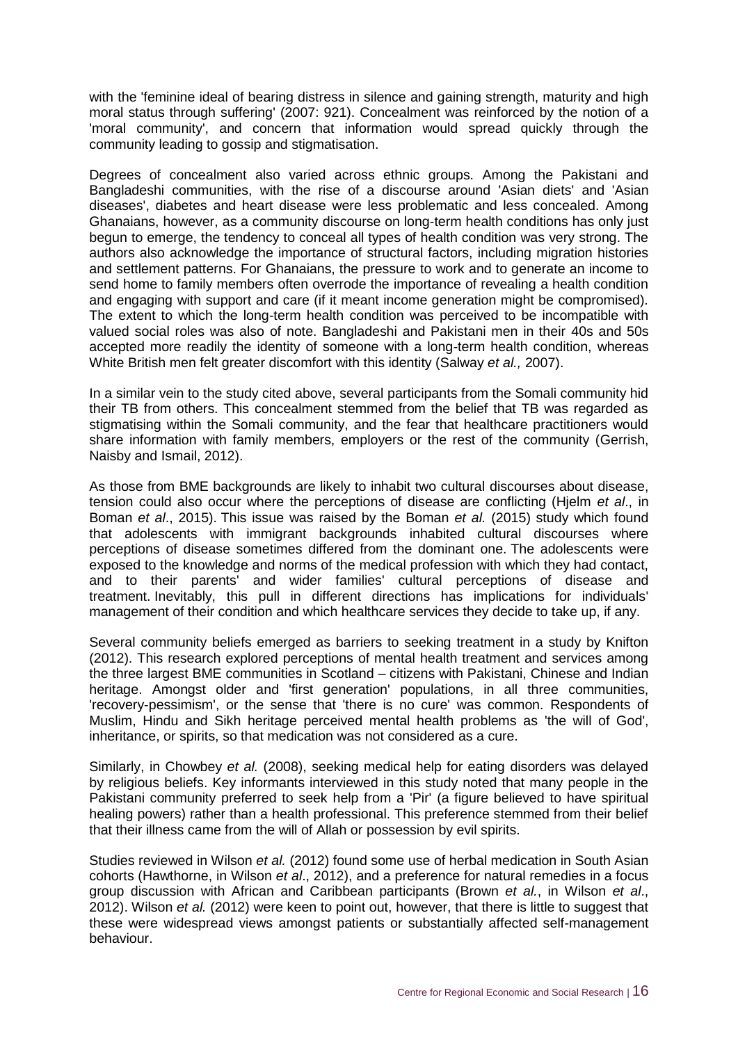with the 'feminine ideal of bearing distress in silence and gaining strength, maturity and high moral status through suffering' (2007: 921). Concealment was reinforced by the notion of a 'moral community', and concern that information would spread quickly through the community leading to gossip and stigmatisation.

Degrees of concealment also varied across ethnic groups. Among the Pakistani and Bangladeshi communities, with the rise of a discourse around 'Asian diets' and 'Asian diseases', diabetes and heart disease were less problematic and less concealed. Among Ghanaians, however, as a community discourse on long-term health conditions has only just begun to emerge, the tendency to conceal all types of health condition was very strong. The authors also acknowledge the importance of structural factors, including migration histories and settlement patterns. For Ghanaians, the pressure to work and to generate an income to send home to family members often overrode the importance of revealing a health condition and engaging with support and care (if it meant income generation might be compromised). The extent to which the long-term health condition was perceived to be incompatible with valued social roles was also of note. Bangladeshi and Pakistani men in their 40s and 50s accepted more readily the identity of someone with a long-term health condition, whereas White British men felt greater discomfort with this identity (Salway *et al.,* 2007).

In a similar vein to the study cited above, several participants from the Somali community hid their TB from others. This concealment stemmed from the belief that TB was regarded as stigmatising within the Somali community, and the fear that healthcare practitioners would share information with family members, employers or the rest of the community (Gerrish, Naisby and Ismail, 2012).

As those from BME backgrounds are likely to inhabit two cultural discourses about disease, tension could also occur where the perceptions of disease are conflicting (Hjelm *et al*., in Boman *et al*., 2015). This issue was raised by the Boman *et al.* (2015) study which found that adolescents with immigrant backgrounds inhabited cultural discourses where perceptions of disease sometimes differed from the dominant one. The adolescents were exposed to the knowledge and norms of the medical profession with which they had contact, and to their parents' and wider families' cultural perceptions of disease and treatment. Inevitably, this pull in different directions has implications for individuals' management of their condition and which healthcare services they decide to take up, if any.

Several community beliefs emerged as barriers to seeking treatment in a study by Knifton (2012). This research explored perceptions of mental health treatment and services among the three largest BME communities in Scotland – citizens with Pakistani, Chinese and Indian heritage. Amongst older and 'first generation' populations, in all three communities, 'recovery-pessimism', or the sense that 'there is no cure' was common. Respondents of Muslim, Hindu and Sikh heritage perceived mental health problems as 'the will of God', inheritance, or spirits, so that medication was not considered as a cure.

Similarly, in Chowbey *et al.* (2008), seeking medical help for eating disorders was delayed by religious beliefs. Key informants interviewed in this study noted that many people in the Pakistani community preferred to seek help from a 'Pir' (a figure believed to have spiritual healing powers) rather than a health professional. This preference stemmed from their belief that their illness came from the will of Allah or possession by evil spirits.

Studies reviewed in Wilson *et al.* (2012) found some use of herbal medication in South Asian cohorts (Hawthorne, in Wilson *et al*., 2012), and a preference for natural remedies in a focus group discussion with African and Caribbean participants (Brown *et al.*, in Wilson *et al*., 2012). Wilson *et al.* (2012) were keen to point out, however, that there is little to suggest that these were widespread views amongst patients or substantially affected self-management behaviour.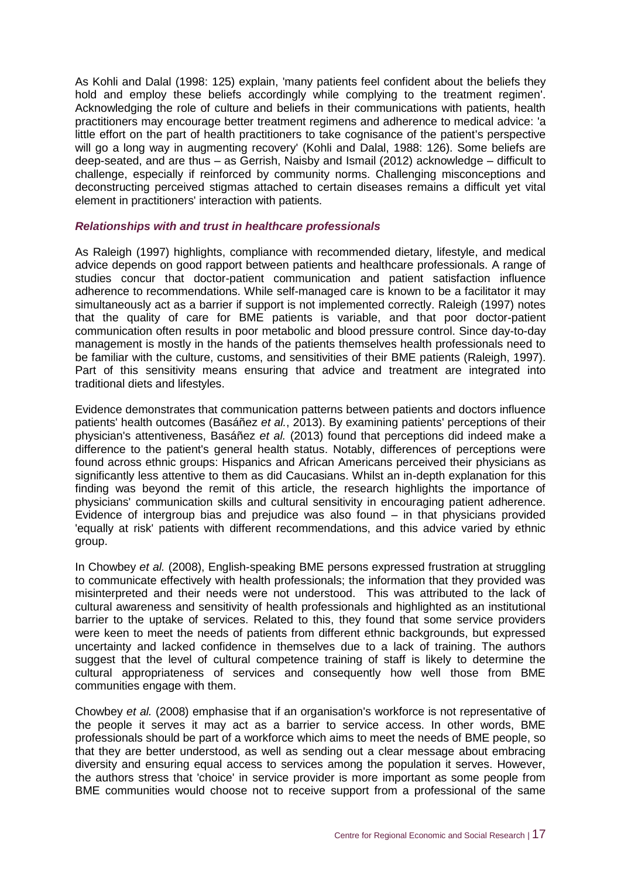As Kohli and Dalal (1998: 125) explain, 'many patients feel confident about the beliefs they hold and employ these beliefs accordingly while complying to the treatment regimen'. Acknowledging the role of culture and beliefs in their communications with patients, health practitioners may encourage better treatment regimens and adherence to medical advice: 'a little effort on the part of health practitioners to take cognisance of the patient's perspective will go a long way in augmenting recovery' (Kohli and Dalal, 1988: 126). Some beliefs are deep-seated, and are thus – as Gerrish, Naisby and Ismail (2012) acknowledge – difficult to challenge, especially if reinforced by community norms. Challenging misconceptions and deconstructing perceived stigmas attached to certain diseases remains a difficult yet vital element in practitioners' interaction with patients.

### *Relationships with and trust in healthcare professionals*

As Raleigh (1997) highlights, compliance with recommended dietary, lifestyle, and medical advice depends on good rapport between patients and healthcare professionals. A range of studies concur that doctor-patient communication and patient satisfaction influence adherence to recommendations. While self-managed care is known to be a facilitator it may simultaneously act as a barrier if support is not implemented correctly. Raleigh (1997) notes that the quality of care for BME patients is variable, and that poor doctor-patient communication often results in poor metabolic and blood pressure control. Since day-to-day management is mostly in the hands of the patients themselves health professionals need to be familiar with the culture, customs, and sensitivities of their BME patients (Raleigh, 1997). Part of this sensitivity means ensuring that advice and treatment are integrated into traditional diets and lifestyles.

Evidence demonstrates that communication patterns between patients and doctors influence patients' health outcomes (Basáñez *et al.*, 2013). By examining patients' perceptions of their physician's attentiveness, Basáñez *et al.* (2013) found that perceptions did indeed make a difference to the patient's general health status. Notably, differences of perceptions were found across ethnic groups: Hispanics and African Americans perceived their physicians as significantly less attentive to them as did Caucasians. Whilst an in-depth explanation for this finding was beyond the remit of this article, the research highlights the importance of physicians' communication skills and cultural sensitivity in encouraging patient adherence. Evidence of intergroup bias and prejudice was also found – in that physicians provided 'equally at risk' patients with different recommendations, and this advice varied by ethnic group.

In Chowbey *et al.* (2008), English-speaking BME persons expressed frustration at struggling to communicate effectively with health professionals; the information that they provided was misinterpreted and their needs were not understood. This was attributed to the lack of cultural awareness and sensitivity of health professionals and highlighted as an institutional barrier to the uptake of services. Related to this, they found that some service providers were keen to meet the needs of patients from different ethnic backgrounds, but expressed uncertainty and lacked confidence in themselves due to a lack of training. The authors suggest that the level of cultural competence training of staff is likely to determine the cultural appropriateness of services and consequently how well those from BME communities engage with them.

Chowbey *et al.* (2008) emphasise that if an organisation's workforce is not representative of the people it serves it may act as a barrier to service access. In other words, BME professionals should be part of a workforce which aims to meet the needs of BME people, so that they are better understood, as well as sending out a clear message about embracing diversity and ensuring equal access to services among the population it serves. However, the authors stress that 'choice' in service provider is more important as some people from BME communities would choose not to receive support from a professional of the same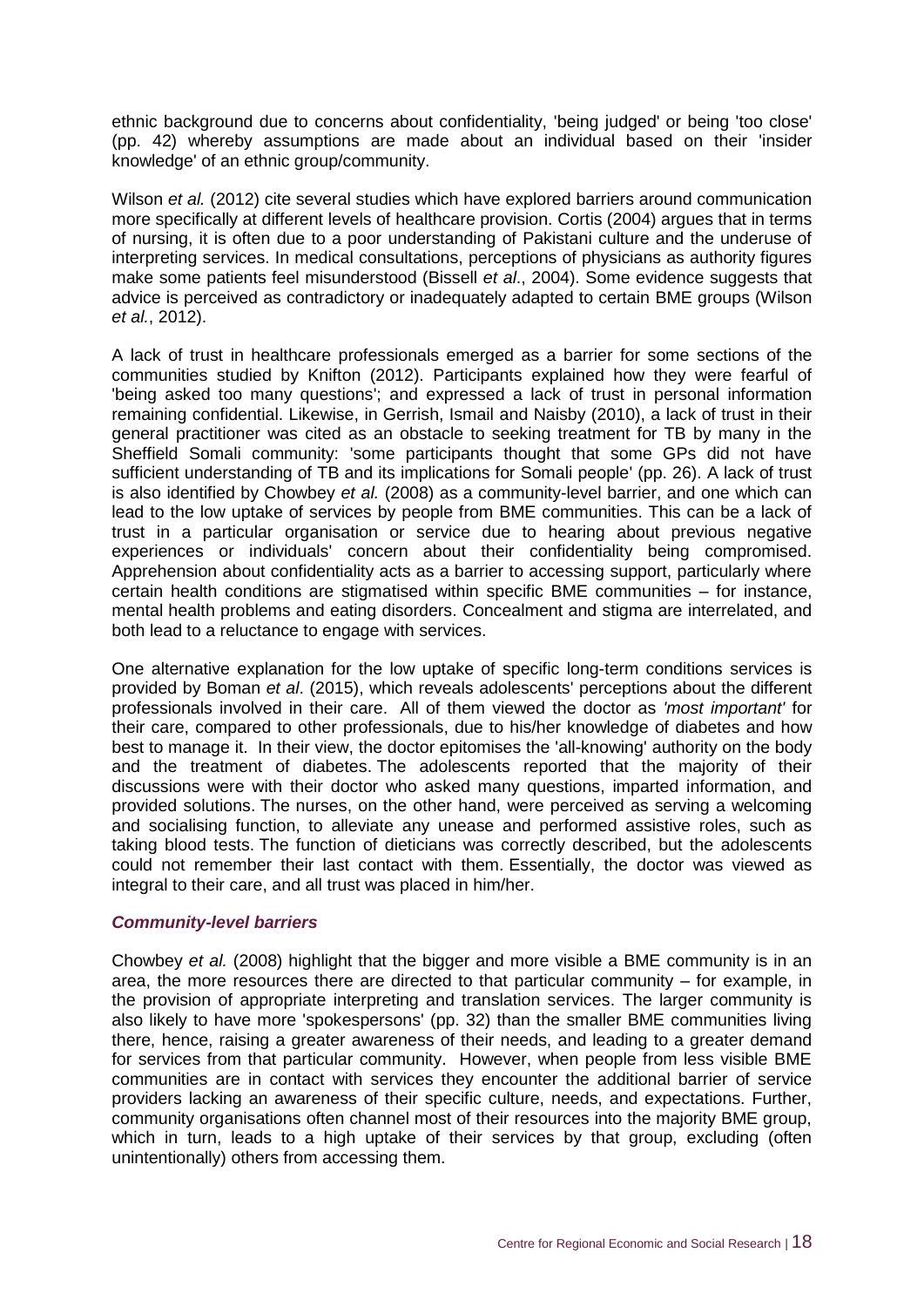ethnic background due to concerns about confidentiality, 'being judged' or being 'too close' (pp. 42) whereby assumptions are made about an individual based on their 'insider knowledge' of an ethnic group/community.

Wilson *et al.* (2012) cite several studies which have explored barriers around communication more specifically at different levels of healthcare provision. Cortis (2004) argues that in terms of nursing, it is often due to a poor understanding of Pakistani culture and the underuse of interpreting services. In medical consultations, perceptions of physicians as authority figures make some patients feel misunderstood (Bissell *et al*., 2004). Some evidence suggests that advice is perceived as contradictory or inadequately adapted to certain BME groups (Wilson *et al.*, 2012).

A lack of trust in healthcare professionals emerged as a barrier for some sections of the communities studied by Knifton (2012). Participants explained how they were fearful of 'being asked too many questions'; and expressed a lack of trust in personal information remaining confidential. Likewise, in Gerrish, Ismail and Naisby (2010), a lack of trust in their general practitioner was cited as an obstacle to seeking treatment for TB by many in the Sheffield Somali community: 'some participants thought that some GPs did not have sufficient understanding of TB and its implications for Somali people' (pp. 26). A lack of trust is also identified by Chowbey *et al.* (2008) as a community-level barrier, and one which can lead to the low uptake of services by people from BME communities. This can be a lack of trust in a particular organisation or service due to hearing about previous negative experiences or individuals' concern about their confidentiality being compromised. Apprehension about confidentiality acts as a barrier to accessing support, particularly where certain health conditions are stigmatised within specific BME communities – for instance, mental health problems and eating disorders. Concealment and stigma are interrelated, and both lead to a reluctance to engage with services.

One alternative explanation for the low uptake of specific long-term conditions services is provided by Boman *et al*. (2015), which reveals adolescents' perceptions about the different professionals involved in their care. All of them viewed the doctor as *'most important'* for their care, compared to other professionals, due to his/her knowledge of diabetes and how best to manage it. In their view, the doctor epitomises the 'all-knowing' authority on the body and the treatment of diabetes. The adolescents reported that the majority of their discussions were with their doctor who asked many questions, imparted information, and provided solutions. The nurses, on the other hand, were perceived as serving a welcoming and socialising function, to alleviate any unease and performed assistive roles, such as taking blood tests. The function of dieticians was correctly described, but the adolescents could not remember their last contact with them. Essentially, the doctor was viewed as integral to their care, and all trust was placed in him/her.

#### *Community-level barriers*

Chowbey *et al.* (2008) highlight that the bigger and more visible a BME community is in an area, the more resources there are directed to that particular community – for example, in the provision of appropriate interpreting and translation services. The larger community is also likely to have more 'spokespersons' (pp. 32) than the smaller BME communities living there, hence, raising a greater awareness of their needs, and leading to a greater demand for services from that particular community. However, when people from less visible BME communities are in contact with services they encounter the additional barrier of service providers lacking an awareness of their specific culture, needs, and expectations. Further, community organisations often channel most of their resources into the majority BME group, which in turn, leads to a high uptake of their services by that group, excluding (often unintentionally) others from accessing them.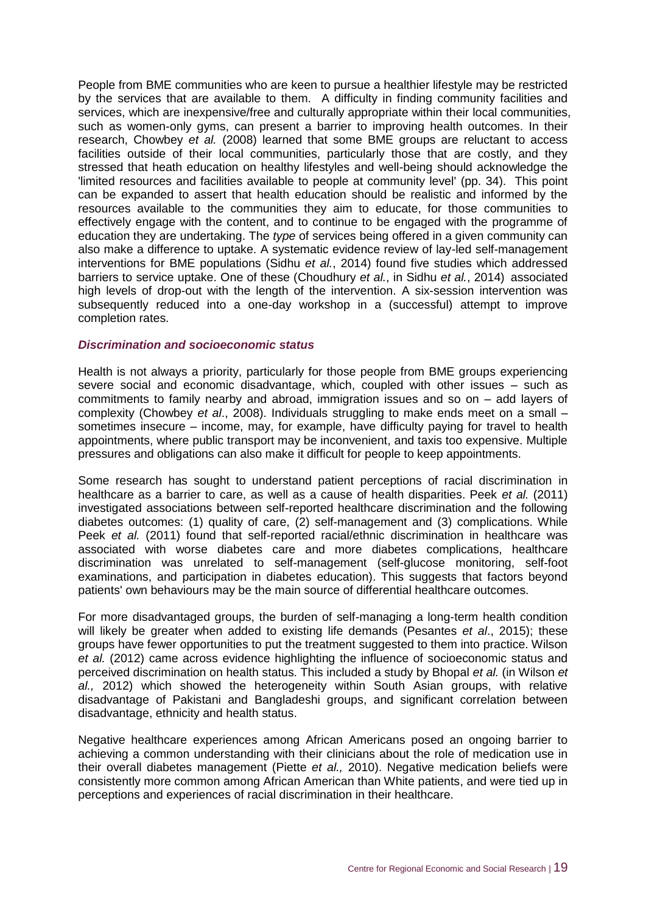People from BME communities who are keen to pursue a healthier lifestyle may be restricted by the services that are available to them. A difficulty in finding community facilities and services, which are inexpensive/free and culturally appropriate within their local communities, such as women-only gyms, can present a barrier to improving health outcomes. In their research, Chowbey *et al.* (2008) learned that some BME groups are reluctant to access facilities outside of their local communities, particularly those that are costly, and they stressed that heath education on healthy lifestyles and well-being should acknowledge the 'limited resources and facilities available to people at community level' (pp. 34). This point can be expanded to assert that health education should be realistic and informed by the resources available to the communities they aim to educate, for those communities to effectively engage with the content, and to continue to be engaged with the programme of education they are undertaking. The *type* of services being offered in a given community can also make a difference to uptake. A systematic evidence review of lay-led self-management interventions for BME populations (Sidhu *et al.*, 2014) found five studies which addressed barriers to service uptake. One of these (Choudhury *et al.*, in Sidhu *et al.*, 2014) associated high levels of drop-out with the length of the intervention. A six-session intervention was subsequently reduced into a one-day workshop in a (successful) attempt to improve completion rates.

### *Discrimination and socioeconomic status*

Health is not always a priority, particularly for those people from BME groups experiencing severe social and economic disadvantage, which, coupled with other issues – such as commitments to family nearby and abroad, immigration issues and so on – add layers of complexity (Chowbey *et al*., 2008). Individuals struggling to make ends meet on a small – sometimes insecure – income, may, for example, have difficulty paying for travel to health appointments, where public transport may be inconvenient, and taxis too expensive. Multiple pressures and obligations can also make it difficult for people to keep appointments.

Some research has sought to understand patient perceptions of racial discrimination in healthcare as a barrier to care, as well as a cause of health disparities. Peek *et al.* (2011) investigated associations between self-reported healthcare discrimination and the following diabetes outcomes: (1) quality of care, (2) self-management and (3) complications. While Peek *et al.* (2011) found that self-reported racial/ethnic discrimination in healthcare was associated with worse diabetes care and more diabetes complications, healthcare discrimination was unrelated to self-management (self-glucose monitoring, self-foot examinations, and participation in diabetes education). This suggests that factors beyond patients' own behaviours may be the main source of differential healthcare outcomes.

For more disadvantaged groups, the burden of self-managing a long-term health condition will likely be greater when added to existing life demands (Pesantes *et al*., 2015); these groups have fewer opportunities to put the treatment suggested to them into practice. Wilson *et al.* (2012) came across evidence highlighting the influence of socioeconomic status and perceived discrimination on health status. This included a study by Bhopal *et al.* (in Wilson *et al.,* 2012) which showed the heterogeneity within South Asian groups, with relative disadvantage of Pakistani and Bangladeshi groups, and significant correlation between disadvantage, ethnicity and health status.

Negative healthcare experiences among African Americans posed an ongoing barrier to achieving a common understanding with their clinicians about the role of medication use in their overall diabetes management (Piette *et al.,* 2010). Negative medication beliefs were consistently more common among African American than White patients, and were tied up in perceptions and experiences of racial discrimination in their healthcare.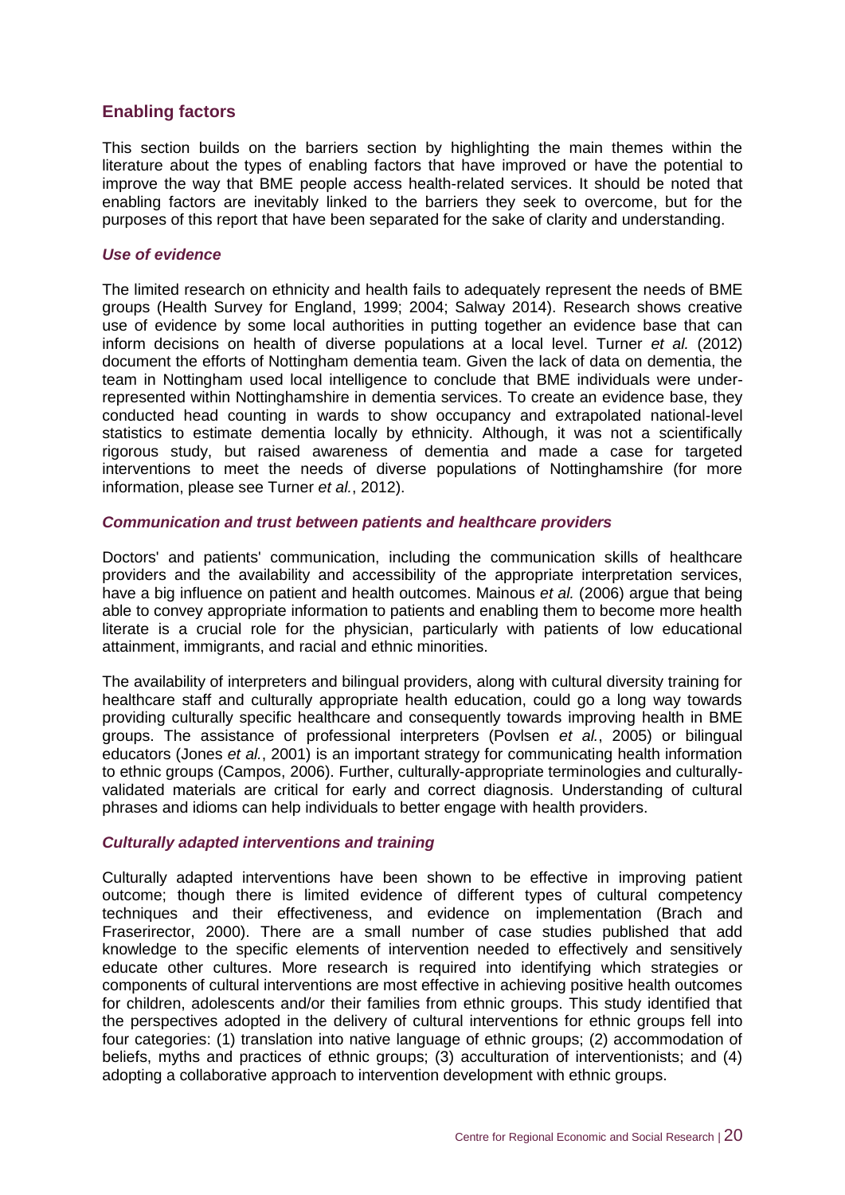## Enabling factors

This section builds on the barriers section by highlighting the main themes within the literature about the types of enabling factors that have improved or have the potential to improve the way that BME people access health-related services. It should be noted that enabling factors are inevitably linked to the barriers they seek to overcome, but for the purposes of this report that have been separated for the sake of clarity and understanding.

### *Use of evidence*

The limited research on ethnicity and health fails to adequately represent the needs of BME groups (Health Survey for England, 1999; 2004; Salway 2014). Research shows creative use of evidence by some local authorities in putting together an evidence base that can inform decisions on health of diverse populations at a local level. Turner *et al.* (2012) document the efforts of Nottingham dementia team. Given the lack of data on dementia, the team in Nottingham used local intelligence to conclude that BME individuals were under-represented within Nottinghamshire in dementia services. To create an evidence base, they conducted head counting in wards to show occupancy and extrapolated national-level statistics to estimate dementia locally by ethnicity. Although, it was not a scientifically rigorous study, but raised awareness of dementia and made a case for targeted interventions to meet the needs of diverse populations of Nottinghamshire (for more information, please see Turner *et al.*, 2012).

### *Communication and trust between patients and healthcare providers*

Doctors' and patients' communication, including the communication skills of healthcare providers and the availability and accessibility of the appropriate interpretation services, have a big influence on patient and health outcomes. Mainous *et al.* (2006) argue that being able to convey appropriate information to patients and enabling them to become more health literate is a crucial role for the physician, particularly with patients of low educational attainment, immigrants, and racial and ethnic minorities.

The availability of interpreters and bilingual providers, along with cultural diversity training for healthcare staff and culturally appropriate health education, could go a long way towards providing culturally specific healthcare and consequently towards improving health in BME groups. The assistance of professional interpreters (Povlsen *et al.*, 2005) or bilingual educators (Jones *et al.*, 2001) is an important strategy for communicating health information to ethnic groups (Campos, 2006). Further, culturally-appropriate terminologies and culturally-validated materials are critical for early and correct diagnosis. Understanding of cultural phrases and idioms can help individuals to better engage with health providers.

### *Culturally adapted interventions and training*

Culturally adapted interventions have been shown to be effective in improving patient outcome; though there is limited evidence of different types of cultural competency techniques and their effectiveness, and evidence on implementation (Brach and Fraserirector, 2000). There are a small number of case studies published that add knowledge to the specific elements of intervention needed to effectively and sensitively educate other cultures. More research is required into identifying which strategies or components of cultural interventions are most effective in achieving positive health outcomes for children, adolescents and/or their families from ethnic groups. This study identified that the perspectives adopted in the delivery of cultural interventions for ethnic groups fell into four categories: (1) translation into native language of ethnic groups; (2) accommodation of beliefs, myths and practices of ethnic groups; (3) acculturation of interventionists; and (4) adopting a collaborative approach to intervention development with ethnic groups.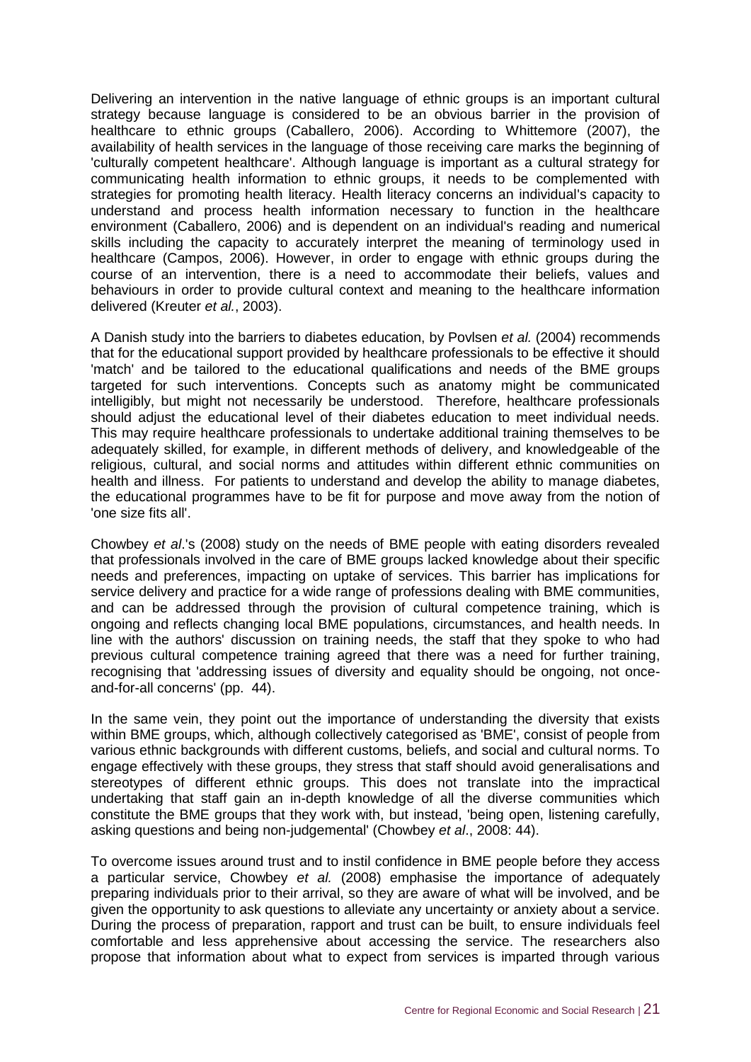Delivering an intervention in the native language of ethnic groups is an important cultural strategy because language is considered to be an obvious barrier in the provision of healthcare to ethnic groups (Caballero, 2006). According to Whittemore (2007), the availability of health services in the language of those receiving care marks the beginning of 'culturally competent healthcare'. Although language is important as a cultural strategy for communicating health information to ethnic groups, it needs to be complemented with strategies for promoting health literacy. Health literacy concerns an individual's capacity to understand and process health information necessary to function in the healthcare environment (Caballero, 2006) and is dependent on an individual's reading and numerical skills including the capacity to accurately interpret the meaning of terminology used in healthcare (Campos, 2006). However, in order to engage with ethnic groups during the course of an intervention, there is a need to accommodate their beliefs, values and behaviours in order to provide cultural context and meaning to the healthcare information delivered (Kreuter *et al.*, 2003).

A Danish study into the barriers to diabetes education, by Povlsen *et al.* (2004) recommends that for the educational support provided by healthcare professionals to be effective it should 'match' and be tailored to the educational qualifications and needs of the BME groups targeted for such interventions. Concepts such as anatomy might be communicated intelligibly, but might not necessarily be understood. Therefore, healthcare professionals should adjust the educational level of their diabetes education to meet individual needs. This may require healthcare professionals to undertake additional training themselves to be adequately skilled, for example, in different methods of delivery, and knowledgeable of the religious, cultural, and social norms and attitudes within different ethnic communities on health and illness. For patients to understand and develop the ability to manage diabetes, the educational programmes have to be fit for purpose and move away from the notion of 'one size fits all'.

Chowbey *et al*.'s (2008) study on the needs of BME people with eating disorders revealed that professionals involved in the care of BME groups lacked knowledge about their specific needs and preferences, impacting on uptake of services. This barrier has implications for service delivery and practice for a wide range of professions dealing with BME communities, and can be addressed through the provision of cultural competence training, which is ongoing and reflects changing local BME populations, circumstances, and health needs. In line with the authors' discussion on training needs, the staff that they spoke to who had previous cultural competence training agreed that there was a need for further training, recognising that 'addressing issues of diversity and equality should be ongoing, not once-and-for-all concerns' (pp. 44).

In the same vein, they point out the importance of understanding the diversity that exists within BME groups, which, although collectively categorised as 'BME', consist of people from various ethnic backgrounds with different customs, beliefs, and social and cultural norms. To engage effectively with these groups, they stress that staff should avoid generalisations and stereotypes of different ethnic groups. This does not translate into the impractical undertaking that staff gain an in-depth knowledge of all the diverse communities which constitute the BME groups that they work with, but instead, 'being open, listening carefully, asking questions and being non-judgemental' (Chowbey *et al*., 2008: 44).

To overcome issues around trust and to instil confidence in BME people before they access a particular service, Chowbey *et al.* (2008) emphasise the importance of adequately preparing individuals prior to their arrival, so they are aware of what will be involved, and be given the opportunity to ask questions to alleviate any uncertainty or anxiety about a service. During the process of preparation, rapport and trust can be built, to ensure individuals feel comfortable and less apprehensive about accessing the service. The researchers also propose that information about what to expect from services is imparted through various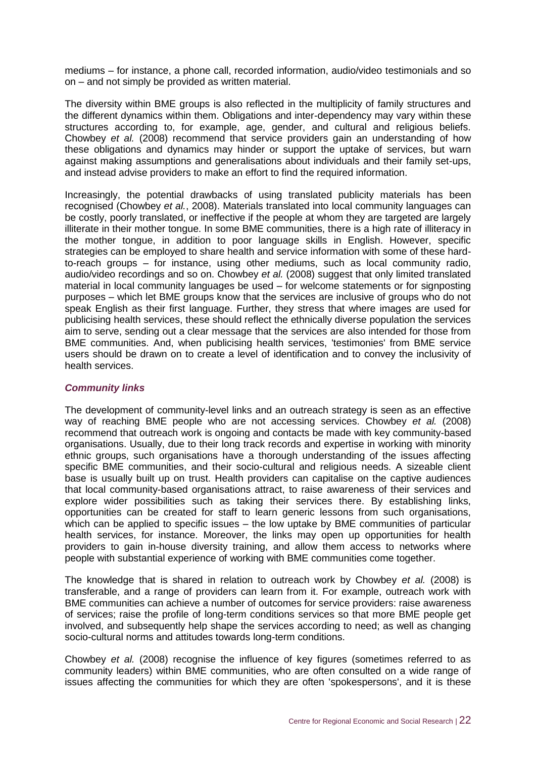mediums – for instance, a phone call, recorded information, audio/video testimonials and so on – and not simply be provided as written material.

The diversity within BME groups is also reflected in the multiplicity of family structures and the different dynamics within them. Obligations and inter-dependency may vary within these structures according to, for example, age, gender, and cultural and religious beliefs. Chowbey *et al.* (2008) recommend that service providers gain an understanding of how these obligations and dynamics may hinder or support the uptake of services, but warn against making assumptions and generalisations about individuals and their family set-ups, and instead advise providers to make an effort to find the required information.

Increasingly, the potential drawbacks of using translated publicity materials has been recognised (Chowbey *et al.*, 2008). Materials translated into local community languages can be costly, poorly translated, or ineffective if the people at whom they are targeted are largely illiterate in their mother tongue. In some BME communities, there is a high rate of illiteracy in the mother tongue, in addition to poor language skills in English. However, specific strategies can be employed to share health and service information with some of these hard-to-reach groups – for instance, using other mediums, such as local community radio, audio/video recordings and so on. Chowbey *et al.* (2008) suggest that only limited translated material in local community languages be used – for welcome statements or for signposting purposes – which let BME groups know that the services are inclusive of groups who do not speak English as their first language. Further, they stress that where images are used for publicising health services, these should reflect the ethnically diverse population the services aim to serve, sending out a clear message that the services are also intended for those from BME communities. And, when publicising health services, 'testimonies' from BME service users should be drawn on to create a level of identification and to convey the inclusivity of health services.

### *Community links*

The development of community-level links and an outreach strategy is seen as an effective way of reaching BME people who are not accessing services. Chowbey *et al.* (2008) recommend that outreach work is ongoing and contacts be made with key community-based organisations. Usually, due to their long track records and expertise in working with minority ethnic groups, such organisations have a thorough understanding of the issues affecting specific BME communities, and their socio-cultural and religious needs. A sizeable client base is usually built up on trust. Health providers can capitalise on the captive audiences that local community-based organisations attract, to raise awareness of their services and explore wider possibilities such as taking their services there. By establishing links, opportunities can be created for staff to learn generic lessons from such organisations, which can be applied to specific issues – the low uptake by BME communities of particular health services, for instance. Moreover, the links may open up opportunities for health providers to gain in-house diversity training, and allow them access to networks where people with substantial experience of working with BME communities come together.

The knowledge that is shared in relation to outreach work by Chowbey *et al.* (2008) is transferable, and a range of providers can learn from it. For example, outreach work with BME communities can achieve a number of outcomes for service providers: raise awareness of services; raise the profile of long-term conditions services so that more BME people get involved, and subsequently help shape the services according to need; as well as changing socio-cultural norms and attitudes towards long-term conditions.

Chowbey *et al.* (2008) recognise the influence of key figures (sometimes referred to as community leaders) within BME communities, who are often consulted on a wide range of issues affecting the communities for which they are often 'spokespersons', and it is these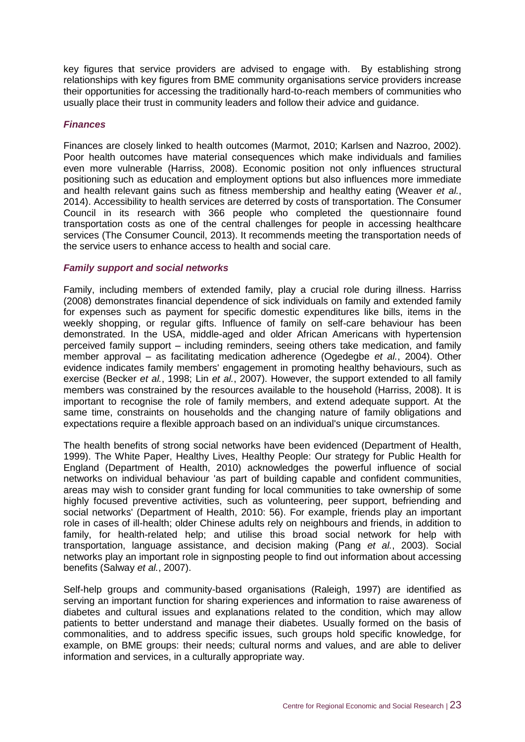key figures that service providers are advised to engage with. By establishing strong relationships with key figures from BME community organisations service providers increase their opportunities for accessing the traditionally hard-to-reach members of communities who usually place their trust in community leaders and follow their advice and guidance.

### *Finances*

Finances are closely linked to health outcomes (Marmot, 2010; Karlsen and Nazroo, 2002). Poor health outcomes have material consequences which make individuals and families even more vulnerable (Harriss, 2008). Economic position not only influences structural positioning such as education and employment options but also influences more immediate and health relevant gains such as fitness membership and healthy eating (Weaver *et al.*, 2014). Accessibility to health services are deterred by costs of transportation. The Consumer Council in its research with 366 people who completed the questionnaire found transportation costs as one of the central challenges for people in accessing healthcare services (The Consumer Council, 2013). It recommends meeting the transportation needs of the service users to enhance access to health and social care.

### *Family support and social networks*

Family, including members of extended family, play a crucial role during illness. Harriss (2008) demonstrates financial dependence of sick individuals on family and extended family for expenses such as payment for specific domestic expenditures like bills, items in the weekly shopping, or regular gifts. Influence of family on self-care behaviour has been demonstrated. In the USA, middle-aged and older African Americans with hypertension perceived family support – including reminders, seeing others take medication, and family member approval – as facilitating medication adherence (Ogedegbe *et al.*, 2004). Other evidence indicates family members' engagement in promoting healthy behaviours, such as exercise (Becker *et al.*, 1998; Lin *et al.*, 2007). However, the support extended to all family members was constrained by the resources available to the household (Harriss, 2008). It is important to recognise the role of family members, and extend adequate support. At the same time, constraints on households and the changing nature of family obligations and expectations require a flexible approach based on an individual's unique circumstances.

The health benefits of strong social networks have been evidenced (Department of Health, 1999). The White Paper, Healthy Lives, Healthy People: Our strategy for Public Health for England (Department of Health, 2010) acknowledges the powerful influence of social networks on individual behaviour 'as part of building capable and confident communities, areas may wish to consider grant funding for local communities to take ownership of some highly focused preventive activities, such as volunteering, peer support, befriending and social networks' (Department of Health, 2010: 56). For example, friends play an important role in cases of ill-health; older Chinese adults rely on neighbours and friends, in addition to family, for health-related help; and utilise this broad social network for help with transportation, language assistance, and decision making (Pang *et al.*, 2003). Social networks play an important role in signposting people to find out information about accessing benefits (Salway *et al.*, 2007).

Self-help groups and community-based organisations (Raleigh, 1997) are identified as serving an important function for sharing experiences and information to raise awareness of diabetes and cultural issues and explanations related to the condition, which may allow patients to better understand and manage their diabetes. Usually formed on the basis of commonalities, and to address specific issues, such groups hold specific knowledge, for example, on BME groups: their needs; cultural norms and values, and are able to deliver information and services, in a culturally appropriate way.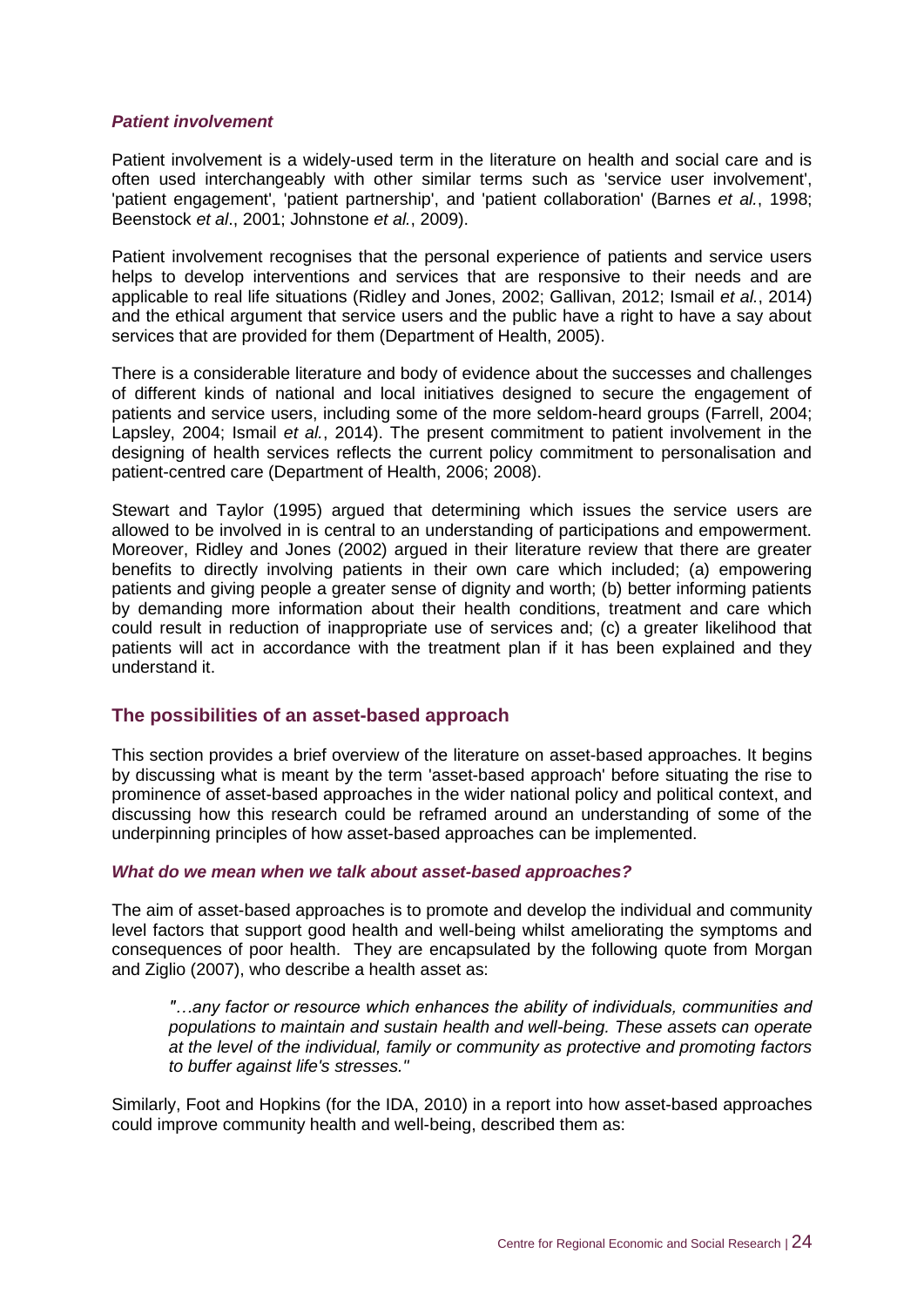### *Patient involvement*

Patient involvement is a widely-used term in the literature on health and social care and is often used interchangeably with other similar terms such as 'service user involvement', 'patient engagement', 'patient partnership', and 'patient collaboration' (Barnes *et al.*, 1998; Beenstock *et al*., 2001; Johnstone *et al.*, 2009).

Patient involvement recognises that the personal experience of patients and service users helps to develop interventions and services that are responsive to their needs and are applicable to real life situations (Ridley and Jones, 2002; Gallivan, 2012; Ismail *et al.*, 2014) and the ethical argument that service users and the public have a right to have a say about services that are provided for them (Department of Health, 2005).

There is a considerable literature and body of evidence about the successes and challenges of different kinds of national and local initiatives designed to secure the engagement of patients and service users, including some of the more seldom-heard groups (Farrell, 2004; Lapsley, 2004; Ismail *et al.*, 2014). The present commitment to patient involvement in the designing of health services reflects the current policy commitment to personalisation and patient-centred care (Department of Health, 2006; 2008).

Stewart and Taylor (1995) argued that determining which issues the service users are allowed to be involved in is central to an understanding of participations and empowerment. Moreover, Ridley and Jones (2002) argued in their literature review that there are greater benefits to directly involving patients in their own care which included; (a) empowering patients and giving people a greater sense of dignity and worth; (b) better informing patients by demanding more information about their health conditions, treatment and care which could result in reduction of inappropriate use of services and; (c) a greater likelihood that patients will act in accordance with the treatment plan if it has been explained and they understand it.

## The possibilities of an asset-based approach

This section provides a brief overview of the literature on asset-based approaches. It begins by discussing what is meant by the term 'asset-based approach' before situating the rise to prominence of asset-based approaches in the wider national policy and political context, and discussing how this research could be reframed around an understanding of some of the underpinning principles of how asset-based approaches can be implemented.

### *What do we mean when we talk about asset-based approaches?*

The aim of asset-based approaches is to promote and develop the individual and community level factors that support good health and well-being whilst ameliorating the symptoms and consequences of poor health. They are encapsulated by the following quote from Morgan and Ziglio (2007), who describe a health asset as:

> *"…any factor or resource which enhances the ability of individuals, communities and populations to maintain and sustain health and well-being. These assets can operate at the level of the individual, family or community as protective and promoting factors to buffer against life's stresses."*

Similarly, Foot and Hopkins (for the IDA, 2010) in a report into how asset-based approaches could improve community health and well-being, described them as: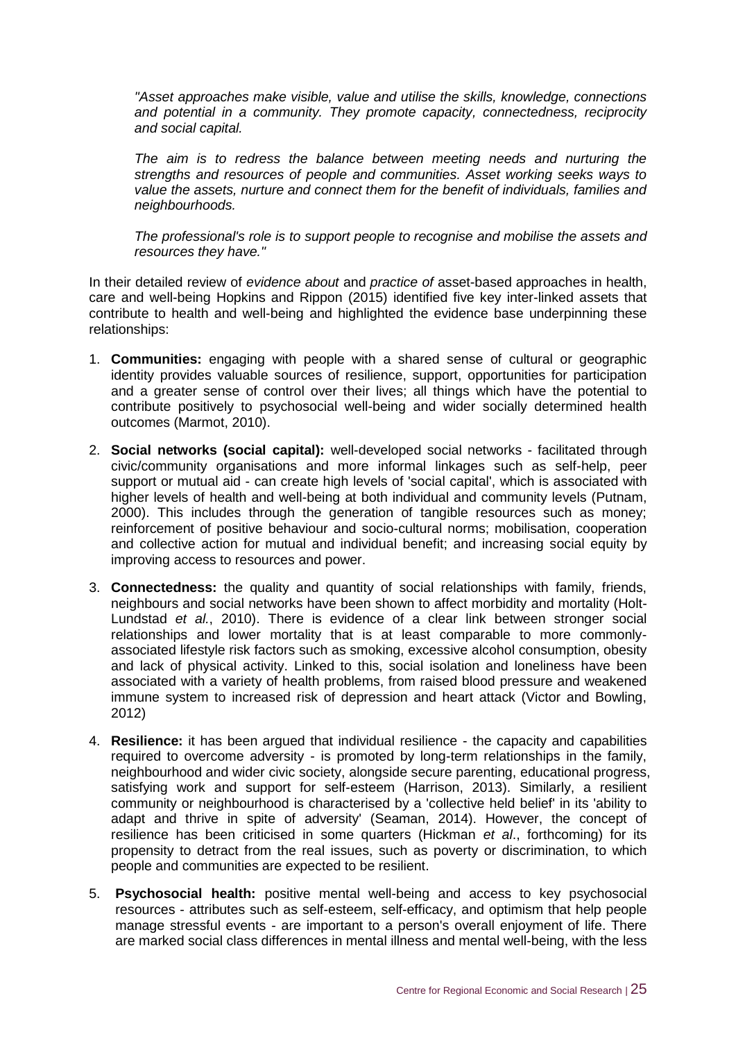*"Asset approaches make visible, value and utilise the skills, knowledge, connections and potential in a community. They promote capacity, connectedness, reciprocity and social capital.*

*The aim is to redress the balance between meeting needs and nurturing the strengths and resources of people and communities. Asset working seeks ways to value the assets, nurture and connect them for the benefit of individuals, families and neighbourhoods.*

*The professional's role is to support people to recognise and mobilise the assets and resources they have."*

In their detailed review of *evidence about* and *practice of* asset-based approaches in health, care and well-being Hopkins and Rippon (2015) identified five key inter-linked assets that contribute to health and well-being and highlighted the evidence base underpinning these relationships:

1. **Communities:** engaging with people with a shared sense of cultural or geographic identity provides valuable sources of resilience, support, opportunities for participation and a greater sense of control over their lives; all things which have the potential to contribute positively to psychosocial well-being and wider socially determined health outcomes (Marmot, 2010).
2. **Social networks (social capital):** well-developed social networks - facilitated through civic/community organisations and more informal linkages such as self-help, peer support or mutual aid - can create high levels of 'social capital', which is associated with higher levels of health and well-being at both individual and community levels (Putnam, 2000). This includes through the generation of tangible resources such as money; reinforcement of positive behaviour and socio-cultural norms; mobilisation, cooperation and collective action for mutual and individual benefit; and increasing social equity by improving access to resources and power.
3. **Connectedness:** the quality and quantity of social relationships with family, friends, neighbours and social networks have been shown to affect morbidity and mortality (Holt-Lundstad *et al.*, 2010). There is evidence of a clear link between stronger social relationships and lower mortality that is at least comparable to more commonly-associated lifestyle risk factors such as smoking, excessive alcohol consumption, obesity and lack of physical activity. Linked to this, social isolation and loneliness have been associated with a variety of health problems, from raised blood pressure and weakened immune system to increased risk of depression and heart attack (Victor and Bowling, 2012)
4. **Resilience:** it has been argued that individual resilience - the capacity and capabilities required to overcome adversity - is promoted by long-term relationships in the family, neighbourhood and wider civic society, alongside secure parenting, educational progress, satisfying work and support for self-esteem (Harrison, 2013). Similarly, a resilient community or neighbourhood is characterised by a 'collective held belief' in its 'ability to adapt and thrive in spite of adversity' (Seaman, 2014). However, the concept of resilience has been criticised in some quarters (Hickman *et al*., forthcoming) for its propensity to detract from the real issues, such as poverty or discrimination, to which people and communities are expected to be resilient.
5. **Psychosocial health:** positive mental well-being and access to key psychosocial resources - attributes such as self-esteem, self-efficacy, and optimism that help people manage stressful events - are important to a person's overall enjoyment of life. There are marked social class differences in mental illness and mental well-being, with the less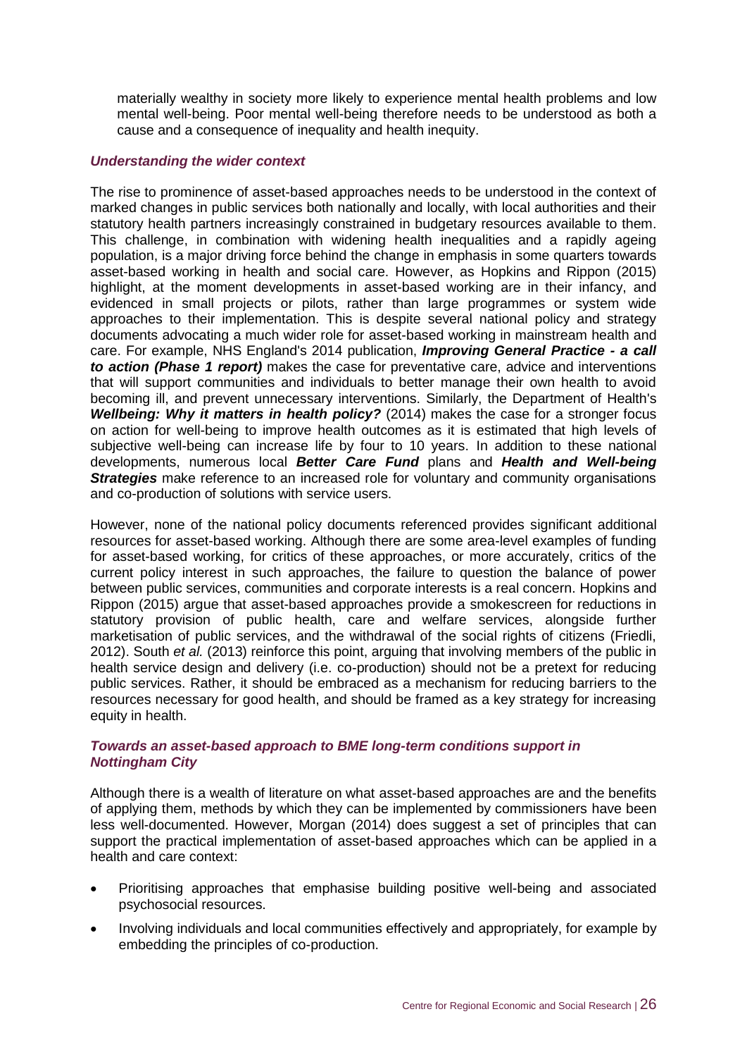materially wealthy in society more likely to experience mental health problems and low mental well-being. Poor mental well-being therefore needs to be understood as both a cause and a consequence of inequality and health inequity.

### *Understanding the wider context*

The rise to prominence of asset-based approaches needs to be understood in the context of marked changes in public services both nationally and locally, with local authorities and their statutory health partners increasingly constrained in budgetary resources available to them. This challenge, in combination with widening health inequalities and a rapidly ageing population, is a major driving force behind the change in emphasis in some quarters towards asset-based working in health and social care. However, as Hopkins and Rippon (2015) highlight, at the moment developments in asset-based working are in their infancy, and evidenced in small projects or pilots, rather than large programmes or system wide approaches to their implementation. This is despite several national policy and strategy documents advocating a much wider role for asset-based working in mainstream health and care. For example, NHS England's 2014 publication, ***Improving General Practice - a call to action (Phase 1 report)*** makes the case for preventative care, advice and interventions that will support communities and individuals to better manage their own health to avoid becoming ill, and prevent unnecessary interventions. Similarly, the Department of Health's ***Wellbeing: Why it matters in health policy?*** (2014) makes the case for a stronger focus on action for well-being to improve health outcomes as it is estimated that high levels of subjective well-being can increase life by four to 10 years. In addition to these national developments, numerous local ***Better Care Fund*** plans and ***Health and Well-being Strategies*** make reference to an increased role for voluntary and community organisations and co-production of solutions with service users.

However, none of the national policy documents referenced provides significant additional resources for asset-based working. Although there are some area-level examples of funding for asset-based working, for critics of these approaches, or more accurately, critics of the current policy interest in such approaches, the failure to question the balance of power between public services, communities and corporate interests is a real concern. Hopkins and Rippon (2015) argue that asset-based approaches provide a smokescreen for reductions in statutory provision of public health, care and welfare services, alongside further marketisation of public services, and the withdrawal of the social rights of citizens (Friedli, 2012). South *et al.* (2013) reinforce this point, arguing that involving members of the public in health service design and delivery (i.e. co-production) should not be a pretext for reducing public services. Rather, it should be embraced as a mechanism for reducing barriers to the resources necessary for good health, and should be framed as a key strategy for increasing equity in health.

### *Towards an asset-based approach to BME long-term conditions support in Nottingham City*

Although there is a wealth of literature on what asset-based approaches are and the benefits of applying them, methods by which they can be implemented by commissioners have been less well-documented. However, Morgan (2014) does suggest a set of principles that can support the practical implementation of asset-based approaches which can be applied in a health and care context:

- Prioritising approaches that emphasise building positive well-being and associated psychosocial resources.
- Involving individuals and local communities effectively and appropriately, for example by embedding the principles of co-production.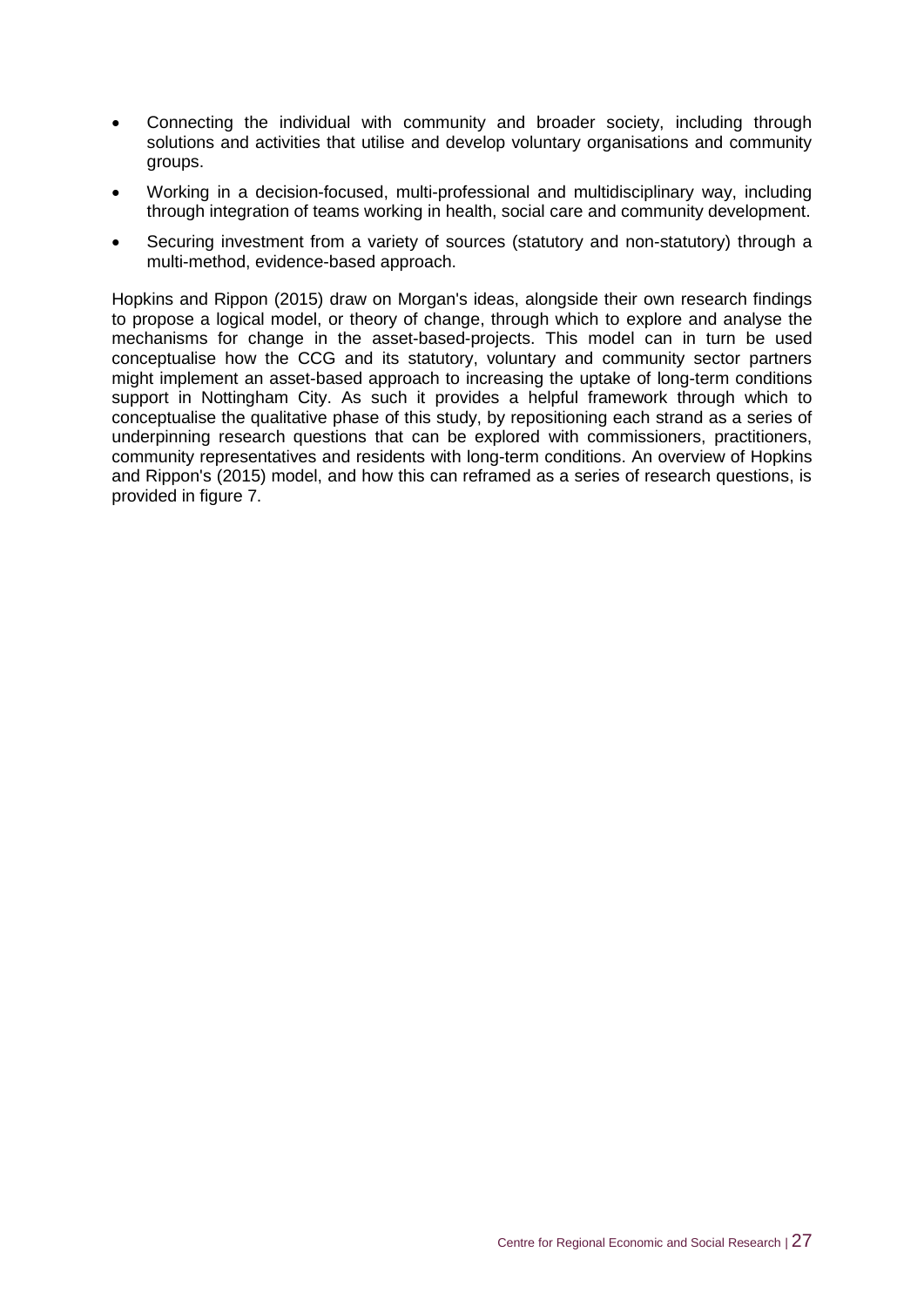- Connecting the individual with community and broader society, including through solutions and activities that utilise and develop voluntary organisations and community groups.
- Working in a decision-focused, multi-professional and multidisciplinary way, including through integration of teams working in health, social care and community development.
- Securing investment from a variety of sources (statutory and non-statutory) through a multi-method, evidence-based approach.

Hopkins and Rippon (2015) draw on Morgan's ideas, alongside their own research findings to propose a logical model, or theory of change, through which to explore and analyse the mechanisms for change in the asset-based-projects. This model can in turn be used conceptualise how the CCG and its statutory, voluntary and community sector partners might implement an asset-based approach to increasing the uptake of long-term conditions support in Nottingham City. As such it provides a helpful framework through which to conceptualise the qualitative phase of this study, by repositioning each strand as a series of underpinning research questions that can be explored with commissioners, practitioners, community representatives and residents with long-term conditions. An overview of Hopkins and Rippon's (2015) model, and how this can reframed as a series of research questions, is provided in figure 7.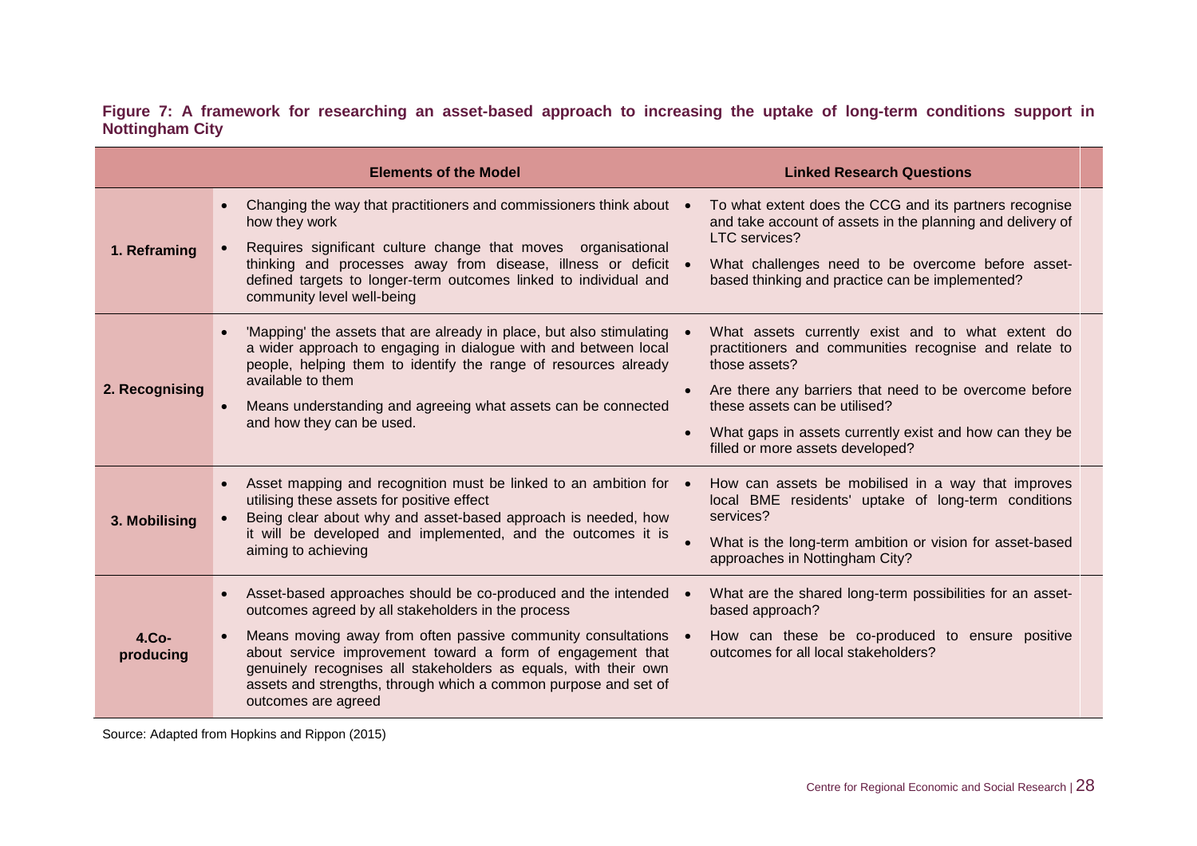**Figure 7: A framework for researching an asset-based approach to increasing the uptake of long-term conditions support in Nottingham City**

| | Elements of the Model | Linked Research Questions |
|---|---|---|
| **1. Reframing** | • Changing the way that practitioners and commissioners think about how they work<br>• Requires significant culture change that moves organisational thinking and processes away from disease, illness or deficit defined targets to longer-term outcomes linked to individual and community level well-being | • To what extent does the CCG and its partners recognise and take account of assets in the planning and delivery of LTC services?<br>• What challenges need to be overcome before asset-based thinking and practice can be implemented? |
| **2. Recognising** | • 'Mapping' the assets that are already in place, but also stimulating a wider approach to engaging in dialogue with and between local people, helping them to identify the range of resources already available to them<br>• Means understanding and agreeing what assets can be connected and how they can be used. | • What assets currently exist and to what extent do practitioners and communities recognise and relate to those assets?<br>• Are there any barriers that need to be overcome before these assets can be utilised?<br>• What gaps in assets currently exist and how can they be filled or more assets developed? |
| **3. Mobilising** | • Asset mapping and recognition must be linked to an ambition for utilising these assets for positive effect<br>• Being clear about why and asset-based approach is needed, how it will be developed and implemented, and the outcomes it is aiming to achieving | • How can assets be mobilised in a way that improves local BME residents' uptake of long-term conditions services?<br>• What is the long-term ambition or vision for asset-based approaches in Nottingham City? |
| **4.Co-producing** | • Asset-based approaches should be co-produced and the intended outcomes agreed by all stakeholders in the process<br>• Means moving away from often passive community consultations about service improvement toward a form of engagement that genuinely recognises all stakeholders as equals, with their own assets and strengths, through which a common purpose and set of outcomes are agreed | • What are the shared long-term possibilities for an asset-based approach?<br>• How can these be co-produced to ensure positive outcomes for all local stakeholders? |

Source: Adapted from Hopkins and Rippon (2015)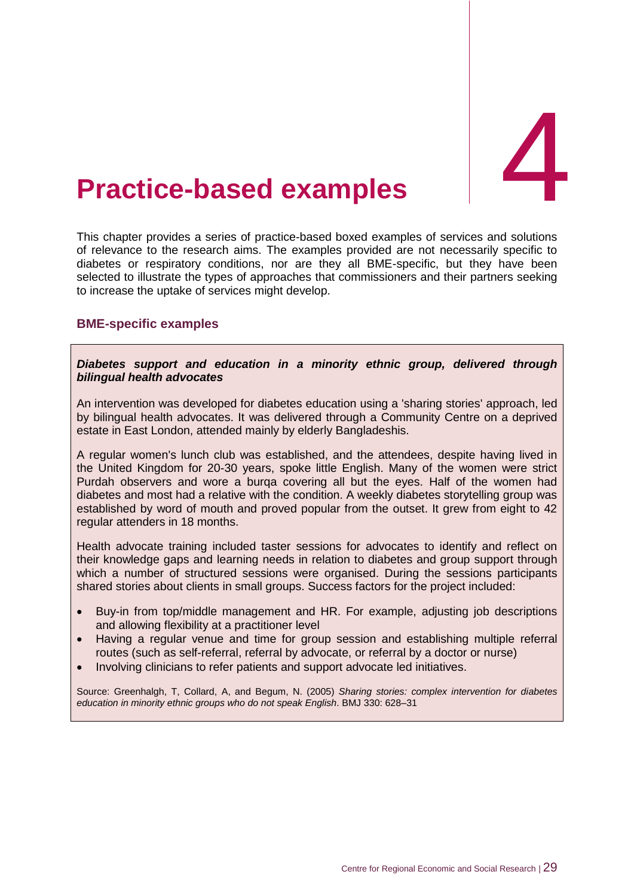# 4 Practice-based examples

This chapter provides a series of practice-based boxed examples of services and solutions of relevance to the research aims. The examples provided are not necessarily specific to diabetes or respiratory conditions, nor are they all BME-specific, but they have been selected to illustrate the types of approaches that commissioners and their partners seeking to increase the uptake of services might develop.

### BME-specific examples

***Diabetes support and education in a minority ethnic group, delivered through bilingual health advocates***

An intervention was developed for diabetes education using a 'sharing stories' approach, led by bilingual health advocates. It was delivered through a Community Centre on a deprived estate in East London, attended mainly by elderly Bangladeshis.

A regular women's lunch club was established, and the attendees, despite having lived in the United Kingdom for 20-30 years, spoke little English. Many of the women were strict Purdah observers and wore a burqa covering all but the eyes. Half of the women had diabetes and most had a relative with the condition. A weekly diabetes storytelling group was established by word of mouth and proved popular from the outset. It grew from eight to 42 regular attenders in 18 months.

Health advocate training included taster sessions for advocates to identify and reflect on their knowledge gaps and learning needs in relation to diabetes and group support through which a number of structured sessions were organised. During the sessions participants shared stories about clients in small groups. Success factors for the project included:

- Buy-in from top/middle management and HR. For example, adjusting job descriptions and allowing flexibility at a practitioner level
- Having a regular venue and time for group session and establishing multiple referral routes (such as self-referral, referral by advocate, or referral by a doctor or nurse)
- Involving clinicians to refer patients and support advocate led initiatives.

Source: Greenhalgh, T, Collard, A, and Begum, N. (2005) *Sharing stories: complex intervention for diabetes education in minority ethnic groups who do not speak English*. BMJ 330: 628–31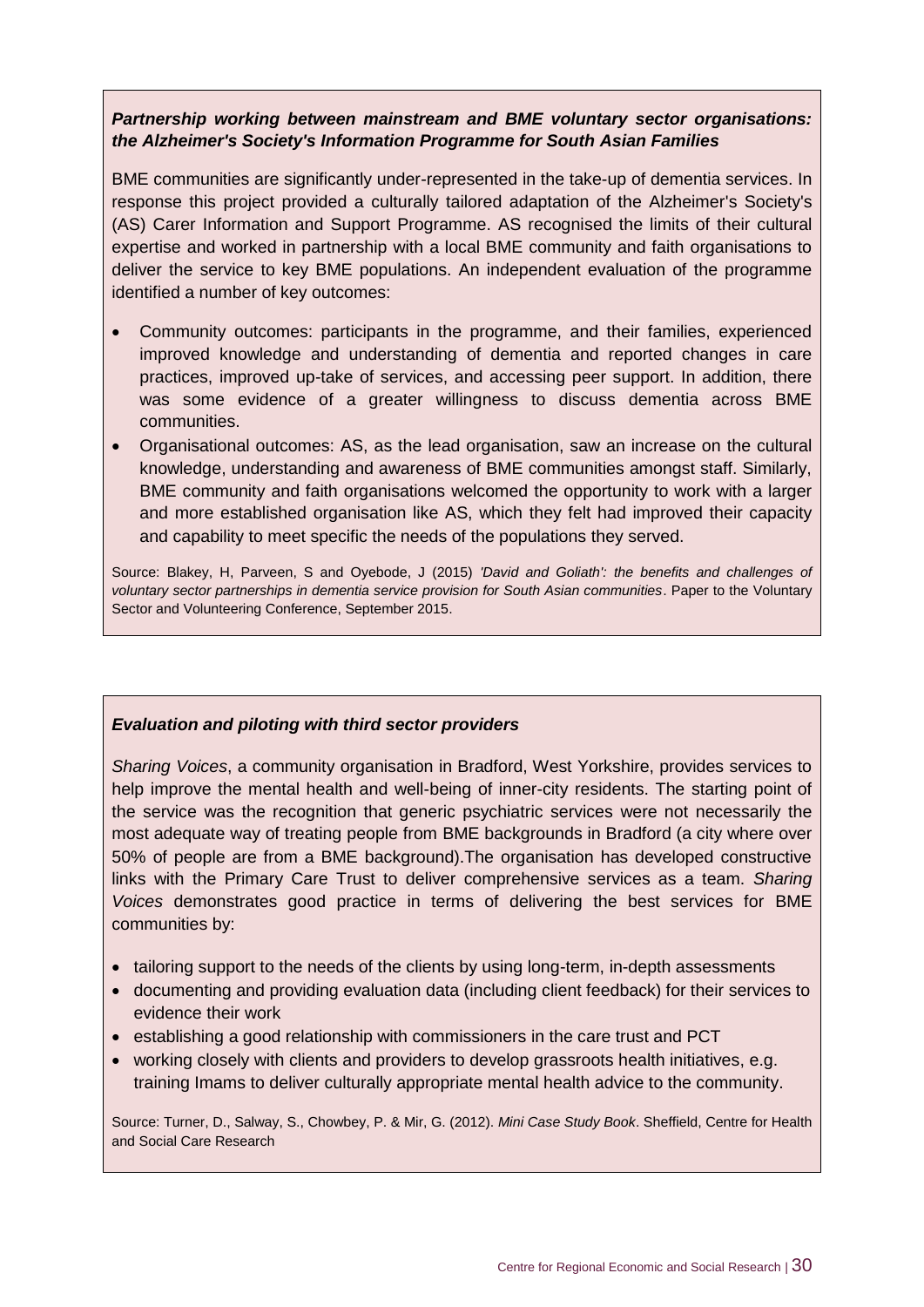***Partnership working between mainstream and BME voluntary sector organisations: the Alzheimer's Society's Information Programme for South Asian Families***

BME communities are significantly under-represented in the take-up of dementia services. In response this project provided a culturally tailored adaptation of the Alzheimer's Society's (AS) Carer Information and Support Programme. AS recognised the limits of their cultural expertise and worked in partnership with a local BME community and faith organisations to deliver the service to key BME populations. An independent evaluation of the programme identified a number of key outcomes:

- Community outcomes: participants in the programme, and their families, experienced improved knowledge and understanding of dementia and reported changes in care practices, improved up-take of services, and accessing peer support. In addition, there was some evidence of a greater willingness to discuss dementia across BME communities.
- Organisational outcomes: AS, as the lead organisation, saw an increase on the cultural knowledge, understanding and awareness of BME communities amongst staff. Similarly, BME community and faith organisations welcomed the opportunity to work with a larger and more established organisation like AS, which they felt had improved their capacity and capability to meet specific the needs of the populations they served.

Source: Blakey, H, Parveen, S and Oyebode, J (2015) *'David and Goliath': the benefits and challenges of voluntary sector partnerships in dementia service provision for South Asian communities*. Paper to the Voluntary Sector and Volunteering Conference, September 2015.

***Evaluation and piloting with third sector providers***

*Sharing Voices*, a community organisation in Bradford, West Yorkshire, provides services to help improve the mental health and well-being of inner-city residents. The starting point of the service was the recognition that generic psychiatric services were not necessarily the most adequate way of treating people from BME backgrounds in Bradford (a city where over 50% of people are from a BME background).The organisation has developed constructive links with the Primary Care Trust to deliver comprehensive services as a team. *Sharing Voices* demonstrates good practice in terms of delivering the best services for BME communities by:

- tailoring support to the needs of the clients by using long-term, in-depth assessments
- documenting and providing evaluation data (including client feedback) for their services to evidence their work
- establishing a good relationship with commissioners in the care trust and PCT
- working closely with clients and providers to develop grassroots health initiatives, e.g. training Imams to deliver culturally appropriate mental health advice to the community.

Source: Turner, D., Salway, S., Chowbey, P. & Mir, G. (2012). *Mini Case Study Book*. Sheffield, Centre for Health and Social Care Research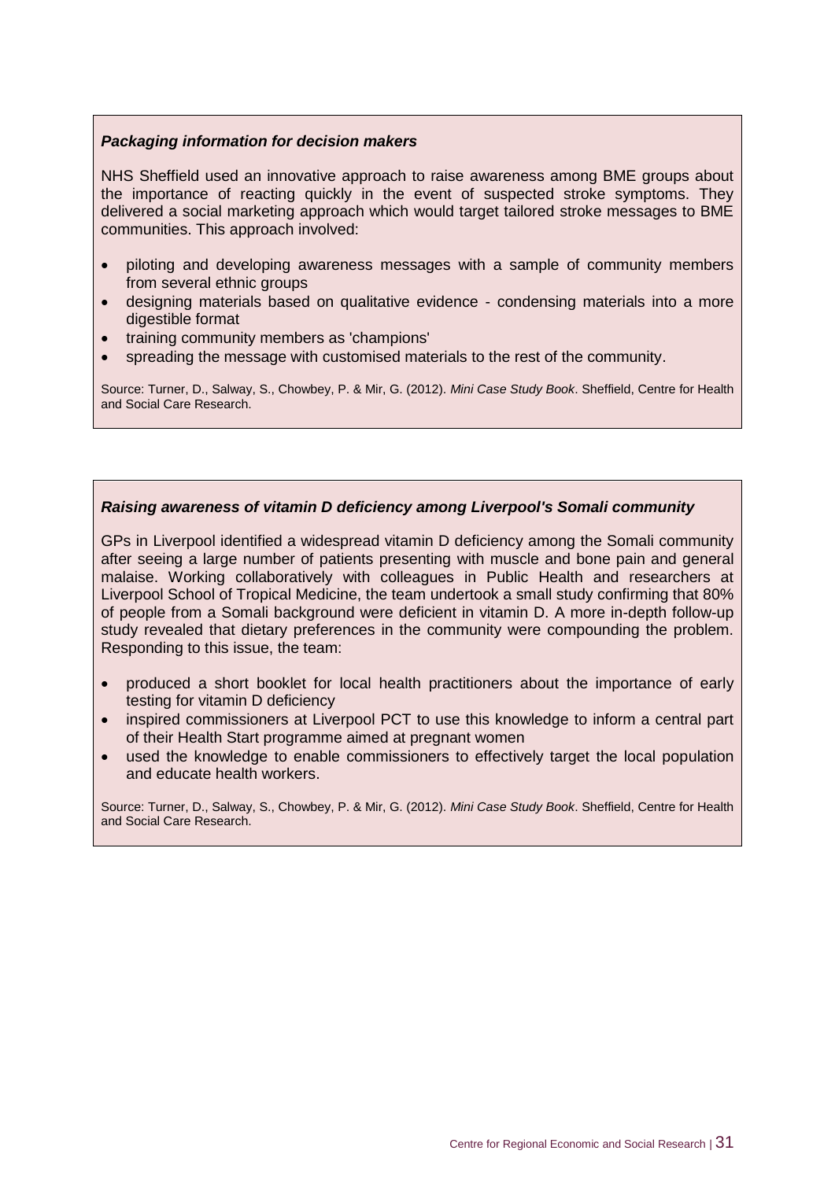***Packaging information for decision makers***

NHS Sheffield used an innovative approach to raise awareness among BME groups about the importance of reacting quickly in the event of suspected stroke symptoms. They delivered a social marketing approach which would target tailored stroke messages to BME communities. This approach involved:

- piloting and developing awareness messages with a sample of community members from several ethnic groups
- designing materials based on qualitative evidence - condensing materials into a more digestible format
- training community members as 'champions'
- spreading the message with customised materials to the rest of the community.

Source: Turner, D., Salway, S., Chowbey, P. & Mir, G. (2012). *Mini Case Study Book*. Sheffield, Centre for Health and Social Care Research.

***Raising awareness of vitamin D deficiency among Liverpool's Somali community***

GPs in Liverpool identified a widespread vitamin D deficiency among the Somali community after seeing a large number of patients presenting with muscle and bone pain and general malaise. Working collaboratively with colleagues in Public Health and researchers at Liverpool School of Tropical Medicine, the team undertook a small study confirming that 80% of people from a Somali background were deficient in vitamin D. A more in-depth follow-up study revealed that dietary preferences in the community were compounding the problem. Responding to this issue, the team:

- produced a short booklet for local health practitioners about the importance of early testing for vitamin D deficiency
- inspired commissioners at Liverpool PCT to use this knowledge to inform a central part of their Health Start programme aimed at pregnant women
- used the knowledge to enable commissioners to effectively target the local population and educate health workers.

Source: Turner, D., Salway, S., Chowbey, P. & Mir, G. (2012). *Mini Case Study Book*. Sheffield, Centre for Health and Social Care Research.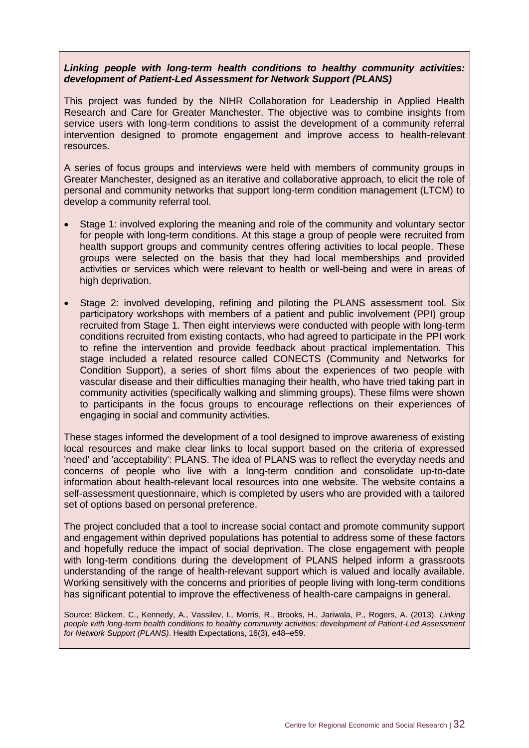***Linking people with long-term health conditions to healthy community activities: development of Patient-Led Assessment for Network Support (PLANS)***

This project was funded by the NIHR Collaboration for Leadership in Applied Health Research and Care for Greater Manchester. The objective was to combine insights from service users with long-term conditions to assist the development of a community referral intervention designed to promote engagement and improve access to health-relevant resources.

A series of focus groups and interviews were held with members of community groups in Greater Manchester, designed as an iterative and collaborative approach, to elicit the role of personal and community networks that support long-term condition management (LTCM) to develop a community referral tool.

- Stage 1: involved exploring the meaning and role of the community and voluntary sector for people with long-term conditions. At this stage a group of people were recruited from health support groups and community centres offering activities to local people. These groups were selected on the basis that they had local memberships and provided activities or services which were relevant to health or well-being and were in areas of high deprivation.
- Stage 2: involved developing, refining and piloting the PLANS assessment tool. Six participatory workshops with members of a patient and public involvement (PPI) group recruited from Stage 1. Then eight interviews were conducted with people with long-term conditions recruited from existing contacts, who had agreed to participate in the PPI work to refine the intervention and provide feedback about practical implementation. This stage included a related resource called CONECTS (Community and Networks for Condition Support), a series of short films about the experiences of two people with vascular disease and their difficulties managing their health, who have tried taking part in community activities (specifically walking and slimming groups). These films were shown to participants in the focus groups to encourage reflections on their experiences of engaging in social and community activities.

These stages informed the development of a tool designed to improve awareness of existing local resources and make clear links to local support based on the criteria of expressed 'need' and 'acceptability': PLANS. The idea of PLANS was to reflect the everyday needs and concerns of people who live with a long-term condition and consolidate up-to-date information about health-relevant local resources into one website. The website contains a self-assessment questionnaire, which is completed by users who are provided with a tailored set of options based on personal preference.

The project concluded that a tool to increase social contact and promote community support and engagement within deprived populations has potential to address some of these factors and hopefully reduce the impact of social deprivation. The close engagement with people with long-term conditions during the development of PLANS helped inform a grassroots understanding of the range of health-relevant support which is valued and locally available. Working sensitively with the concerns and priorities of people living with long-term conditions has significant potential to improve the effectiveness of health-care campaigns in general.

Source: Blickem, C., Kennedy, A., Vassilev, I., Morris, R., Brooks, H., Jariwala, P., Rogers, A. (2013). *Linking people with long-term health conditions to healthy community activities: development of Patient-Led Assessment for Network Support (PLANS)*. Health Expectations, 16(3), e48–e59.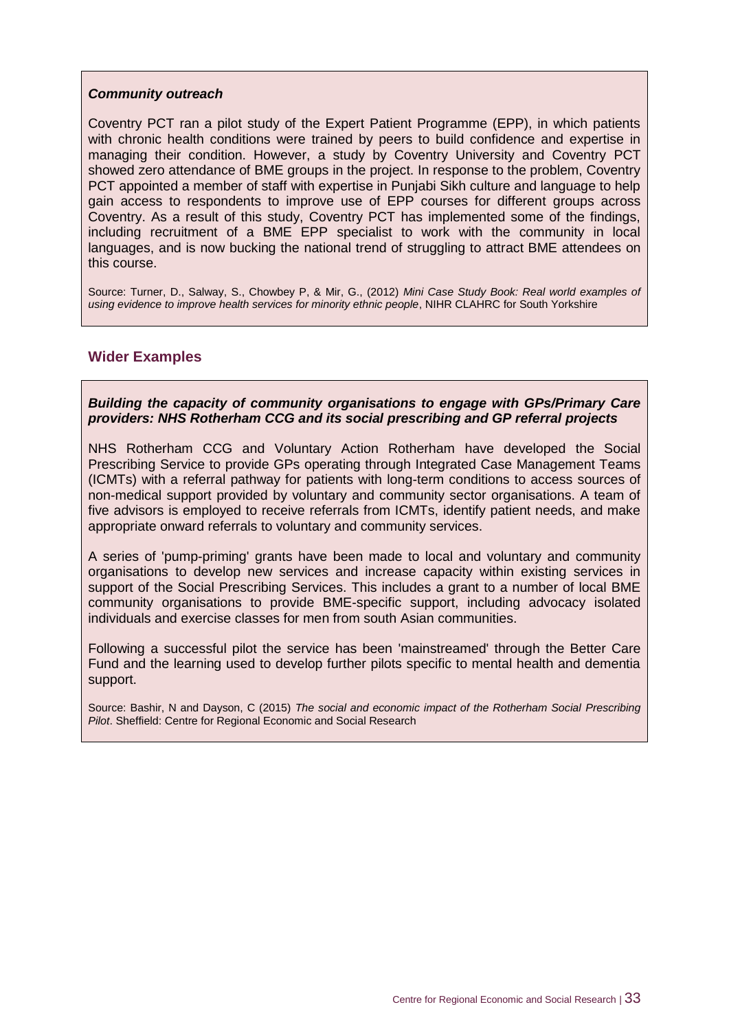***Community outreach***

Coventry PCT ran a pilot study of the Expert Patient Programme (EPP), in which patients with chronic health conditions were trained by peers to build confidence and expertise in managing their condition. However, a study by Coventry University and Coventry PCT showed zero attendance of BME groups in the project. In response to the problem, Coventry PCT appointed a member of staff with expertise in Punjabi Sikh culture and language to help gain access to respondents to improve use of EPP courses for different groups across Coventry. As a result of this study, Coventry PCT has implemented some of the findings, including recruitment of a BME EPP specialist to work with the community in local languages, and is now bucking the national trend of struggling to attract BME attendees on this course.

Source: Turner, D., Salway, S., Chowbey P, & Mir, G., (2012) *Mini Case Study Book: Real world examples of using evidence to improve health services for minority ethnic people*, NIHR CLAHRC for South Yorkshire

## Wider Examples

***Building the capacity of community organisations to engage with GPs/Primary Care providers: NHS Rotherham CCG and its social prescribing and GP referral projects***

NHS Rotherham CCG and Voluntary Action Rotherham have developed the Social Prescribing Service to provide GPs operating through Integrated Case Management Teams (ICMTs) with a referral pathway for patients with long-term conditions to access sources of non-medical support provided by voluntary and community sector organisations. A team of five advisors is employed to receive referrals from ICMTs, identify patient needs, and make appropriate onward referrals to voluntary and community services.

A series of 'pump-priming' grants have been made to local and voluntary and community organisations to develop new services and increase capacity within existing services in support of the Social Prescribing Services. This includes a grant to a number of local BME community organisations to provide BME-specific support, including advocacy isolated individuals and exercise classes for men from south Asian communities.

Following a successful pilot the service has been 'mainstreamed' through the Better Care Fund and the learning used to develop further pilots specific to mental health and dementia support.

Source: Bashir, N and Dayson, C (2015) *The social and economic impact of the Rotherham Social Prescribing Pilot*. Sheffield: Centre for Regional Economic and Social Research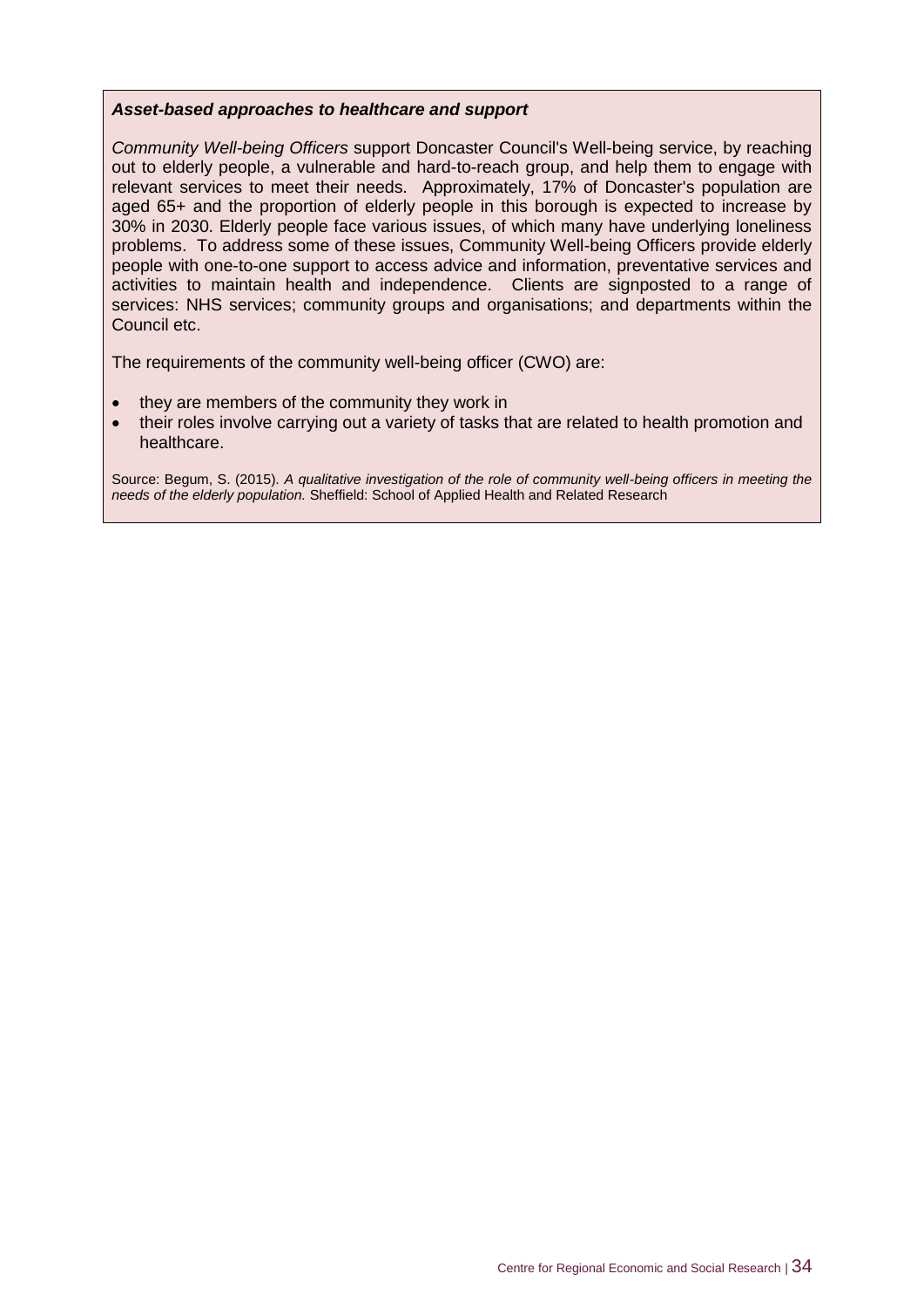***Asset-based approaches to healthcare and support***

*Community Well-being Officers* support Doncaster Council's Well-being service, by reaching out to elderly people, a vulnerable and hard-to-reach group, and help them to engage with relevant services to meet their needs. Approximately, 17% of Doncaster's population are aged 65+ and the proportion of elderly people in this borough is expected to increase by 30% in 2030. Elderly people face various issues, of which many have underlying loneliness problems. To address some of these issues, Community Well-being Officers provide elderly people with one-to-one support to access advice and information, preventative services and activities to maintain health and independence. Clients are signposted to a range of services: NHS services; community groups and organisations; and departments within the Council etc.

The requirements of the community well-being officer (CWO) are:

- they are members of the community they work in
- their roles involve carrying out a variety of tasks that are related to health promotion and healthcare.

Source: Begum, S. (2015). *A qualitative investigation of the role of community well-being officers in meeting the needs of the elderly population.* Sheffield: School of Applied Health and Related Research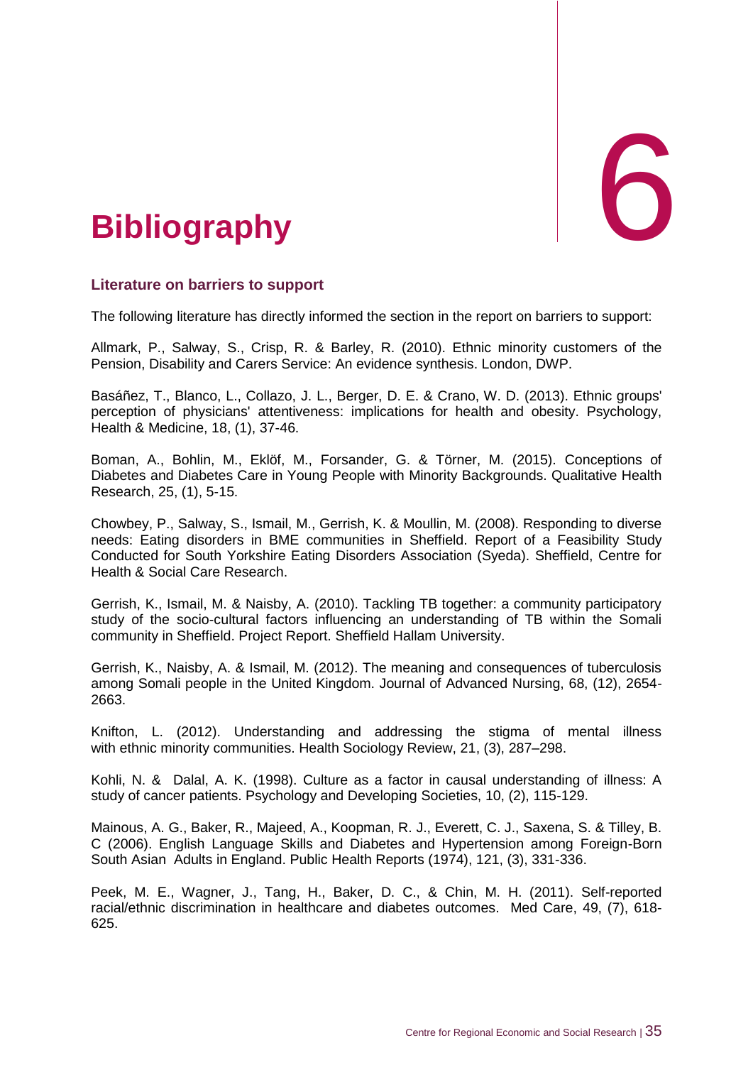# 6 Bibliography

## Literature on barriers to support

The following literature has directly informed the section in the report on barriers to support:

Allmark, P., Salway, S., Crisp, R. & Barley, R. (2010). Ethnic minority customers of the Pension, Disability and Carers Service: An evidence synthesis. London, DWP.

Basáñez, T., Blanco, L., Collazo, J. L., Berger, D. E. & Crano, W. D. (2013). Ethnic groups' perception of physicians' attentiveness: implications for health and obesity. Psychology, Health & Medicine, 18, (1), 37-46.

Boman, A., Bohlin, M., Eklöf, M., Forsander, G. & Törner, M. (2015). Conceptions of Diabetes and Diabetes Care in Young People with Minority Backgrounds. Qualitative Health Research, 25, (1), 5-15.

Chowbey, P., Salway, S., Ismail, M., Gerrish, K. & Moullin, M. (2008). Responding to diverse needs: Eating disorders in BME communities in Sheffield. Report of a Feasibility Study Conducted for South Yorkshire Eating Disorders Association (Syeda). Sheffield, Centre for Health & Social Care Research.

Gerrish, K., Ismail, M. & Naisby, A. (2010). Tackling TB together: a community participatory study of the socio-cultural factors influencing an understanding of TB within the Somali community in Sheffield. Project Report. Sheffield Hallam University.

Gerrish, K., Naisby, A. & Ismail, M. (2012). The meaning and consequences of tuberculosis among Somali people in the United Kingdom. Journal of Advanced Nursing, 68, (12), 2654-2663.

Knifton, L. (2012). Understanding and addressing the stigma of mental illness with ethnic minority communities. Health Sociology Review, 21, (3), 287–298.

Kohli, N. & Dalal, A. K. (1998). Culture as a factor in causal understanding of illness: A study of cancer patients. Psychology and Developing Societies, 10, (2), 115-129.

Mainous, A. G., Baker, R., Majeed, A., Koopman, R. J., Everett, C. J., Saxena, S. & Tilley, B. C (2006). English Language Skills and Diabetes and Hypertension among Foreign-Born South Asian Adults in England. Public Health Reports (1974), 121, (3), 331-336.

Peek, M. E., Wagner, J., Tang, H., Baker, D. C., & Chin, M. H. (2011). Self-reported racial/ethnic discrimination in healthcare and diabetes outcomes. Med Care, 49, (7), 618-625.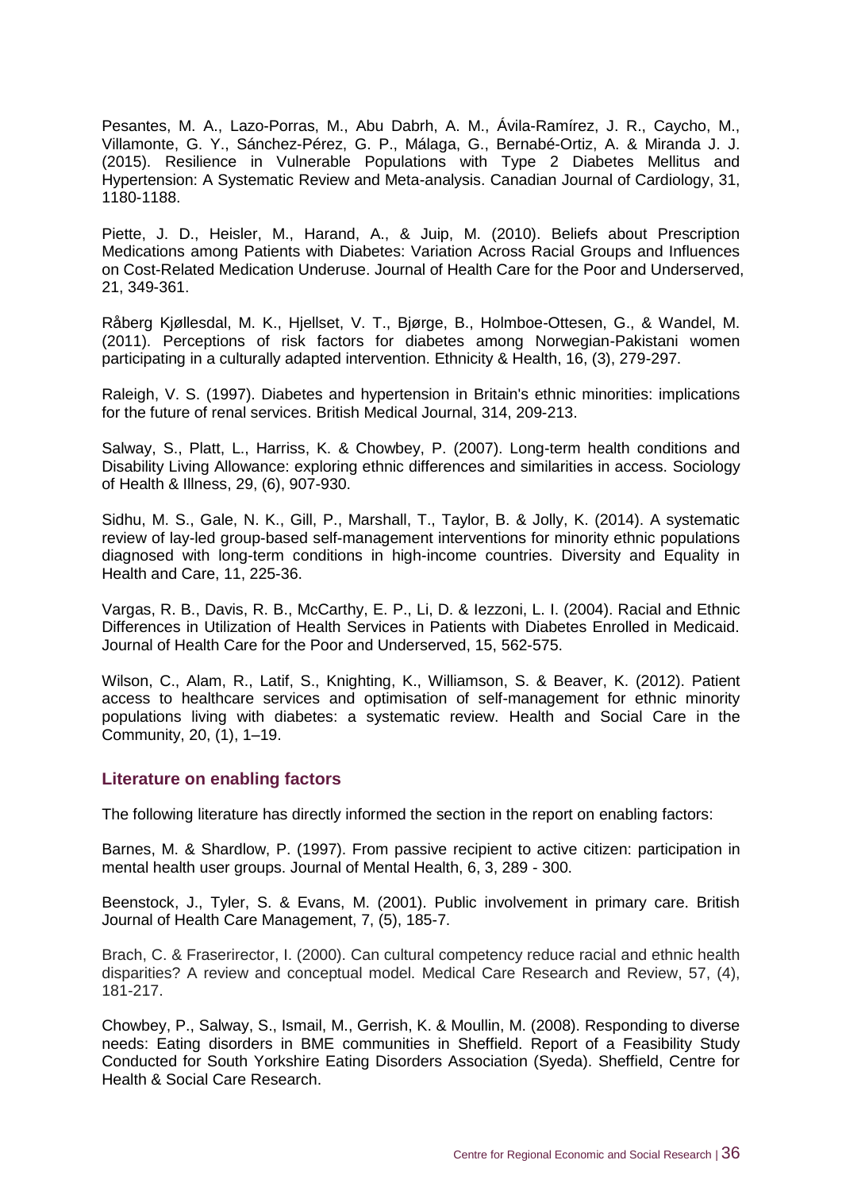Pesantes, M. A., Lazo-Porras, M., Abu Dabrh, A. M., Ávila-Ramírez, J. R., Caycho, M., Villamonte, G. Y., Sánchez-Pérez, G. P., Málaga, G., Bernabé-Ortiz, A. & Miranda J. J. (2015). Resilience in Vulnerable Populations with Type 2 Diabetes Mellitus and Hypertension: A Systematic Review and Meta-analysis. Canadian Journal of Cardiology, 31, 1180-1188.

Piette, J. D., Heisler, M., Harand, A., & Juip, M. (2010). Beliefs about Prescription Medications among Patients with Diabetes: Variation Across Racial Groups and Influences on Cost-Related Medication Underuse. Journal of Health Care for the Poor and Underserved, 21, 349-361.

Råberg Kjøllesdal, M. K., Hjellset, V. T., Bjørge, B., Holmboe-Ottesen, G., & Wandel, M. (2011). Perceptions of risk factors for diabetes among Norwegian-Pakistani women participating in a culturally adapted intervention. Ethnicity & Health, 16, (3), 279-297.

Raleigh, V. S. (1997). Diabetes and hypertension in Britain's ethnic minorities: implications for the future of renal services. British Medical Journal, 314, 209-213.

Salway, S., Platt, L., Harriss, K. & Chowbey, P. (2007). Long-term health conditions and Disability Living Allowance: exploring ethnic differences and similarities in access. Sociology of Health & Illness, 29, (6), 907-930.

Sidhu, M. S., Gale, N. K., Gill, P., Marshall, T., Taylor, B. & Jolly, K. (2014). A systematic review of lay-led group-based self-management interventions for minority ethnic populations diagnosed with long-term conditions in high-income countries. Diversity and Equality in Health and Care, 11, 225-36.

Vargas, R. B., Davis, R. B., McCarthy, E. P., Li, D. & Iezzoni, L. I. (2004). Racial and Ethnic Differences in Utilization of Health Services in Patients with Diabetes Enrolled in Medicaid. Journal of Health Care for the Poor and Underserved, 15, 562-575.

Wilson, C., Alam, R., Latif, S., Knighting, K., Williamson, S. & Beaver, K. (2012). Patient access to healthcare services and optimisation of self-management for ethnic minority populations living with diabetes: a systematic review. Health and Social Care in the Community, 20, (1), 1–19.

### Literature on enabling factors

The following literature has directly informed the section in the report on enabling factors:

Barnes, M. & Shardlow, P. (1997). From passive recipient to active citizen: participation in mental health user groups. Journal of Mental Health, 6, 3, 289 - 300.

Beenstock, J., Tyler, S. & Evans, M. (2001). Public involvement in primary care. British Journal of Health Care Management, 7, (5), 185-7.

Brach, C. & Fraserirector, I. (2000). Can cultural competency reduce racial and ethnic health disparities? A review and conceptual model. Medical Care Research and Review, 57, (4), 181-217.

Chowbey, P., Salway, S., Ismail, M., Gerrish, K. & Moullin, M. (2008). Responding to diverse needs: Eating disorders in BME communities in Sheffield. Report of a Feasibility Study Conducted for South Yorkshire Eating Disorders Association (Syeda). Sheffield, Centre for Health & Social Care Research.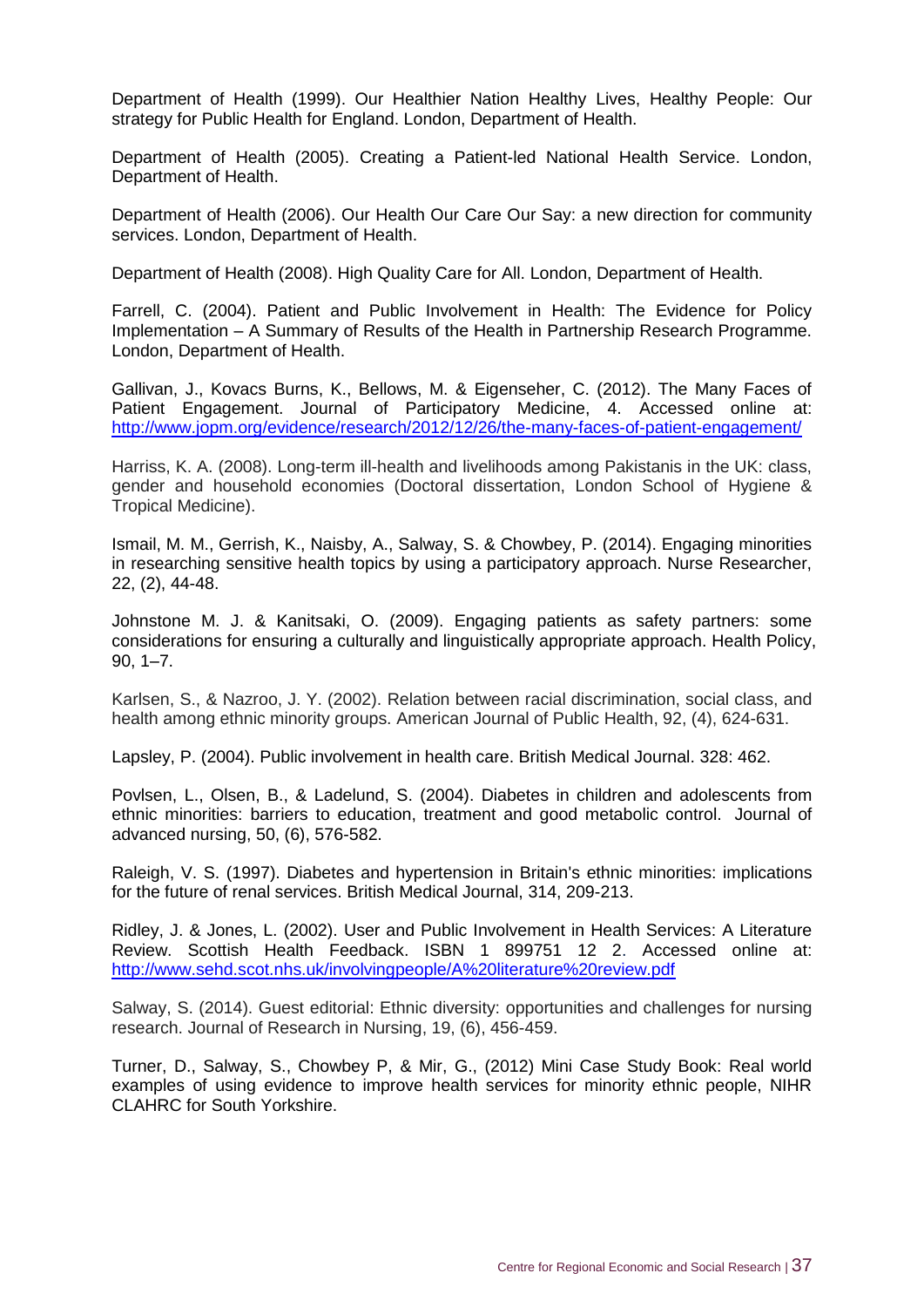Department of Health (1999). Our Healthier Nation Healthy Lives, Healthy People: Our strategy for Public Health for England. London, Department of Health.

Department of Health (2005). Creating a Patient-led National Health Service. London, Department of Health.

Department of Health (2006). Our Health Our Care Our Say: a new direction for community services. London, Department of Health.

Department of Health (2008). High Quality Care for All. London, Department of Health.

Farrell, C. (2004). Patient and Public Involvement in Health: The Evidence for Policy Implementation – A Summary of Results of the Health in Partnership Research Programme. London, Department of Health.

Gallivan, J., Kovacs Burns, K., Bellows, M. & Eigenseher, C. (2012). The Many Faces of Patient Engagement. Journal of Participatory Medicine, 4. Accessed online at: http://www.jopm.org/evidence/research/2012/12/26/the-many-faces-of-patient-engagement/

Harriss, K. A. (2008). Long-term ill-health and livelihoods among Pakistanis in the UK: class, gender and household economies (Doctoral dissertation, London School of Hygiene & Tropical Medicine).

Ismail, M. M., Gerrish, K., Naisby, A., Salway, S. & Chowbey, P. (2014). Engaging minorities in researching sensitive health topics by using a participatory approach. Nurse Researcher, 22, (2), 44-48.

Johnstone M. J. & Kanitsaki, O. (2009). Engaging patients as safety partners: some considerations for ensuring a culturally and linguistically appropriate approach. Health Policy, 90, 1–7.

Karlsen, S., & Nazroo, J. Y. (2002). Relation between racial discrimination, social class, and health among ethnic minority groups. American Journal of Public Health, 92, (4), 624-631.

Lapsley, P. (2004). Public involvement in health care. British Medical Journal. 328: 462.

Povlsen, L., Olsen, B., & Ladelund, S. (2004). Diabetes in children and adolescents from ethnic minorities: barriers to education, treatment and good metabolic control. Journal of advanced nursing, 50, (6), 576-582.

Raleigh, V. S. (1997). Diabetes and hypertension in Britain's ethnic minorities: implications for the future of renal services. British Medical Journal, 314, 209-213.

Ridley, J. & Jones, L. (2002). User and Public Involvement in Health Services: A Literature Review. Scottish Health Feedback. ISBN 1 899751 12 2. Accessed online at: http://www.sehd.scot.nhs.uk/involvingpeople/A%20literature%20review.pdf

Salway, S. (2014). Guest editorial: Ethnic diversity: opportunities and challenges for nursing research. Journal of Research in Nursing, 19, (6), 456-459.

Turner, D., Salway, S., Chowbey P, & Mir, G., (2012) Mini Case Study Book: Real world examples of using evidence to improve health services for minority ethnic people, NIHR CLAHRC for South Yorkshire.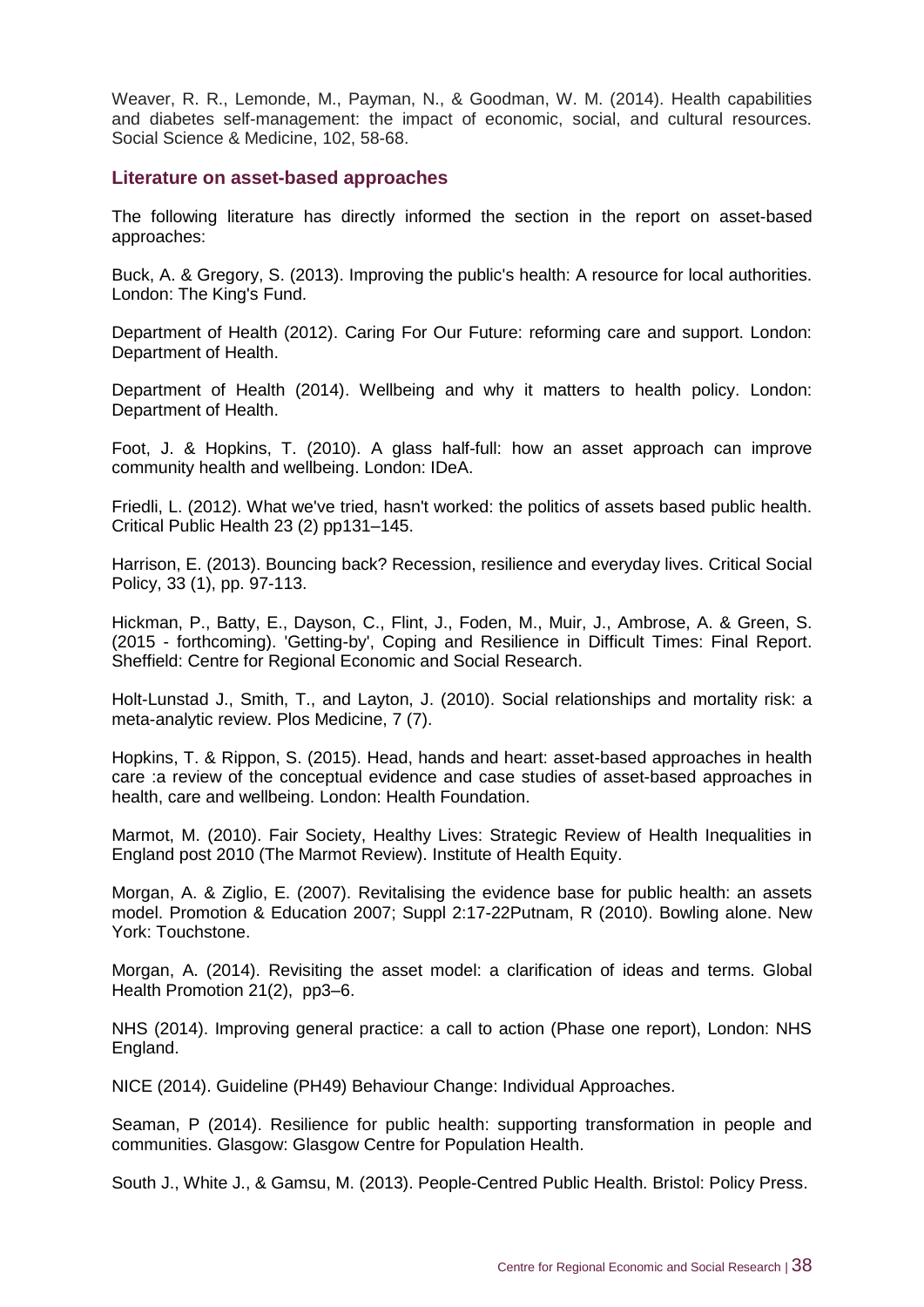Weaver, R. R., Lemonde, M., Payman, N., & Goodman, W. M. (2014). Health capabilities and diabetes self-management: the impact of economic, social, and cultural resources. Social Science & Medicine, 102, 58-68.

### Literature on asset-based approaches

The following literature has directly informed the section in the report on asset-based approaches:

Buck, A. & Gregory, S. (2013). Improving the public's health: A resource for local authorities. London: The King's Fund.

Department of Health (2012). Caring For Our Future: reforming care and support. London: Department of Health.

Department of Health (2014). Wellbeing and why it matters to health policy. London: Department of Health.

Foot, J. & Hopkins, T. (2010). A glass half-full: how an asset approach can improve community health and wellbeing. London: IDeA.

Friedli, L. (2012). What we've tried, hasn't worked: the politics of assets based public health. Critical Public Health 23 (2) pp131–145.

Harrison, E. (2013). Bouncing back? Recession, resilience and everyday lives. Critical Social Policy, 33 (1), pp. 97-113.

Hickman, P., Batty, E., Dayson, C., Flint, J., Foden, M., Muir, J., Ambrose, A. & Green, S. (2015 - forthcoming). 'Getting-by', Coping and Resilience in Difficult Times: Final Report. Sheffield: Centre for Regional Economic and Social Research.

Holt-Lunstad J., Smith, T., and Layton, J. (2010). Social relationships and mortality risk: a meta-analytic review. Plos Medicine, 7 (7).

Hopkins, T. & Rippon, S. (2015). Head, hands and heart: asset-based approaches in health care :a review of the conceptual evidence and case studies of asset-based approaches in health, care and wellbeing. London: Health Foundation.

Marmot, M. (2010). Fair Society, Healthy Lives: Strategic Review of Health Inequalities in England post 2010 (The Marmot Review). Institute of Health Equity.

Morgan, A. & Ziglio, E. (2007). Revitalising the evidence base for public health: an assets model. Promotion & Education 2007; Suppl 2:17-22Putnam, R (2010). Bowling alone. New York: Touchstone.

Morgan, A. (2014). Revisiting the asset model: a clarification of ideas and terms. Global Health Promotion 21(2), pp3–6.

NHS (2014). Improving general practice: a call to action (Phase one report), London: NHS England.

NICE (2014). Guideline (PH49) Behaviour Change: Individual Approaches.

Seaman, P (2014). Resilience for public health: supporting transformation in people and communities. Glasgow: Glasgow Centre for Population Health.

South J., White J., & Gamsu, M. (2013). People-Centred Public Health. Bristol: Policy Press.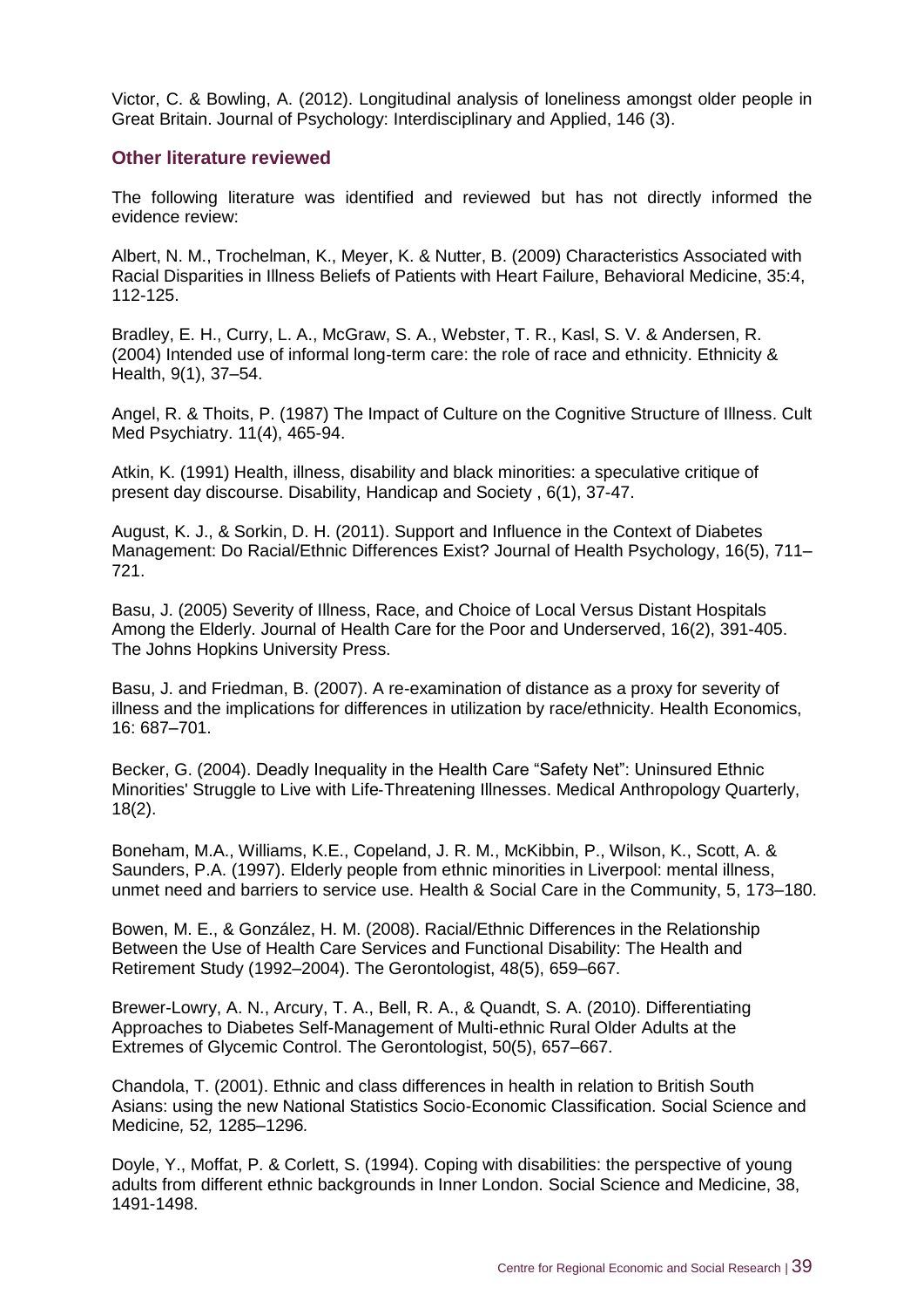Victor, C. & Bowling, A. (2012). Longitudinal analysis of loneliness amongst older people in Great Britain. Journal of Psychology: Interdisciplinary and Applied, 146 (3).

## Other literature reviewed

The following literature was identified and reviewed but has not directly informed the evidence review:

Albert, N. M., Trochelman, K., Meyer, K. & Nutter, B. (2009) Characteristics Associated with Racial Disparities in Illness Beliefs of Patients with Heart Failure, Behavioral Medicine, 35:4, 112-125.

Bradley, E. H., Curry, L. A., McGraw, S. A., Webster, T. R., Kasl, S. V. & Andersen, R. (2004) Intended use of informal long-term care: the role of race and ethnicity. Ethnicity & Health, 9(1), 37–54.

Angel, R. & Thoits, P. (1987) The Impact of Culture on the Cognitive Structure of Illness. Cult Med Psychiatry. 11(4), 465-94.

Atkin, K. (1991) Health, illness, disability and black minorities: a speculative critique of present day discourse. Disability, Handicap and Society , 6(1), 37-47.

August, K. J., & Sorkin, D. H. (2011). Support and Influence in the Context of Diabetes Management: Do Racial/Ethnic Differences Exist? Journal of Health Psychology, 16(5), 711–721.

Basu, J. (2005) Severity of Illness, Race, and Choice of Local Versus Distant Hospitals Among the Elderly. Journal of Health Care for the Poor and Underserved, 16(2), 391-405. The Johns Hopkins University Press.

Basu, J. and Friedman, B. (2007). A re-examination of distance as a proxy for severity of illness and the implications for differences in utilization by race/ethnicity. Health Economics, 16: 687–701.

Becker, G. (2004). Deadly Inequality in the Health Care "Safety Net": Uninsured Ethnic Minorities' Struggle to Live with Life-Threatening Illnesses. Medical Anthropology Quarterly, 18(2).

Boneham, M.A., Williams, K.E., Copeland, J. R. M., McKibbin, P., Wilson, K., Scott, A. & Saunders, P.A. (1997). Elderly people from ethnic minorities in Liverpool: mental illness, unmet need and barriers to service use. Health & Social Care in the Community, 5, 173–180.

Bowen, M. E., & González, H. M. (2008). Racial/Ethnic Differences in the Relationship Between the Use of Health Care Services and Functional Disability: The Health and Retirement Study (1992–2004). The Gerontologist, 48(5), 659–667.

Brewer-Lowry, A. N., Arcury, T. A., Bell, R. A., & Quandt, S. A. (2010). Differentiating Approaches to Diabetes Self-Management of Multi-ethnic Rural Older Adults at the Extremes of Glycemic Control. The Gerontologist, 50(5), 657–667.

Chandola, T. (2001). Ethnic and class differences in health in relation to British South Asians: using the new National Statistics Socio-Economic Classification. Social Science and Medicine*,* 52*,* 1285–1296*.*

Doyle, Y., Moffat, P. & Corlett, S. (1994). Coping with disabilities: the perspective of young adults from different ethnic backgrounds in Inner London. Social Science and Medicine, 38, 1491-1498.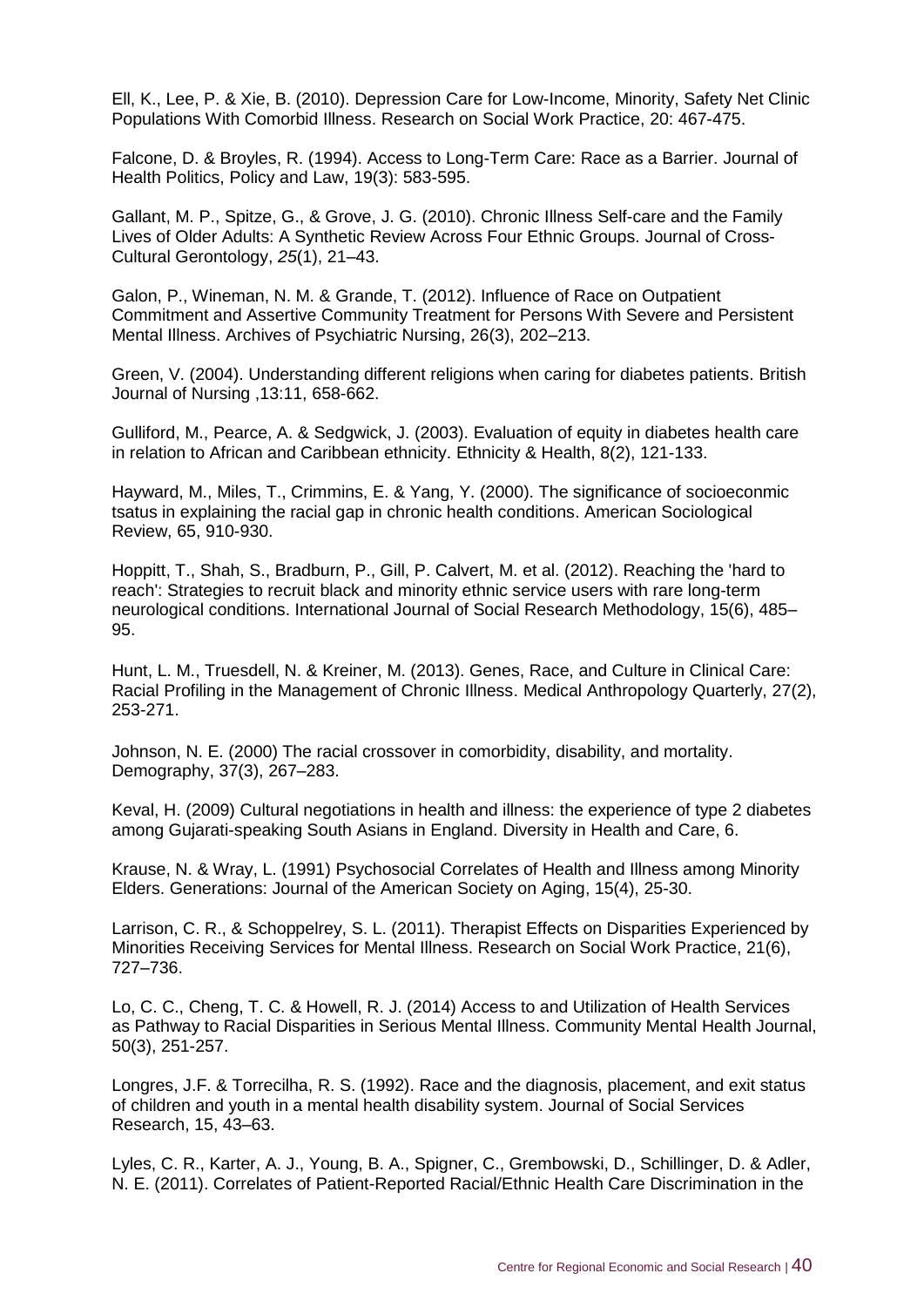Ell, K., Lee, P. & Xie, B. (2010). Depression Care for Low-Income, Minority, Safety Net Clinic Populations With Comorbid Illness. Research on Social Work Practice, 20: 467-475.

Falcone, D. & Broyles, R. (1994). Access to Long-Term Care: Race as a Barrier. Journal of Health Politics, Policy and Law, 19(3): 583-595.

Gallant, M. P., Spitze, G., & Grove, J. G. (2010). Chronic Illness Self-care and the Family Lives of Older Adults: A Synthetic Review Across Four Ethnic Groups. Journal of Cross-Cultural Gerontology, *25*(1), 21–43.

Galon, P., Wineman, N. M. & Grande, T. (2012). Influence of Race on Outpatient Commitment and Assertive Community Treatment for Persons With Severe and Persistent Mental Illness. Archives of Psychiatric Nursing, 26(3), 202–213.

Green, V. (2004). Understanding different religions when caring for diabetes patients. British Journal of Nursing ,13:11, 658-662.

Gulliford, M., Pearce, A. & Sedgwick, J. (2003). Evaluation of equity in diabetes health care in relation to African and Caribbean ethnicity. Ethnicity & Health, 8(2), 121-133.

Hayward, M., Miles, T., Crimmins, E. & Yang, Y. (2000). The significance of socioeconmic tsatus in explaining the racial gap in chronic health conditions. American Sociological Review, 65, 910-930.

Hoppitt, T., Shah, S., Bradburn, P., Gill, P. Calvert, M. et al. (2012). Reaching the 'hard to reach': Strategies to recruit black and minority ethnic service users with rare long-term neurological conditions. International Journal of Social Research Methodology, 15(6), 485–95.

Hunt, L. M., Truesdell, N. & Kreiner, M. (2013). Genes, Race, and Culture in Clinical Care: Racial Profiling in the Management of Chronic Illness. Medical Anthropology Quarterly, 27(2), 253-271.

Johnson, N. E. (2000) The racial crossover in comorbidity, disability, and mortality. Demography, 37(3), 267–283.

Keval, H. (2009) Cultural negotiations in health and illness: the experience of type 2 diabetes among Gujarati-speaking South Asians in England. Diversity in Health and Care, 6.

Krause, N. & Wray, L. (1991) Psychosocial Correlates of Health and Illness among Minority Elders. Generations: Journal of the American Society on Aging, 15(4), 25-30.

Larrison, C. R., & Schoppelrey, S. L. (2011). Therapist Effects on Disparities Experienced by Minorities Receiving Services for Mental Illness. Research on Social Work Practice, 21(6), 727–736.

Lo, C. C., Cheng, T. C. & Howell, R. J. (2014) Access to and Utilization of Health Services as Pathway to Racial Disparities in Serious Mental Illness. Community Mental Health Journal, 50(3), 251-257.

Longres, J.F. & Torrecilha, R. S. (1992). Race and the diagnosis, placement, and exit status of children and youth in a mental health disability system. Journal of Social Services Research, 15, 43–63.

Lyles, C. R., Karter, A. J., Young, B. A., Spigner, C., Grembowski, D., Schillinger, D. & Adler, N. E. (2011). Correlates of Patient-Reported Racial/Ethnic Health Care Discrimination in the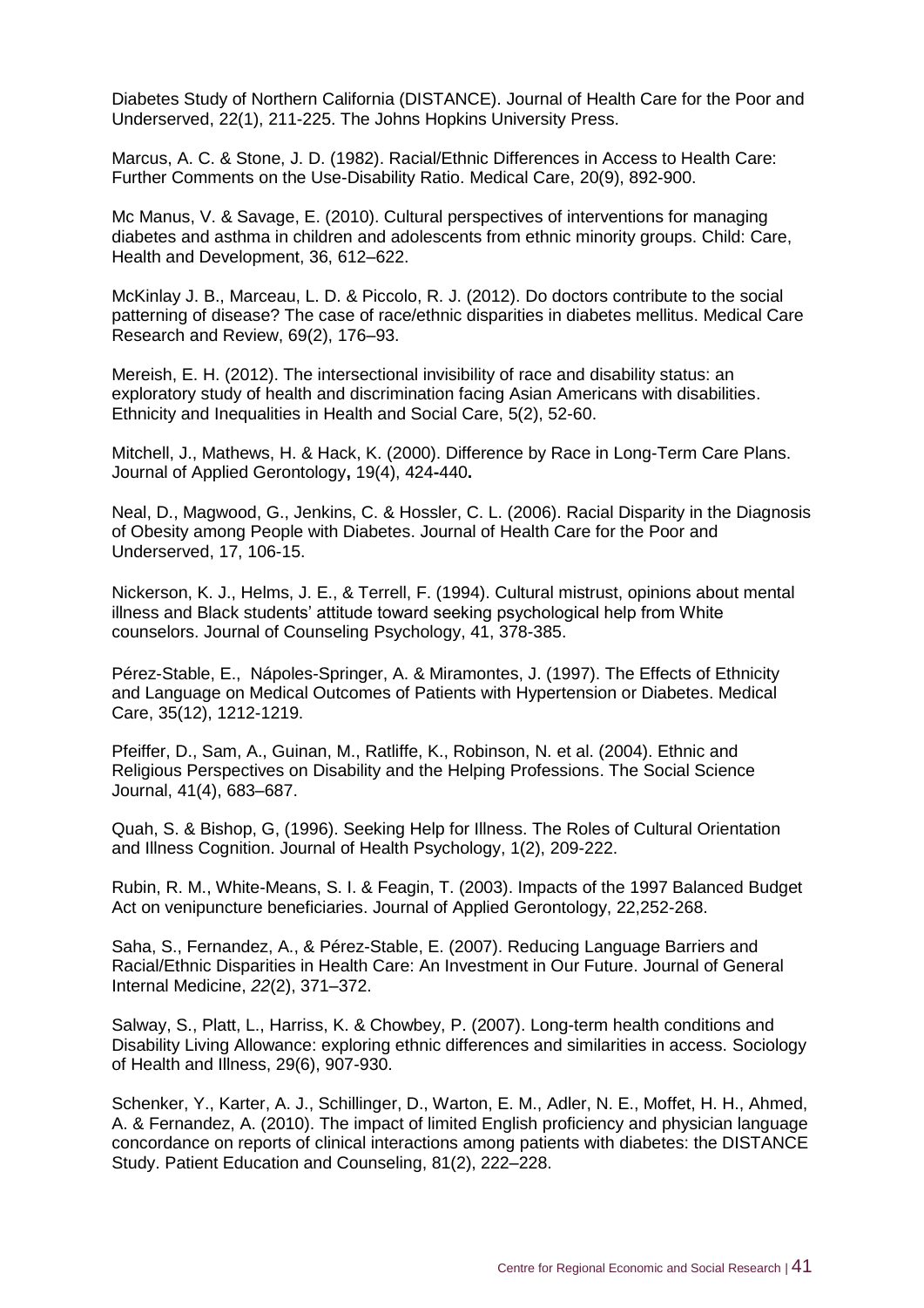Diabetes Study of Northern California (DISTANCE). Journal of Health Care for the Poor and Underserved, 22(1), 211-225. The Johns Hopkins University Press.

Marcus, A. C. & Stone, J. D. (1982). Racial/Ethnic Differences in Access to Health Care: Further Comments on the Use-Disability Ratio. Medical Care, 20(9), 892-900.

Mc Manus, V. & Savage, E. (2010). Cultural perspectives of interventions for managing diabetes and asthma in children and adolescents from ethnic minority groups. Child: Care, Health and Development, 36, 612–622.

McKinlay J. B., Marceau, L. D. & Piccolo, R. J. (2012). Do doctors contribute to the social patterning of disease? The case of race/ethnic disparities in diabetes mellitus. Medical Care Research and Review, 69(2), 176–93.

Mereish, E. H. (2012). The intersectional invisibility of race and disability status: an exploratory study of health and discrimination facing Asian Americans with disabilities. Ethnicity and Inequalities in Health and Social Care, 5(2), 52-60.

Mitchell, J., Mathews, H. & Hack, K. (2000). Difference by Race in Long-Term Care Plans. Journal of Applied Gerontology**,** 19(4), 424**-**440**.**

Neal, D., Magwood, G., Jenkins, C. & Hossler, C. L. (2006). Racial Disparity in the Diagnosis of Obesity among People with Diabetes. Journal of Health Care for the Poor and Underserved, 17, 106-15.

Nickerson, K. J., Helms, J. E., & Terrell, F. (1994). Cultural mistrust, opinions about mental illness and Black students' attitude toward seeking psychological help from White counselors. Journal of Counseling Psychology, 41, 378-385.

Pérez-Stable, E., Nápoles-Springer, A. & Miramontes, J. (1997). The Effects of Ethnicity and Language on Medical Outcomes of Patients with Hypertension or Diabetes. Medical Care, 35(12), 1212-1219.

Pfeiffer, D., Sam, A., Guinan, M., Ratliffe, K., Robinson, N. et al. (2004). Ethnic and Religious Perspectives on Disability and the Helping Professions. The Social Science Journal, 41(4), 683–687.

Quah, S. & Bishop, G, (1996). Seeking Help for Illness. The Roles of Cultural Orientation and Illness Cognition. Journal of Health Psychology, 1(2), 209-222.

Rubin, R. M., White-Means, S. I. & Feagin, T. (2003). Impacts of the 1997 Balanced Budget Act on venipuncture beneficiaries. Journal of Applied Gerontology, 22,252-268.

Saha, S., Fernandez, A., & Pérez-Stable, E. (2007). Reducing Language Barriers and Racial/Ethnic Disparities in Health Care: An Investment in Our Future. Journal of General Internal Medicine, *22*(2), 371–372.

Salway, S., Platt, L., Harriss, K. & Chowbey, P. (2007). Long-term health conditions and Disability Living Allowance: exploring ethnic differences and similarities in access. Sociology of Health and Illness, 29(6), 907-930.

Schenker, Y., Karter, A. J., Schillinger, D., Warton, E. M., Adler, N. E., Moffet, H. H., Ahmed, A. & Fernandez, A. (2010). The impact of limited English proficiency and physician language concordance on reports of clinical interactions among patients with diabetes: the DISTANCE Study. Patient Education and Counseling, 81(2), 222–228.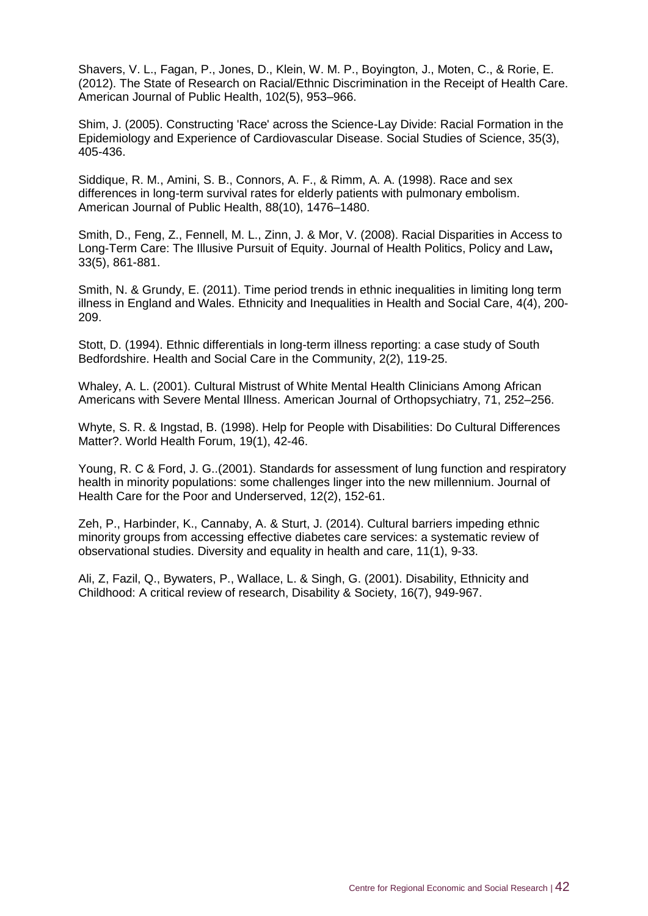Shavers, V. L., Fagan, P., Jones, D., Klein, W. M. P., Boyington, J., Moten, C., & Rorie, E. (2012). The State of Research on Racial/Ethnic Discrimination in the Receipt of Health Care. American Journal of Public Health, 102(5), 953–966.

Shim, J. (2005). Constructing 'Race' across the Science-Lay Divide: Racial Formation in the Epidemiology and Experience of Cardiovascular Disease. Social Studies of Science, 35(3), 405-436.

Siddique, R. M., Amini, S. B., Connors, A. F., & Rimm, A. A. (1998). Race and sex differences in long-term survival rates for elderly patients with pulmonary embolism. American Journal of Public Health, 88(10), 1476–1480.

Smith, D., Feng, Z., Fennell, M. L., Zinn, J. & Mor, V. (2008). Racial Disparities in Access to Long-Term Care: The Illusive Pursuit of Equity. Journal of Health Politics, Policy and Law**,** 33(5), 861-881.

Smith, N. & Grundy, E. (2011). Time period trends in ethnic inequalities in limiting long term illness in England and Wales. Ethnicity and Inequalities in Health and Social Care, 4(4), 200-209.

Stott, D. (1994). Ethnic differentials in long-term illness reporting: a case study of South Bedfordshire. Health and Social Care in the Community, 2(2), 119-25.

Whaley, A. L. (2001). Cultural Mistrust of White Mental Health Clinicians Among African Americans with Severe Mental Illness. American Journal of Orthopsychiatry, 71, 252–256.

Whyte, S. R. & Ingstad, B. (1998). Help for People with Disabilities: Do Cultural Differences Matter?. World Health Forum, 19(1), 42-46.

Young, R. C & Ford, J. G..(2001). Standards for assessment of lung function and respiratory health in minority populations: some challenges linger into the new millennium. Journal of Health Care for the Poor and Underserved, 12(2), 152-61.

Zeh, P., Harbinder, K., Cannaby, A. & Sturt, J. (2014). Cultural barriers impeding ethnic minority groups from accessing effective diabetes care services: a systematic review of observational studies. Diversity and equality in health and care, 11(1), 9-33.

Ali, Z, Fazil, Q., Bywaters, P., Wallace, L. & Singh, G. (2001). Disability, Ethnicity and Childhood: A critical review of research, Disability & Society, 16(7), 949-967.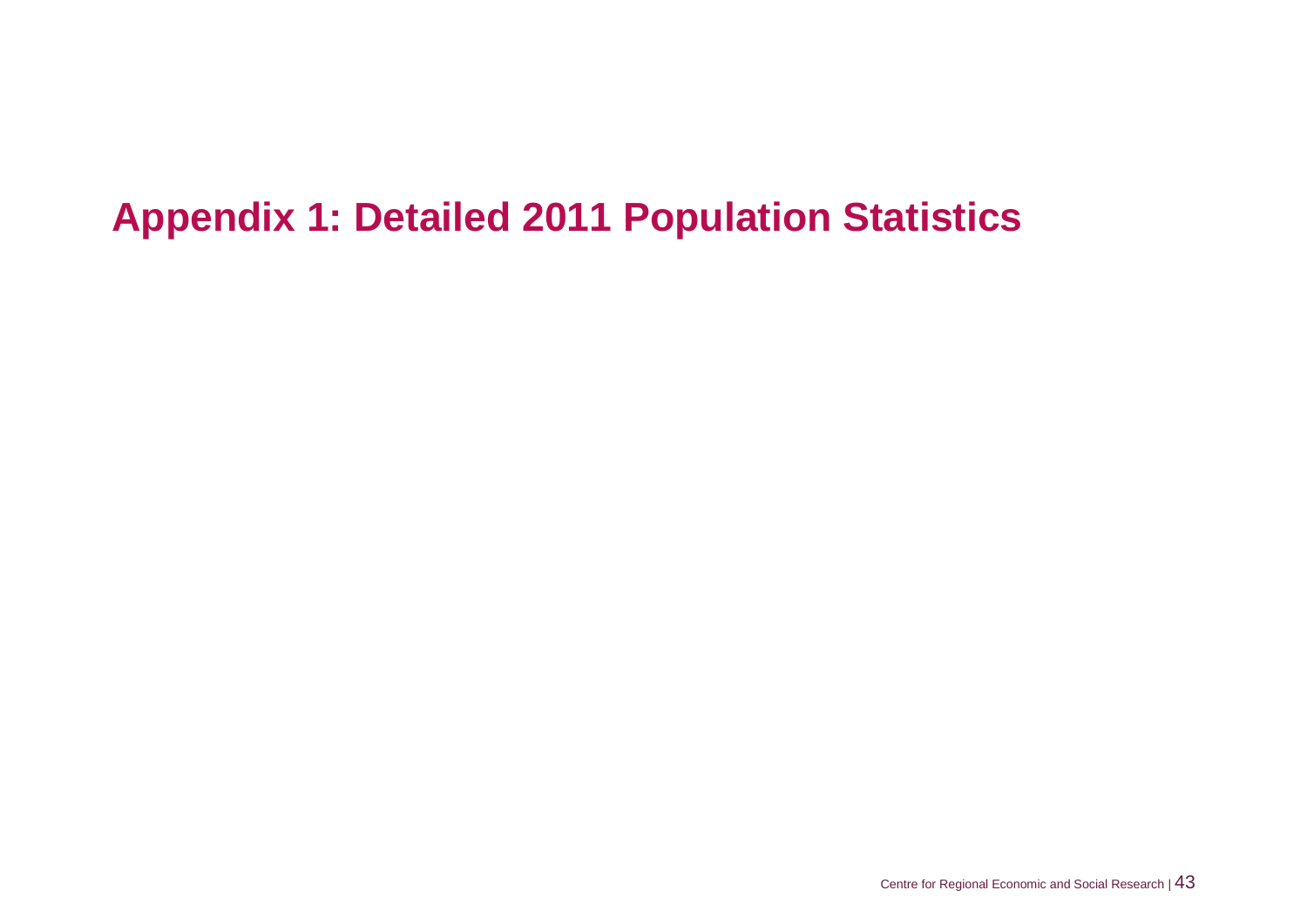# Appendix 1: Detailed 2011 Population Statistics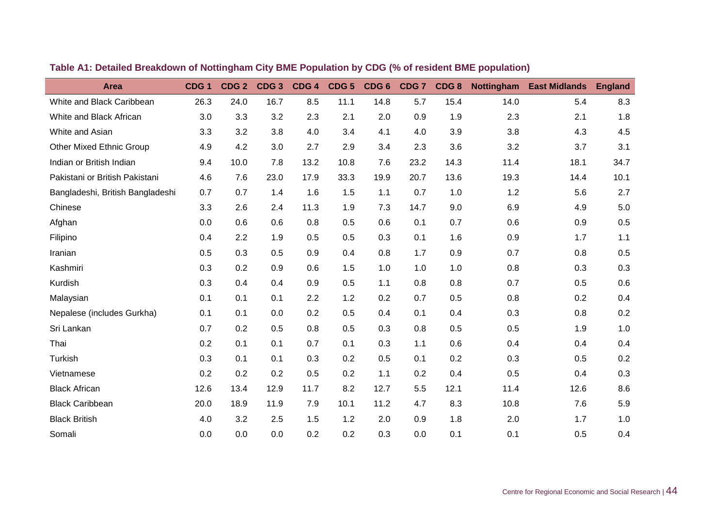**Table A1: Detailed Breakdown of Nottingham City BME Population by CDG (% of resident BME population)**

| Area | CDG 1 | CDG 2 | CDG 3 | CDG 4 | CDG 5 | CDG 6 | CDG 7 | CDG 8 | Nottingham | East Midlands | England |
|---|---|---|---|---|---|---|---|---|---|---|---|
| White and Black Caribbean | 26.3 | 24.0 | 16.7 | 8.5 | 11.1 | 14.8 | 5.7 | 15.4 | 14.0 | 5.4 | 8.3 |
| White and Black African | 3.0 | 3.3 | 3.2 | 2.3 | 2.1 | 2.0 | 0.9 | 1.9 | 2.3 | 2.1 | 1.8 |
| White and Asian | 3.3 | 3.2 | 3.8 | 4.0 | 3.4 | 4.1 | 4.0 | 3.9 | 3.8 | 4.3 | 4.5 |
| Other Mixed Ethnic Group | 4.9 | 4.2 | 3.0 | 2.7 | 2.9 | 3.4 | 2.3 | 3.6 | 3.2 | 3.7 | 3.1 |
| Indian or British Indian | 9.4 | 10.0 | 7.8 | 13.2 | 10.8 | 7.6 | 23.2 | 14.3 | 11.4 | 18.1 | 34.7 |
| Pakistani or British Pakistani | 4.6 | 7.6 | 23.0 | 17.9 | 33.3 | 19.9 | 20.7 | 13.6 | 19.3 | 14.4 | 10.1 |
| Bangladeshi, British Bangladeshi | 0.7 | 0.7 | 1.4 | 1.6 | 1.5 | 1.1 | 0.7 | 1.0 | 1.2 | 5.6 | 2.7 |
| Chinese | 3.3 | 2.6 | 2.4 | 11.3 | 1.9 | 7.3 | 14.7 | 9.0 | 6.9 | 4.9 | 5.0 |
| Afghan | 0.0 | 0.6 | 0.6 | 0.8 | 0.5 | 0.6 | 0.1 | 0.7 | 0.6 | 0.9 | 0.5 |
| Filipino | 0.4 | 2.2 | 1.9 | 0.5 | 0.5 | 0.3 | 0.1 | 1.6 | 0.9 | 1.7 | 1.1 |
| Iranian | 0.5 | 0.3 | 0.5 | 0.9 | 0.4 | 0.8 | 1.7 | 0.9 | 0.7 | 0.8 | 0.5 |
| Kashmiri | 0.3 | 0.2 | 0.9 | 0.6 | 1.5 | 1.0 | 1.0 | 1.0 | 0.8 | 0.3 | 0.3 |
| Kurdish | 0.3 | 0.4 | 0.4 | 0.9 | 0.5 | 1.1 | 0.8 | 0.8 | 0.7 | 0.5 | 0.6 |
| Malaysian | 0.1 | 0.1 | 0.1 | 2.2 | 1.2 | 0.2 | 0.7 | 0.5 | 0.8 | 0.2 | 0.4 |
| Nepalese (includes Gurkha) | 0.1 | 0.1 | 0.0 | 0.2 | 0.5 | 0.4 | 0.1 | 0.4 | 0.3 | 0.8 | 0.2 |
| Sri Lankan | 0.7 | 0.2 | 0.5 | 0.8 | 0.5 | 0.3 | 0.8 | 0.5 | 0.5 | 1.9 | 1.0 |
| Thai | 0.2 | 0.1 | 0.1 | 0.7 | 0.1 | 0.3 | 1.1 | 0.6 | 0.4 | 0.4 | 0.4 |
| Turkish | 0.3 | 0.1 | 0.1 | 0.3 | 0.2 | 0.5 | 0.1 | 0.2 | 0.3 | 0.5 | 0.2 |
| Vietnamese | 0.2 | 0.2 | 0.2 | 0.5 | 0.2 | 1.1 | 0.2 | 0.4 | 0.5 | 0.4 | 0.3 |
| Black African | 12.6 | 13.4 | 12.9 | 11.7 | 8.2 | 12.7 | 5.5 | 12.1 | 11.4 | 12.6 | 8.6 |
| Black Caribbean | 20.0 | 18.9 | 11.9 | 7.9 | 10.1 | 11.2 | 4.7 | 8.3 | 10.8 | 7.6 | 5.9 |
| Black British | 4.0 | 3.2 | 2.5 | 1.5 | 1.2 | 2.0 | 0.9 | 1.8 | 2.0 | 1.7 | 1.0 |
| Somali | 0.0 | 0.0 | 0.0 | 0.2 | 0.2 | 0.3 | 0.0 | 0.1 | 0.1 | 0.5 | 0.4 |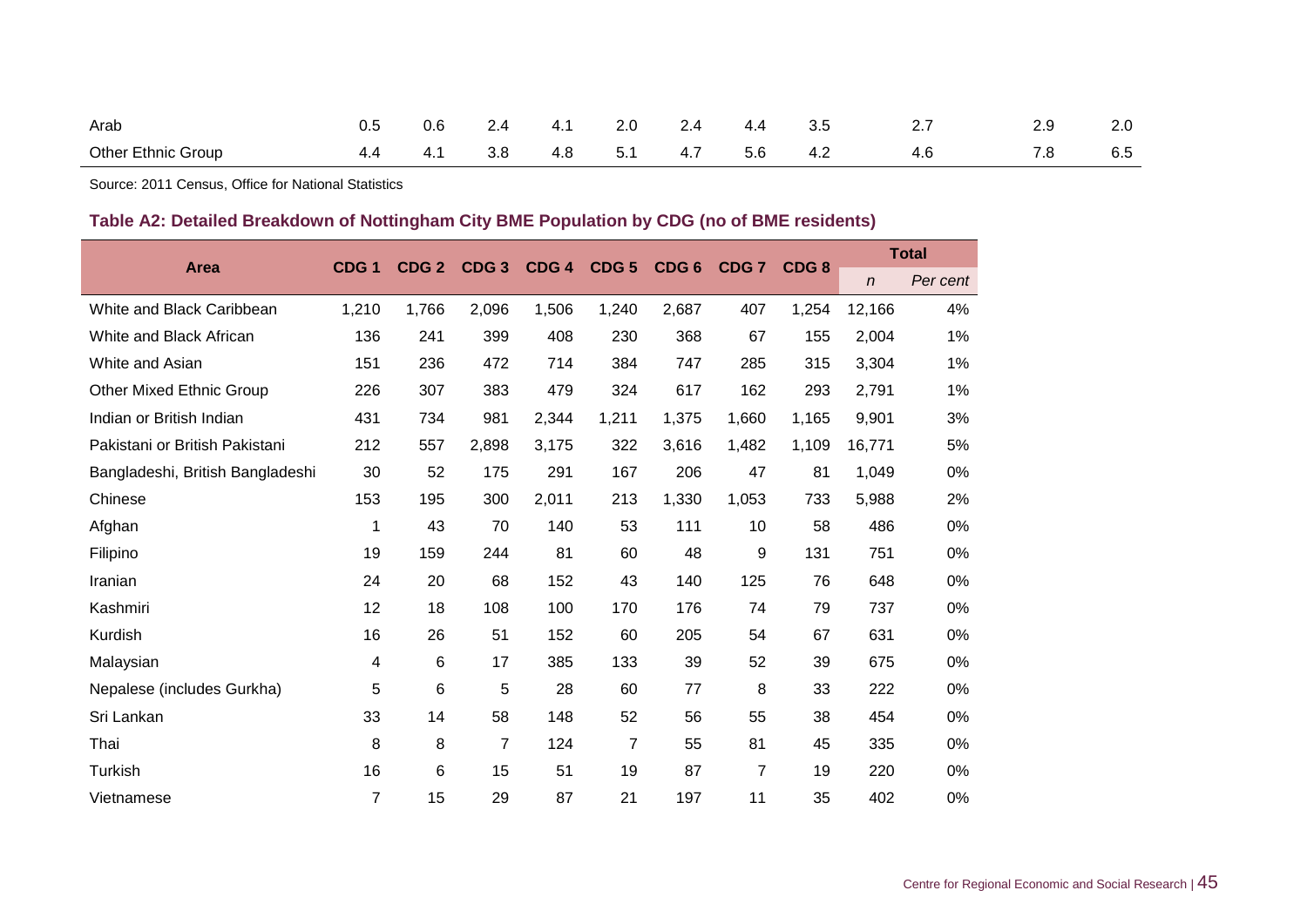| Arab | 0.5 | 0.6 | 2.4 | 4.1 | 2.0 | 2.4 | 4.4 | 3.5 | 2.7 | 2.9 | 2.0 |
|---|---|---|---|---|---|---|---|---|---|---|---|
| Other Ethnic Group | 4.4 | 4.1 | 3.8 | 4.8 | 5.1 | 4.7 | 5.6 | 4.2 | 4.6 | 7.8 | 6.5 |

Source: 2011 Census, Office for National Statistics

### Table A2: Detailed Breakdown of Nottingham City BME Population by CDG (no of BME residents)

| Area | CDG 1 | CDG 2 | CDG 3 | CDG 4 | CDG 5 | CDG 6 | CDG 7 | CDG 8 | Total | |
|---|---|---|---|---|---|---|---|---|---|---|
| | | | | | | | | | *n* | *Per cent* |
| White and Black Caribbean | 1,210 | 1,766 | 2,096 | 1,506 | 1,240 | 2,687 | 407 | 1,254 | 12,166 | 4% |
| White and Black African | 136 | 241 | 399 | 408 | 230 | 368 | 67 | 155 | 2,004 | 1% |
| White and Asian | 151 | 236 | 472 | 714 | 384 | 747 | 285 | 315 | 3,304 | 1% |
| Other Mixed Ethnic Group | 226 | 307 | 383 | 479 | 324 | 617 | 162 | 293 | 2,791 | 1% |
| Indian or British Indian | 431 | 734 | 981 | 2,344 | 1,211 | 1,375 | 1,660 | 1,165 | 9,901 | 3% |
| Pakistani or British Pakistani | 212 | 557 | 2,898 | 3,175 | 322 | 3,616 | 1,482 | 1,109 | 16,771 | 5% |
| Bangladeshi, British Bangladeshi | 30 | 52 | 175 | 291 | 167 | 206 | 47 | 81 | 1,049 | 0% |
| Chinese | 153 | 195 | 300 | 2,011 | 213 | 1,330 | 1,053 | 733 | 5,988 | 2% |
| Afghan | 1 | 43 | 70 | 140 | 53 | 111 | 10 | 58 | 486 | 0% |
| Filipino | 19 | 159 | 244 | 81 | 60 | 48 | 9 | 131 | 751 | 0% |
| Iranian | 24 | 20 | 68 | 152 | 43 | 140 | 125 | 76 | 648 | 0% |
| Kashmiri | 12 | 18 | 108 | 100 | 170 | 176 | 74 | 79 | 737 | 0% |
| Kurdish | 16 | 26 | 51 | 152 | 60 | 205 | 54 | 67 | 631 | 0% |
| Malaysian | 4 | 6 | 17 | 385 | 133 | 39 | 52 | 39 | 675 | 0% |
| Nepalese (includes Gurkha) | 5 | 6 | 5 | 28 | 60 | 77 | 8 | 33 | 222 | 0% |
| Sri Lankan | 33 | 14 | 58 | 148 | 52 | 56 | 55 | 38 | 454 | 0% |
| Thai | 8 | 8 | 7 | 124 | 7 | 55 | 81 | 45 | 335 | 0% |
| Turkish | 16 | 6 | 15 | 51 | 19 | 87 | 7 | 19 | 220 | 0% |
| Vietnamese | 7 | 15 | 29 | 87 | 21 | 197 | 11 | 35 | 402 | 0% |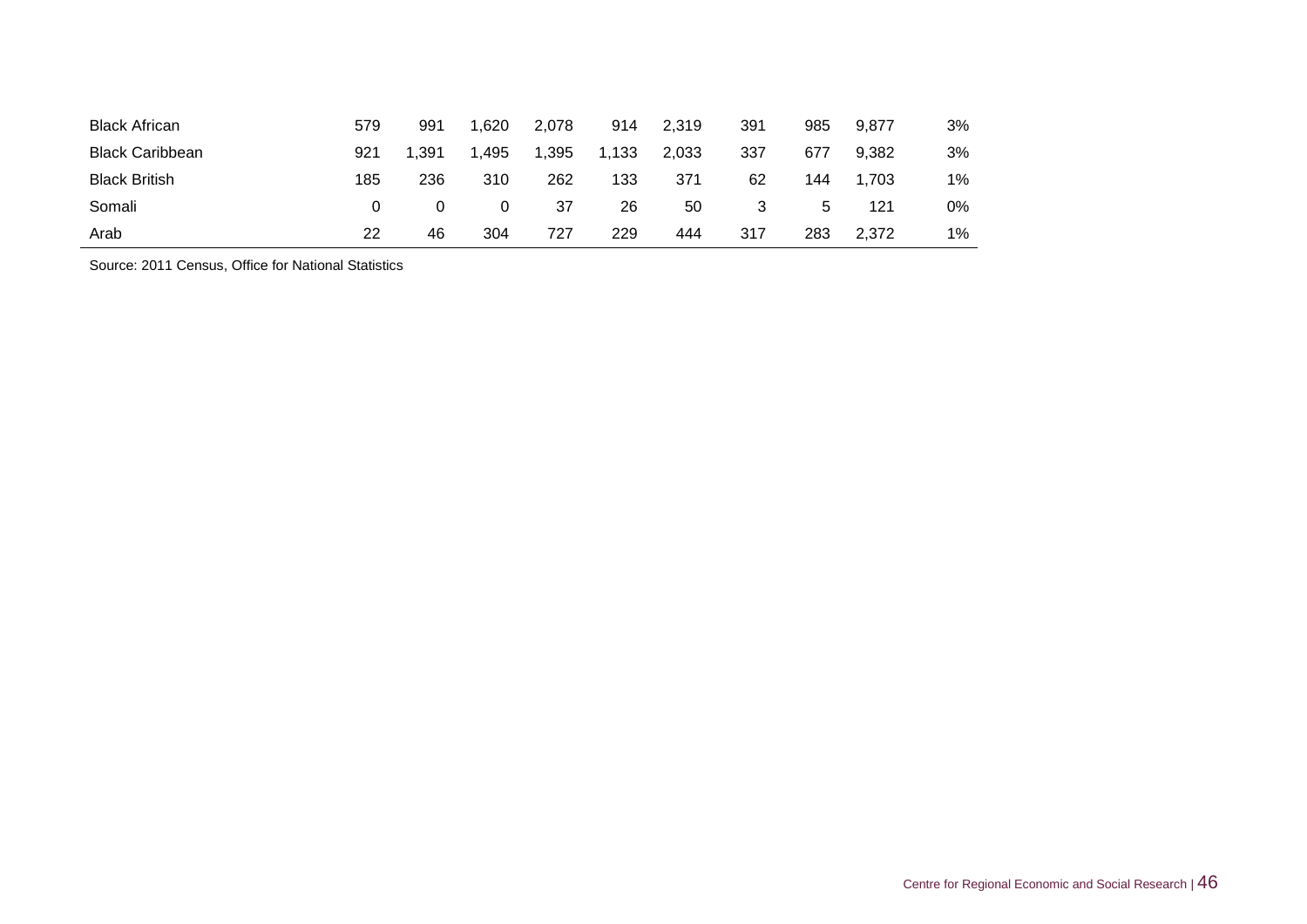| | | | | | | | | | | |
|---|---|---|---|---|---|---|---|---|---|---|
| Black African | 579 | 991 | 1,620 | 2,078 | 914 | 2,319 | 391 | 985 | 9,877 | 3% |
| Black Caribbean | 921 | 1,391 | 1,495 | 1,395 | 1,133 | 2,033 | 337 | 677 | 9,382 | 3% |
| Black British | 185 | 236 | 310 | 262 | 133 | 371 | 62 | 144 | 1,703 | 1% |
| Somali | 0 | 0 | 0 | 37 | 26 | 50 | 3 | 5 | 121 | 0% |
| Arab | 22 | 46 | 304 | 727 | 229 | 444 | 317 | 283 | 2,372 | 1% |

Source: 2011 Census, Office for National Statistics